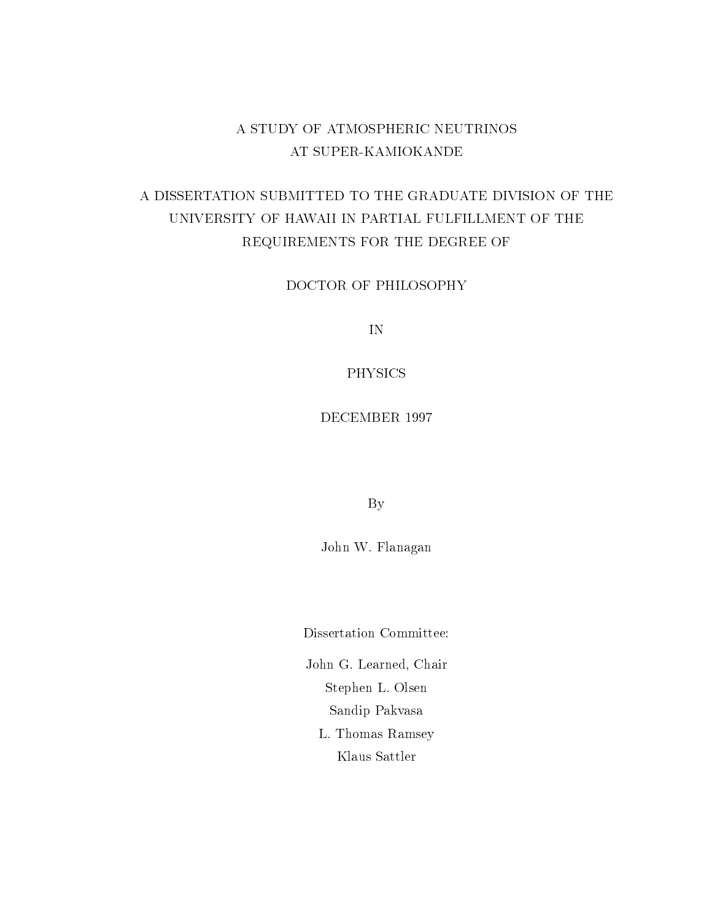# A STUDY OF ATMOSPHERIC NEUTRINOS AT SUPER-KAMIOKANDE

A DISSERTATION SUBMITTED TO THE GRADUATE DIVISION OF THE UNIVERSITY OF HAWAII IN PARTIAL FULFILLMENT OF THE REQUIREMENTS FOR THE DEGREE OF

DOCTOR OF PHILOSOPHY

IN

PHYSICS

DECEMBER 1997

By

John W. Flanagan

Dissertation Committee:

John G. Learned, Chair

Stephen L. Olsen

Sandip Pakvasa

L. Thomas Ramsey

Klaus Sattler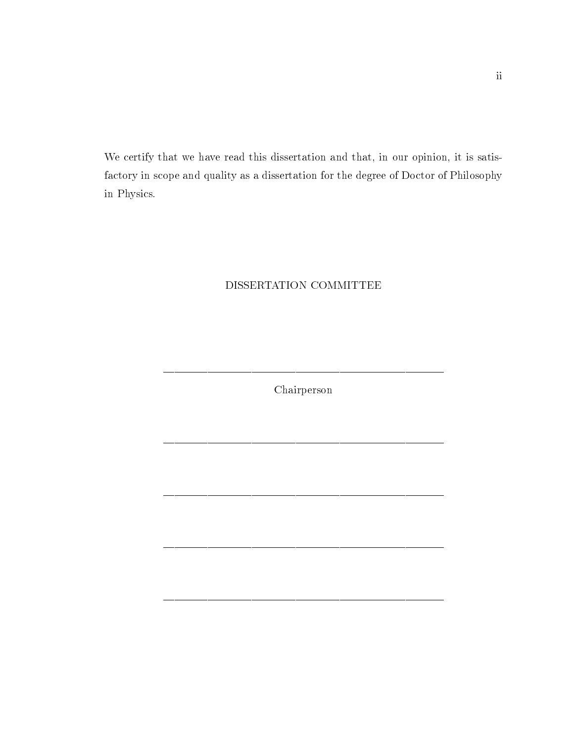We certify that we have read this dissertation and that, in our opinion, it is satisfactory in scope and quality as a dissertation for the degree of Doctor of Philosophy in Physics.

DISSERTATION COMMITTEE

\_\_\_\_\_\_\_\_\_\_\_\_\_\_\_\_\_\_\_\_\_\_\_\_\_\_\_\_\_\_\_\_\_\_\_\_\_\_\_\_

Chairperson

\_\_\_\_\_\_\_\_\_\_\_\_\_\_\_\_\_\_\_\_\_\_\_\_\_\_\_\_\_\_\_\_\_\_\_\_\_\_\_\_

\_\_\_\_\_\_\_\_\_\_\_\_\_\_\_\_\_\_\_\_\_\_\_\_\_\_\_\_\_\_\_\_\_\_\_\_\_\_\_\_

\_\_\_\_\_\_\_\_\_\_\_\_\_\_\_\_\_\_\_\_\_\_\_\_\_\_\_\_\_\_\_\_\_\_\_\_\_\_\_\_

\_\_\_\_\_\_\_\_\_\_\_\_\_\_\_\_\_\_\_\_\_\_\_\_\_\_\_\_\_\_\_\_\_\_\_\_\_\_\_\_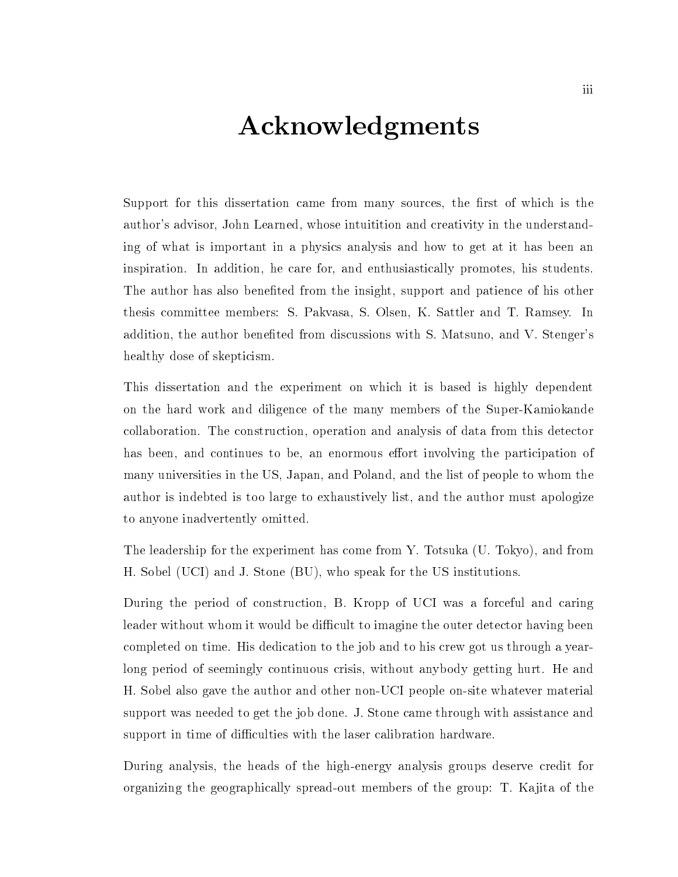# Acknowledgments

Support for this dissertation came from many sources, the first of which is the author's advisor, John Learned, whose intuitition and creativity in the understanding of what is important in a physics analysis and how to get at it has been an inspiration. In addition, he care for, and enthusiastically promotes, his students. The author has also benefited from the insight, support and patience of his other thesis committee members: S. Pakvasa, S. Olsen, K. Sattler and T. Ramsey. In addition, the author benefited from discussions with S. Matsuno, and V. Stenger's healthy dose of skepticism.

This dissertation and the experiment on which it is based is highly dependent on the hard work and diligence of the many members of the Super-Kamiokande collaboration. The construction, operation and analysis of data from this detector has been, and continues to be, an enormous effort involving the participation of many universities in the US, Japan, and Poland, and the list of people to whom the author is indebted is too large to exhaustively list, and the author must apologize to anyone inadvertently omitted.

The leadership for the experiment has come from Y. Totsuka (U. Tokyo), and from H. Sobel (UCI) and J. Stone (BU), who speak for the US institutions.

During the period of construction, B. Kropp of UCI was a forceful and caring leader without whom it would be difficult to imagine the outer detector having been completed on time. His dedication to the job and to his crew got us through a year-long period of seemingly continuous crisis, without anybody getting hurt. He and H. Sobel also gave the author and other non-UCI people on-site whatever material support was needed to get the job done. J. Stone came through with assistance and support in time of difficulties with the laser calibration hardware.

During analysis, the heads of the high-energy analysis groups deserve credit for organizing the geographically spread-out members of the group: T. Kajita of the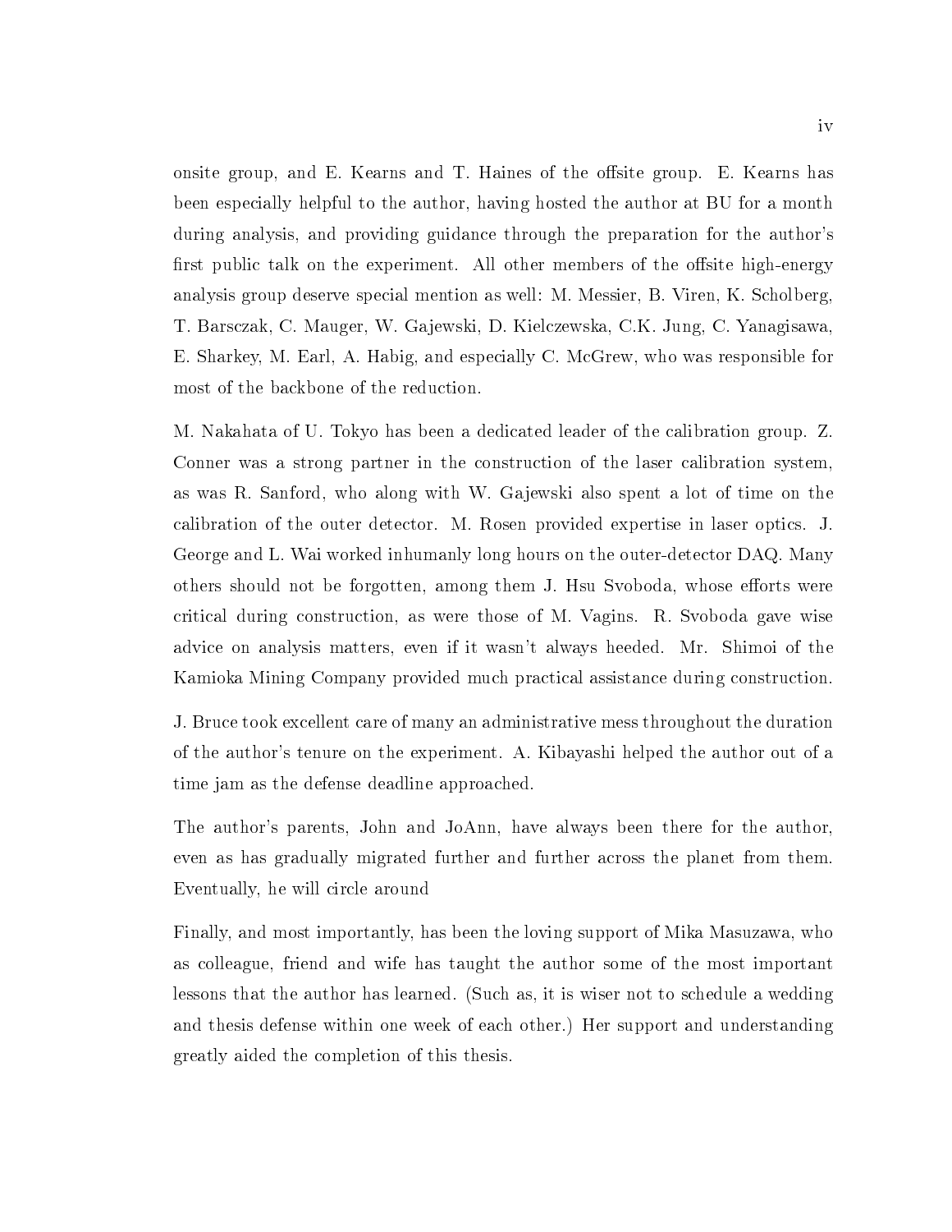onsite group, and E. Kearns and T. Haines of the offsite group. E. Kearns has been especially helpful to the author, having hosted the author at BU for a month during analysis, and providing guidance through the preparation for the author's first public talk on the experiment. All other members of the offsite high-energy analysis group deserve special mention as well: M. Messier, B. Viren, K. Scholberg, T. Barsczak, C. Mauger, W. Gajewski, D. Kielczewska, C.K. Jung, C. Yanagisawa, E. Sharkey, M. Earl, A. Habig, and especially C. McGrew, who was responsible for most of the backbone of the reduction.

M. Nakahata of U. Tokyo has been a dedicated leader of the calibration group. Z. Conner was a strong partner in the construction of the laser calibration system, as was R. Sanford, who along with W. Gajewski also spent a lot of time on the calibration of the outer detector. M. Rosen provided expertise in laser optics. J. George and L. Wai worked inhumanly long hours on the outer-detector DAQ. Many others should not be forgotten, among them J. Hsu Svoboda, whose efforts were critical during construction, as were those of M. Vagins. R. Svoboda gave wise advice on analysis matters, even if it wasn't always heeded. Mr. Shimoi of the Kamioka Mining Company provided much practical assistance during construction.

J. Bruce took excellent care of many an administrative mess throughout the duration of the author's tenure on the experiment. A. Kibayashi helped the author out of a time jam as the defense deadline approached.

The author's parents, John and JoAnn, have always been there for the author, even as has gradually migrated further and further across the planet from them. Eventually, he will circle around

Finally, and most importantly, has been the loving support of Mika Masuzawa, who as colleague, friend and wife has taught the author some of the most important lessons that the author has learned. (Such as, it is wiser not to schedule a wedding and thesis defense within one week of each other.) Her support and understanding greatly aided the completion of this thesis.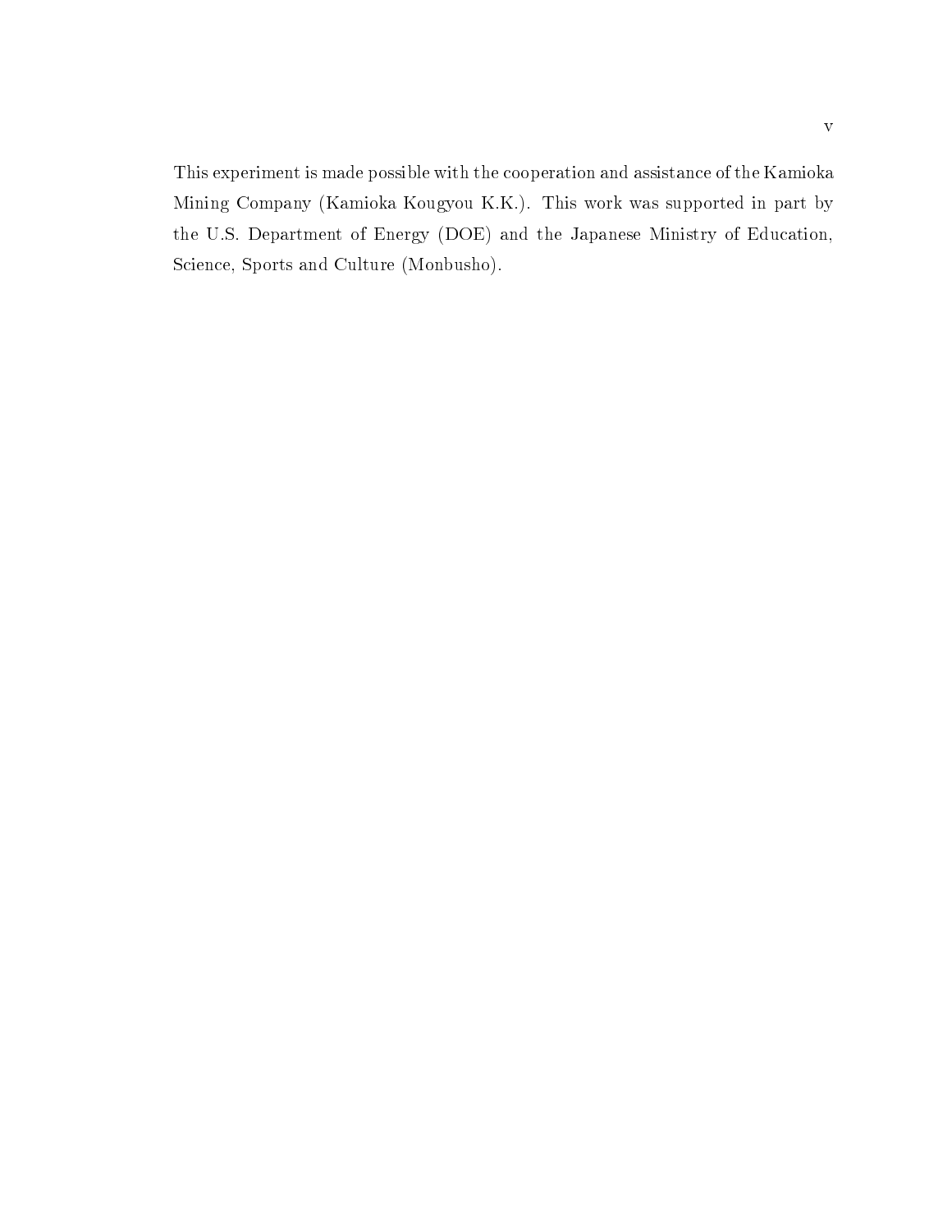This experiment is made possible with the cooperation and assistance of the Kamioka Mining Company (Kamioka Kougyou K.K.). This work was supported in part by the U.S. Department of Energy (DOE) and the Japanese Ministry of Education, Science, Sports and Culture (Monbusho).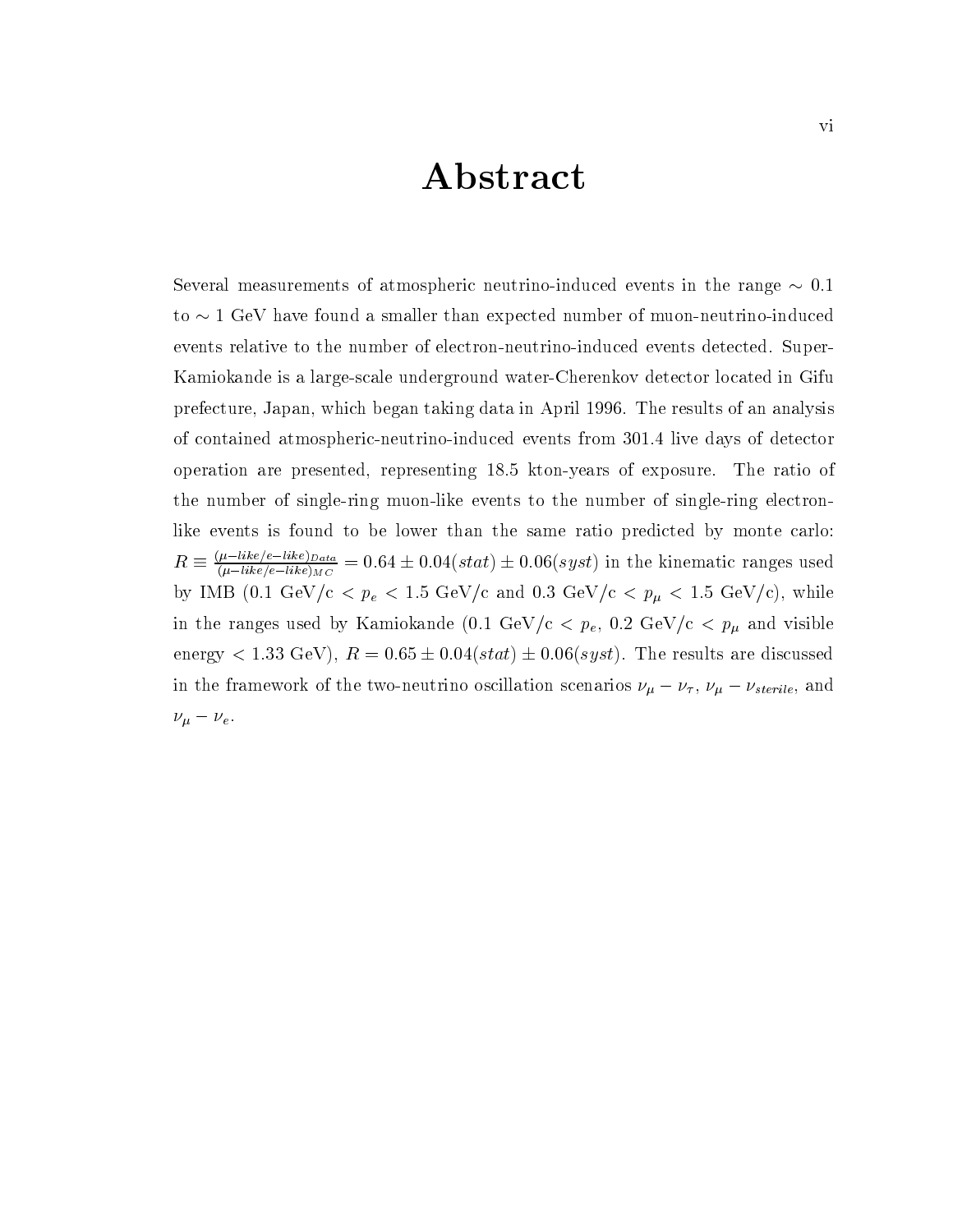# Abstract

Several measurements of atmospheric neutrino-induced events in the range $\sim 0.1$ to $\sim 1$ GeV have found a smaller than expected number of muon-neutrino-induced events relative to the number of electron-neutrino-induced events detected. Super-Kamiokande is a large-scale underground water-Cherenkov detector located in Gifu prefecture, Japan, which began taking data in April 1996. The results of an analysis of contained atmospheric-neutrino-induced events from 301.4 live days of detector operation are presented, representing 18.5 kton-years of exposure. The ratio of the number of single-ring muon-like events to the number of single-ring electron-like events is found to be lower than the same ratio predicted by monte carlo: $R \equiv \frac{(\mu{-}like/e{-}like)_{Data}}{(\mu{-}like/e{-}like)_{MC}} = 0.64 \pm 0.04(stat) \pm 0.06(syst)$ in the kinematic ranges used by IMB (0.1 GeV/c $< p_e <$ 1.5 GeV/c and 0.3 GeV/c $< p_\mu <$ 1.5 GeV/c), while in the ranges used by Kamiokande (0.1 GeV/c $< p_e$, 0.2 GeV/c $< p_\mu$ and visible energy $<$ 1.33 GeV), $R = 0.65 \pm 0.04(stat) \pm 0.06(syst)$. The results are discussed in the framework of the two-neutrino oscillation scenarios $\nu_\mu - \nu_\tau$, $\nu_\mu - \nu_{sterile}$, and $\nu_\mu - \nu_e$.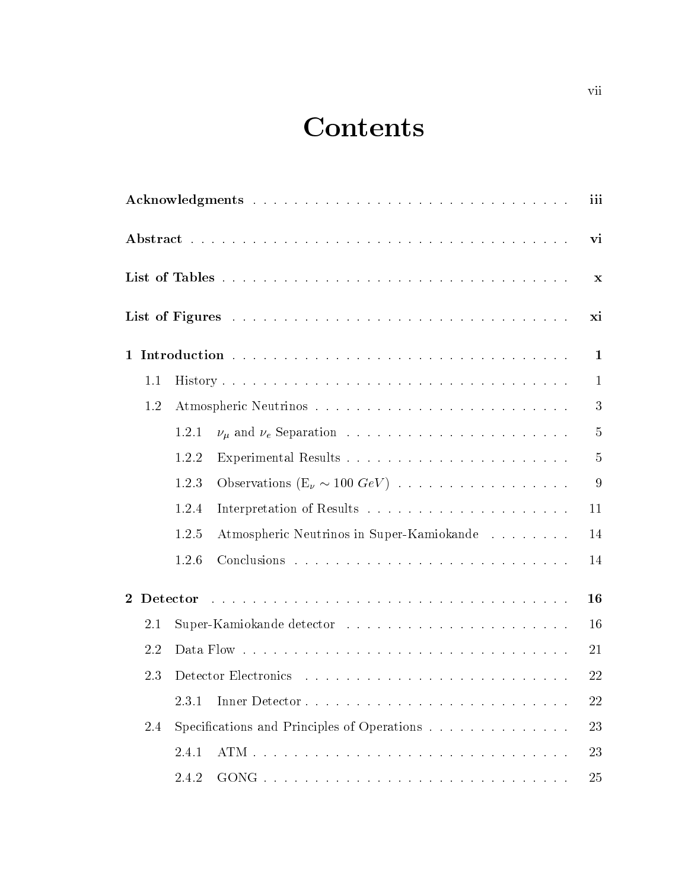# Contents

**Acknowledgments** . . . . . . . . . . . . . . . . . . . . . . . . . . . . . . . . . **iii**

**Abstract** . . . . . . . . . . . . . . . . . . . . . . . . . . . . . . . . . . . . **vi**

**List of Tables** . . . . . . . . . . . . . . . . . . . . . . . . . . . . . . . . . **x**

**List of Figures** . . . . . . . . . . . . . . . . . . . . . . . . . . . . . . . . . **xi**

**1 Introduction** . . . . . . . . . . . . . . . . . . . . . . . . . . . . . . . . . **1**

- 1.1 History . . . . . . . . . . . . . . . . . . . . . . . . . . . . . . . . . 1
- 1.2 Atmospheric Neutrinos . . . . . . . . . . . . . . . . . . . . . . . . . 3
  - 1.2.1 $\nu_\mu$ and $\nu_e$ Separation . . . . . . . . . . . . . . . . . . . . . 5
  - 1.2.2 Experimental Results . . . . . . . . . . . . . . . . . . . . . . 5
  - 1.2.3 Observations ($E_\nu \sim 100\ GeV$) . . . . . . . . . . . . . . . . . 9
  - 1.2.4 Interpretation of Results . . . . . . . . . . . . . . . . . . . . 11
  - 1.2.5 Atmospheric Neutrinos in Super-Kamiokande . . . . . . . . . 14
  - 1.2.6 Conclusions . . . . . . . . . . . . . . . . . . . . . . . . . . 14

**2 Detector** . . . . . . . . . . . . . . . . . . . . . . . . . . . . . . . . . . **16**

- 2.1 Super-Kamiokande detector . . . . . . . . . . . . . . . . . . . . . . 16
- 2.2 Data Flow . . . . . . . . . . . . . . . . . . . . . . . . . . . . . . . 21
- 2.3 Detector Electronics . . . . . . . . . . . . . . . . . . . . . . . . . . 22
  - 2.3.1 Inner Detector . . . . . . . . . . . . . . . . . . . . . . . . . 22
- 2.4 Specifications and Principles of Operations . . . . . . . . . . . . . . 23
  - 2.4.1 ATM . . . . . . . . . . . . . . . . . . . . . . . . . . . . . . 23
  - 2.4.2 GONG . . . . . . . . . . . . . . . . . . . . . . . . . . . . . 25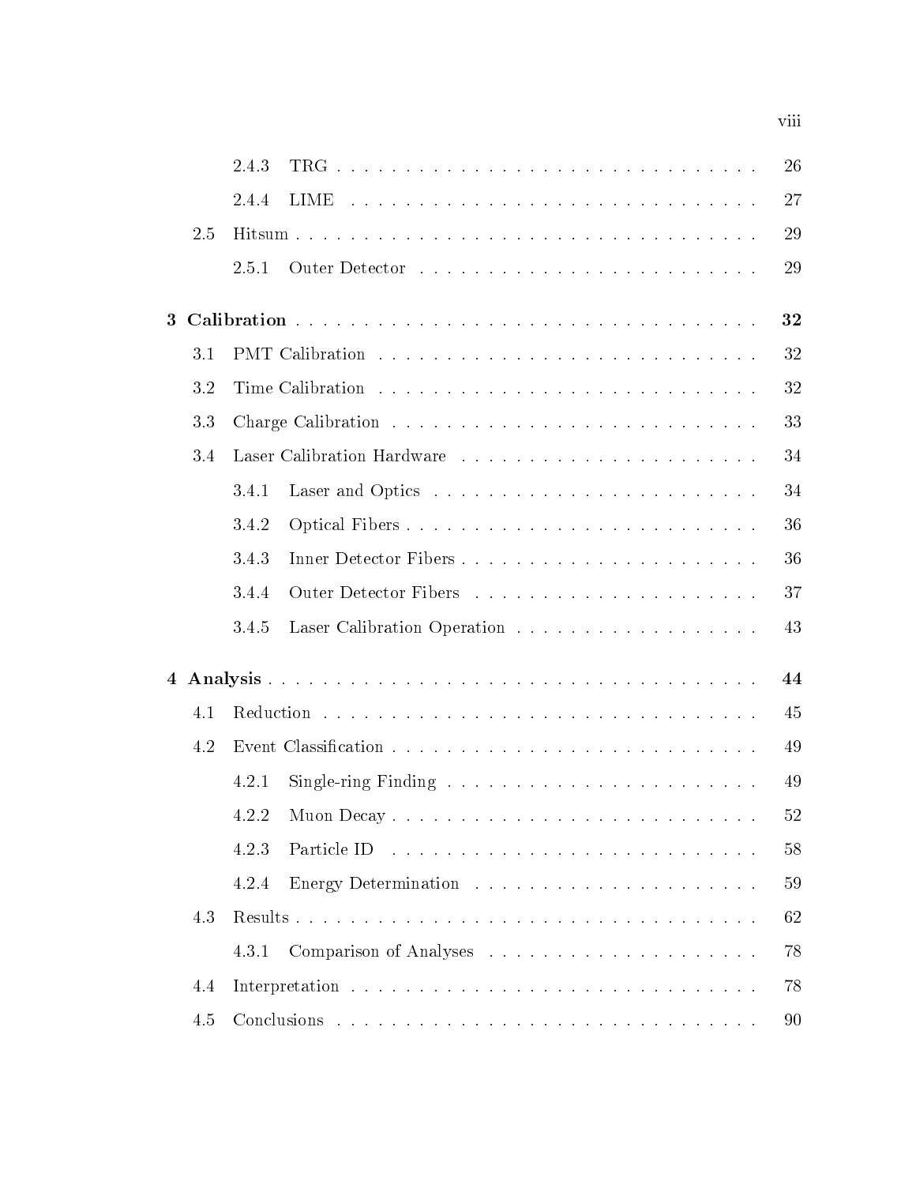- 2.4.3 TRG . . . . . . . . . . . . . . . . . . . . . . . . . . . . . . 26
- 2.4.4 LIME . . . . . . . . . . . . . . . . . . . . . . . . . . . . . 27
- 2.5 Hitsum . . . . . . . . . . . . . . . . . . . . . . . . . . . . . . . . 29
  - 2.5.1 Outer Detector . . . . . . . . . . . . . . . . . . . . . . . 29

**3 Calibration . . . . . . . . . . . . . . . . . . . . . . . . . . . . . . . . 32**

- 3.1 PMT Calibration . . . . . . . . . . . . . . . . . . . . . . . . . . . 32
- 3.2 Time Calibration . . . . . . . . . . . . . . . . . . . . . . . . . . . 32
- 3.3 Charge Calibration . . . . . . . . . . . . . . . . . . . . . . . . . . 33
- 3.4 Laser Calibration Hardware . . . . . . . . . . . . . . . . . . . . . . 34
  - 3.4.1 Laser and Optics . . . . . . . . . . . . . . . . . . . . . . . 34
  - 3.4.2 Optical Fibers . . . . . . . . . . . . . . . . . . . . . . . . 36
  - 3.4.3 Inner Detector Fibers . . . . . . . . . . . . . . . . . . . . . 36
  - 3.4.4 Outer Detector Fibers . . . . . . . . . . . . . . . . . . . . . 37
  - 3.4.5 Laser Calibration Operation . . . . . . . . . . . . . . . . . . 43

**4 Analysis . . . . . . . . . . . . . . . . . . . . . . . . . . . . . . . . . 44**

- 4.1 Reduction . . . . . . . . . . . . . . . . . . . . . . . . . . . . . . 45
- 4.2 Event Classification . . . . . . . . . . . . . . . . . . . . . . . . . 49
  - 4.2.1 Single-ring Finding . . . . . . . . . . . . . . . . . . . . . . 49
  - 4.2.2 Muon Decay . . . . . . . . . . . . . . . . . . . . . . . . . . 52
  - 4.2.3 Particle ID . . . . . . . . . . . . . . . . . . . . . . . . . . 58
  - 4.2.4 Energy Determination . . . . . . . . . . . . . . . . . . . . . 59
- 4.3 Results . . . . . . . . . . . . . . . . . . . . . . . . . . . . . . . 62
  - 4.3.1 Comparison of Analyses . . . . . . . . . . . . . . . . . . . . 78
- 4.4 Interpretation . . . . . . . . . . . . . . . . . . . . . . . . . . . . 78
- 4.5 Conclusions . . . . . . . . . . . . . . . . . . . . . . . . . . . . . 90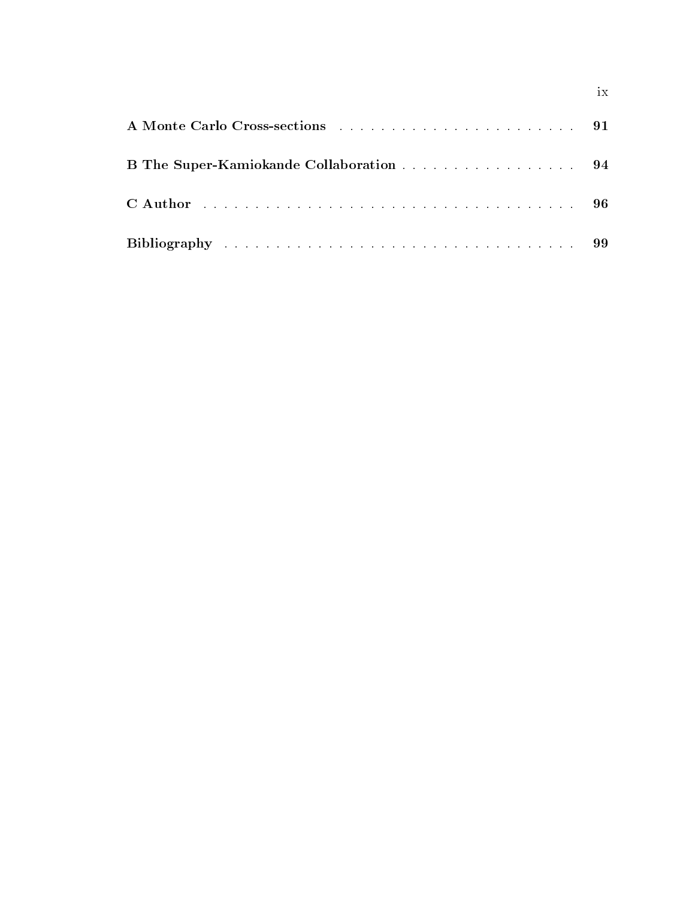**A Monte Carlo Cross-sections** . . . . . . . . . . . . . . . . . . . . . . . . **91**

**B The Super-Kamiokande Collaboration** . . . . . . . . . . . . . . . . . . **94**

**C Author** . . . . . . . . . . . . . . . . . . . . . . . . . . . . . . . . . . . . . . . **96**

**Bibliography** . . . . . . . . . . . . . . . . . . . . . . . . . . . . . . . . . . . . **99**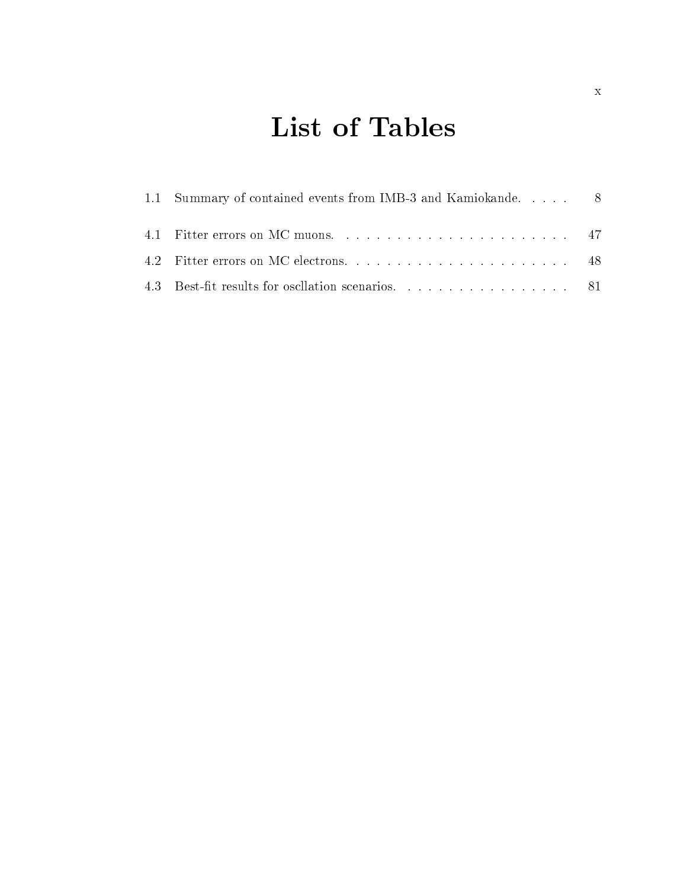# List of Tables

1.1 Summary of contained events from IMB-3 and Kamiokande. . . . . 8

4.1 Fitter errors on MC muons. . . . . . . . . . . . . . . . . . . . . . . 47

4.2 Fitter errors on MC electrons. . . . . . . . . . . . . . . . . . . . . . . 48

4.3 Best-fit results for oscllation scenarios. . . . . . . . . . . . . . . . . . 81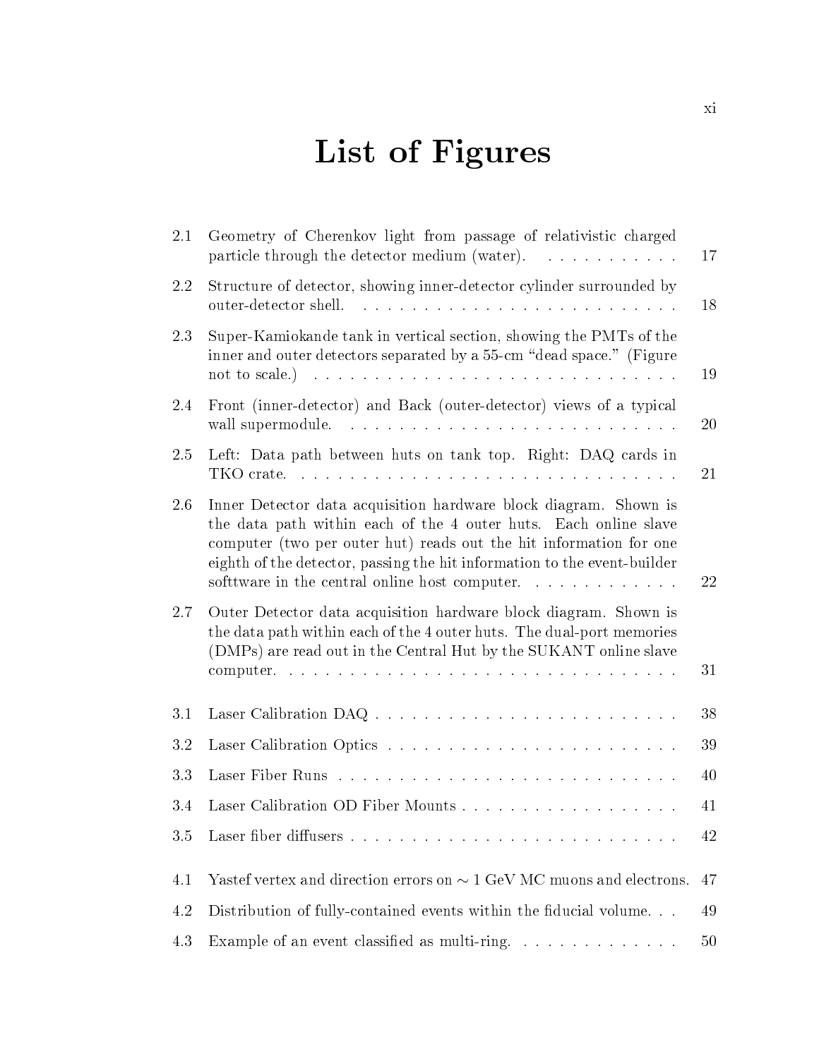# List of Figures

| | | |
|---|---|---|
| 2.1 | Geometry of Cherenkov light from passage of relativistic charged particle through the detector medium (water). | 17 |
| 2.2 | Structure of detector, showing inner-detector cylinder surrounded by outer-detector shell. | 18 |
| 2.3 | Super-Kamiokande tank in vertical section, showing the PMTs of the inner and outer detectors separated by a 55-cm "dead space." (Figure not to scale.) | 19 |
| 2.4 | Front (inner-detector) and Back (outer-detector) views of a typical wall supermodule. | 20 |
| 2.5 | Left: Data path between huts on tank top. Right: DAQ cards in TKO crate. | 21 |
| 2.6 | Inner Detector data acquisition hardware block diagram. Shown is the data path within each of the 4 outer huts. Each online slave computer (two per outer hut) reads out the hit information for one eighth of the detector, passing the hit information to the event-builder softtware in the central online host computer. | 22 |
| 2.7 | Outer Detector data acquisition hardware block diagram. Shown is the data path within each of the 4 outer huts. The dual-port memories (DMPs) are read out in the Central Hut by the SUKANT online slave computer. | 31 |
| 3.1 | Laser Calibration DAQ | 38 |
| 3.2 | Laser Calibration Optics | 39 |
| 3.3 | Laser Fiber Runs | 40 |
| 3.4 | Laser Calibration OD Fiber Mounts | 41 |
| 3.5 | Laser fiber diffusers | 42 |
| 4.1 | Yastef vertex and direction errors on $\sim 1$ GeV MC muons and electrons. | 47 |
| 4.2 | Distribution of fully-contained events within the fiducial volume. . . | 49 |
| 4.3 | Example of an event classified as multi-ring. | 50 |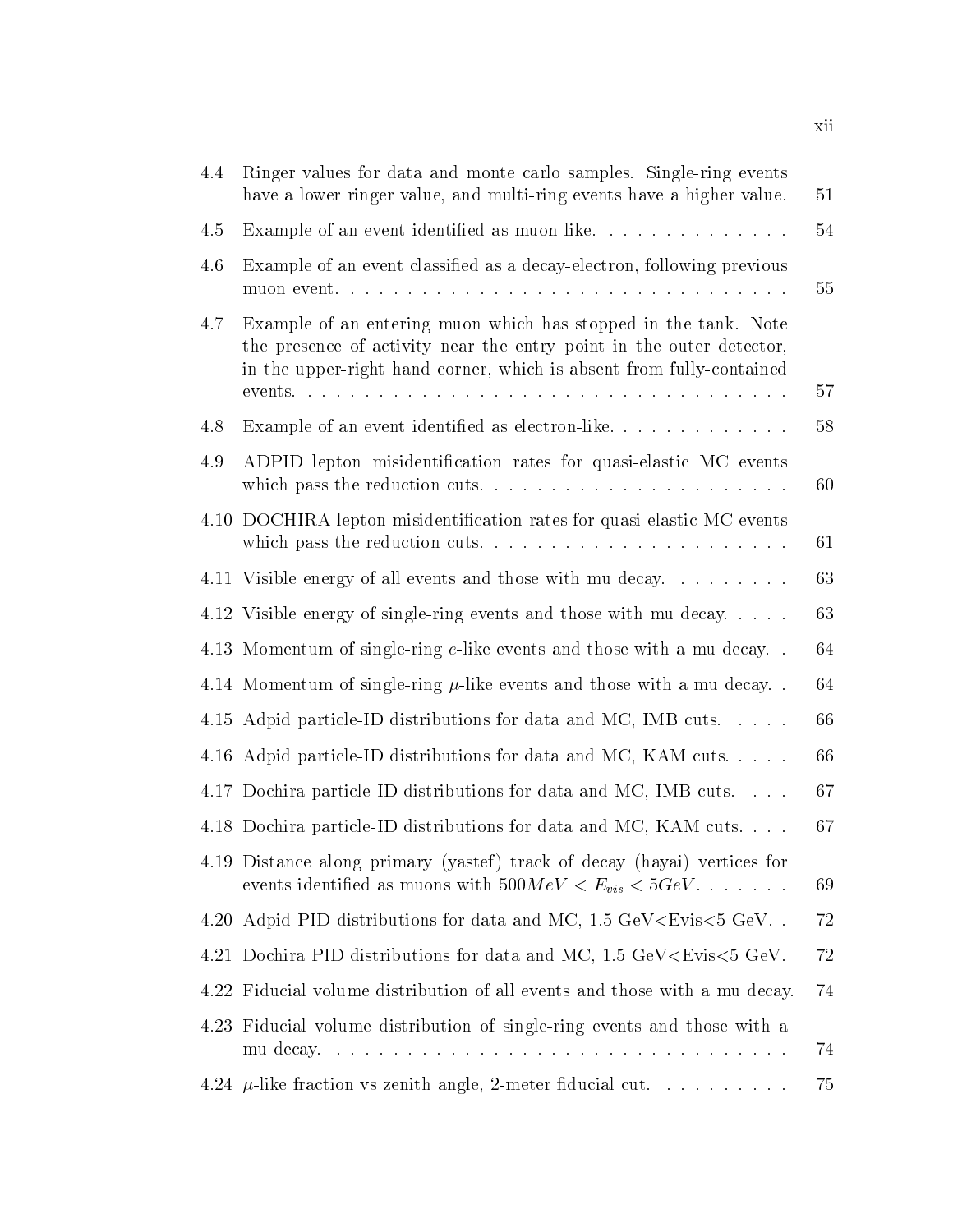| | | |
|---|---|---|
| 4.4 | Ringer values for data and monte carlo samples. Single-ring events have a lower ringer value, and multi-ring events have a higher value. | 51 |
| 4.5 | Example of an event identified as muon-like. | 54 |
| 4.6 | Example of an event classified as a decay-electron, following previous muon event. | 55 |
| 4.7 | Example of an entering muon which has stopped in the tank. Note the presence of activity near the entry point in the outer detector, in the upper-right hand corner, which is absent from fully-contained events. | 57 |
| 4.8 | Example of an event identified as electron-like. | 58 |
| 4.9 | ADPID lepton misidentification rates for quasi-elastic MC events which pass the reduction cuts. | 60 |
| 4.10 | DOCHIRA lepton misidentification rates for quasi-elastic MC events which pass the reduction cuts. | 61 |
| 4.11 | Visible energy of all events and those with mu decay. | 63 |
| 4.12 | Visible energy of single-ring events and those with mu decay. | 63 |
| 4.13 | Momentum of single-ring $e$-like events and those with a mu decay. | 64 |
| 4.14 | Momentum of single-ring $\mu$-like events and those with a mu decay. | 64 |
| 4.15 | Adpid particle-ID distributions for data and MC, IMB cuts. | 66 |
| 4.16 | Adpid particle-ID distributions for data and MC, KAM cuts. | 66 |
| 4.17 | Dochira particle-ID distributions for data and MC, IMB cuts. | 67 |
| 4.18 | Dochira particle-ID distributions for data and MC, KAM cuts. | 67 |
| 4.19 | Distance along primary (yastef) track of decay (hayai) vertices for events identified as muons with $500MeV < E_{vis} < 5GeV$. | 69 |
| 4.20 | Adpid PID distributions for data and MC, 1.5 GeV<Evis<5 GeV. | 72 |
| 4.21 | Dochira PID distributions for data and MC, 1.5 GeV<Evis<5 GeV. | 72 |
| 4.22 | Fiducial volume distribution of all events and those with a mu decay. | 74 |
| 4.23 | Fiducial volume distribution of single-ring events and those with a mu decay. | 74 |
| 4.24 | $\mu$-like fraction vs zenith angle, 2-meter fiducial cut. | 75 |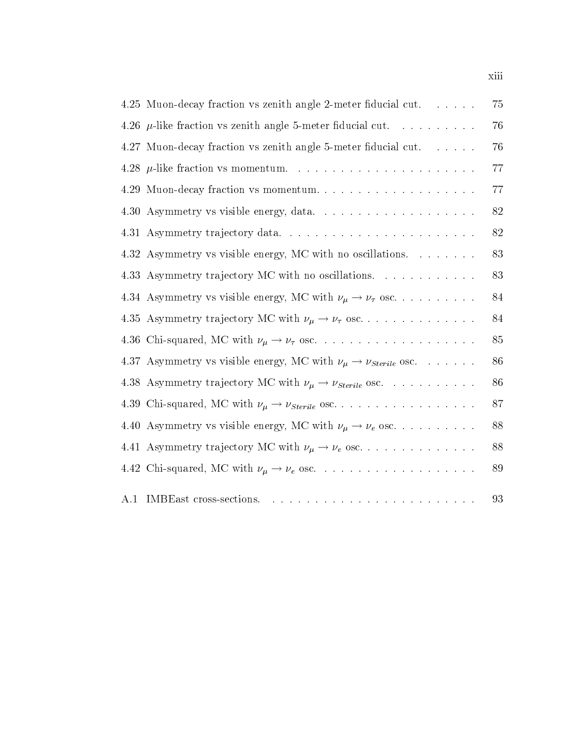4.25 Muon-decay fraction vs zenith angle 2-meter fiducial cut. . . . . . 75

4.26 $\mu$-like fraction vs zenith angle 5-meter fiducial cut. . . . . . . . . . 76

4.27 Muon-decay fraction vs zenith angle 5-meter fiducial cut. . . . . . 76

4.28 $\mu$-like fraction vs momentum. . . . . . . . . . . . . . . . . . . . . . 77

4.29 Muon-decay fraction vs momentum. . . . . . . . . . . . . . . . . . . . 77

4.30 Asymmetry vs visible energy, data. . . . . . . . . . . . . . . . . . . 82

4.31 Asymmetry trajectory data. . . . . . . . . . . . . . . . . . . . . . . . 82

4.32 Asymmetry vs visible energy, MC with no oscillations. . . . . . . . 83

4.33 Asymmetry trajectory MC with no oscillations. . . . . . . . . . . . 83

4.34 Asymmetry vs visible energy, MC with $\nu_\mu \rightarrow \nu_\tau$ osc. . . . . . . . . . 84

4.35 Asymmetry trajectory MC with $\nu_\mu \rightarrow \nu_\tau$ osc. . . . . . . . . . . . . . 84

4.36 Chi-squared, MC with $\nu_\mu \rightarrow \nu_\tau$ osc. . . . . . . . . . . . . . . . . . 85

4.37 Asymmetry vs visible energy, MC with $\nu_\mu \rightarrow \nu_{Sterile}$ osc. . . . . . . 86

4.38 Asymmetry trajectory MC with $\nu_\mu \rightarrow \nu_{Sterile}$ osc. . . . . . . . . . . 86

4.39 Chi-squared, MC with $\nu_\mu \rightarrow \nu_{Sterile}$ osc. . . . . . . . . . . . . . . . 87

4.40 Asymmetry vs visible energy, MC with $\nu_\mu \rightarrow \nu_e$ osc. . . . . . . . . . 88

4.41 Asymmetry trajectory MC with $\nu_\mu \rightarrow \nu_e$ osc. . . . . . . . . . . . . . 88

4.42 Chi-squared, MC with $\nu_\mu \rightarrow \nu_e$ osc. . . . . . . . . . . . . . . . . . 89

A.1 IMBEast cross-sections. . . . . . . . . . . . . . . . . . . . . . . . . 93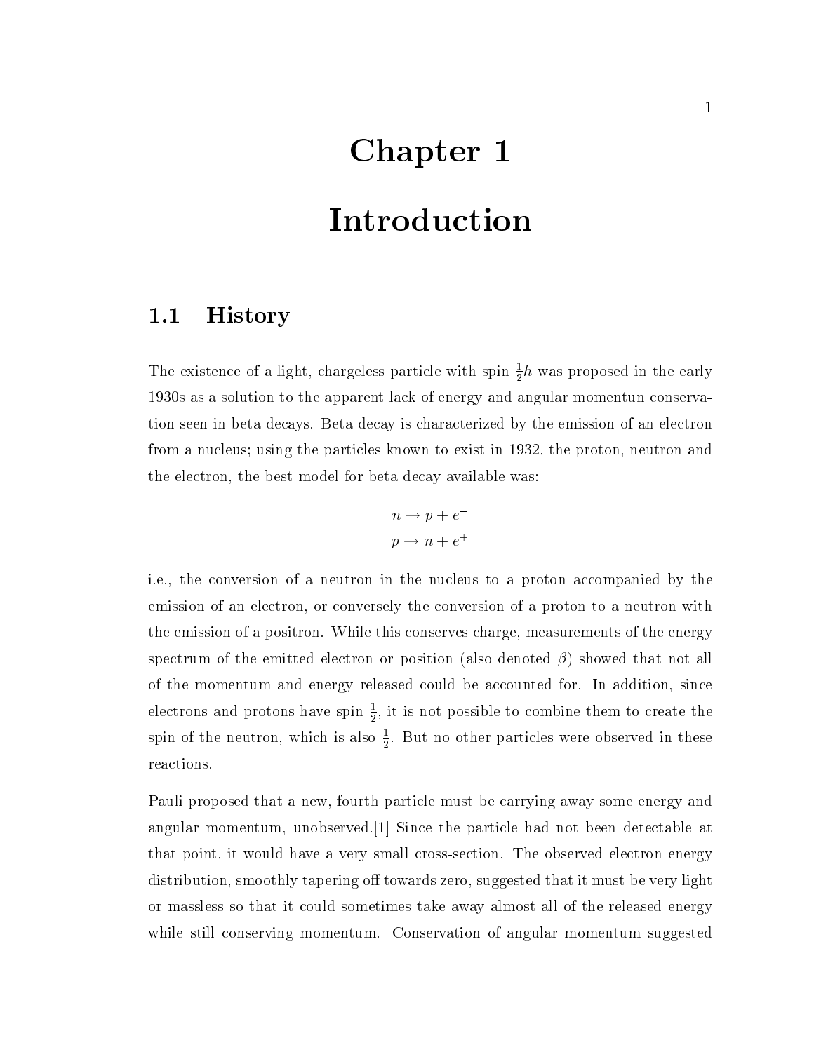# Chapter 1

# Introduction

## 1.1 History

The existence of a light, chargeless particle with spin $\frac{1}{2}\hbar$ was proposed in the early 1930s as a solution to the apparent lack of energy and angular momentun conservation seen in beta decays. Beta decay is characterized by the emission of an electron from a nucleus; using the particles known to exist in 1932, the proton, neutron and the electron, the best model for beta decay available was:

$$
\begin{aligned}
n &\rightarrow p + e^- \\
p &\rightarrow n + e^+
\end{aligned}
$$

i.e., the conversion of a neutron in the nucleus to a proton accompanied by the emission of an electron, or conversely the conversion of a proton to a neutron with the emission of a positron. While this conserves charge, measurements of the energy spectrum of the emitted electron or position (also denoted $\beta$) showed that not all of the momentum and energy released could be accounted for. In addition, since electrons and protons have spin $\frac{1}{2}$, it is not possible to combine them to create the spin of the neutron, which is also $\frac{1}{2}$. But no other particles were observed in these reactions.

Pauli proposed that a new, fourth particle must be carrying away some energy and angular momentum, unobserved.[1] Since the particle had not been detectable at that point, it would have a very small cross-section. The observed electron energy distribution, smoothly tapering off towards zero, suggested that it must be very light or massless so that it could sometimes take away almost all of the released energy while still conserving momentum. Conservation of angular momentum suggested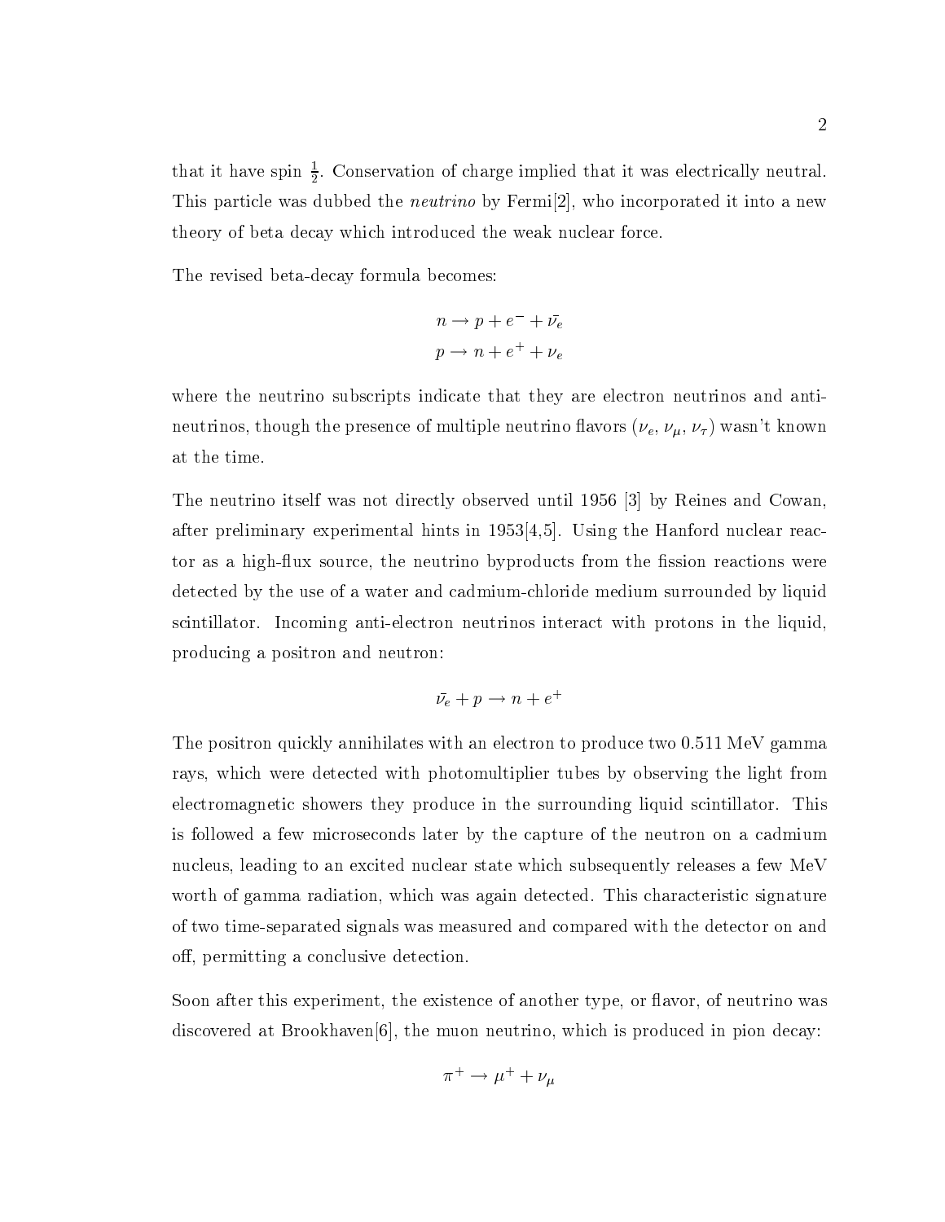that it have spin $\frac{1}{2}$. Conservation of charge implied that it was electrically neutral. This particle was dubbed the *neutrino* by Fermi[2], who incorporated it into a new theory of beta decay which introduced the weak nuclear force.

The revised beta-decay formula becomes:

$$n \rightarrow p + e^- + \bar{\nu_e}$$
$$p \rightarrow n + e^+ + \nu_e$$

where the neutrino subscripts indicate that they are electron neutrinos and anti-neutrinos, though the presence of multiple neutrino flavors ($\nu_e$, $\nu_\mu$, $\nu_\tau$) wasn't known at the time.

The neutrino itself was not directly observed until 1956 [3] by Reines and Cowan, after preliminary experimental hints in 1953[4,5]. Using the Hanford nuclear reactor as a high-flux source, the neutrino byproducts from the fission reactions were detected by the use of a water and cadmium-chloride medium surrounded by liquid scintillator. Incoming anti-electron neutrinos interact with protons in the liquid, producing a positron and neutron:

$$\bar{\nu_e} + p \rightarrow n + e^+$$

The positron quickly annihilates with an electron to produce two 0.511 MeV gamma rays, which were detected with photomultiplier tubes by observing the light from electromagnetic showers they produce in the surrounding liquid scintillator. This is followed a few microseconds later by the capture of the neutron on a cadmium nucleus, leading to an excited nuclear state which subsequently releases a few MeV worth of gamma radiation, which was again detected. This characteristic signature of two time-separated signals was measured and compared with the detector on and off, permitting a conclusive detection.

Soon after this experiment, the existence of another type, or flavor, of neutrino was discovered at Brookhaven[6], the muon neutrino, which is produced in pion decay:

$$\pi^+ \rightarrow \mu^+ + \nu_\mu$$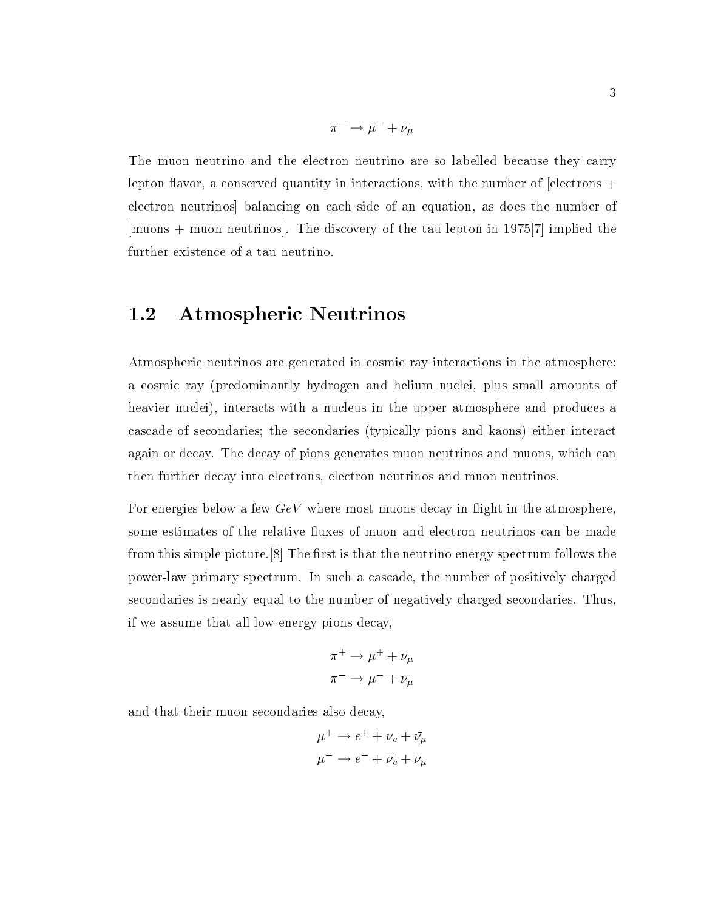$$\pi^- \rightarrow \mu^- + \bar{\nu_\mu}$$

The muon neutrino and the electron neutrino are so labelled because they carry lepton flavor, a conserved quantity in interactions, with the number of [electrons + electron neutrinos] balancing on each side of an equation, as does the number of [muons + muon neutrinos]. The discovery of the tau lepton in 1975[7] implied the further existence of a tau neutrino.

## 1.2 Atmospheric Neutrinos

Atmospheric neutrinos are generated in cosmic ray interactions in the atmosphere: a cosmic ray (predominantly hydrogen and helium nuclei, plus small amounts of heavier nuclei), interacts with a nucleus in the upper atmosphere and produces a cascade of secondaries; the secondaries (typically pions and kaons) either interact again or decay. The decay of pions generates muon neutrinos and muons, which can then further decay into electrons, electron neutrinos and muon neutrinos.

For energies below a few $GeV$ where most muons decay in flight in the atmosphere, some estimates of the relative fluxes of muon and electron neutrinos can be made from this simple picture.[8] The first is that the neutrino energy spectrum follows the power-law primary spectrum. In such a cascade, the number of positively charged secondaries is nearly equal to the number of negatively charged secondaries. Thus, if we assume that all low-energy pions decay,

$$\pi^+ \rightarrow \mu^+ + \nu_\mu$$
$$\pi^- \rightarrow \mu^- + \bar{\nu_\mu}$$

and that their muon secondaries also decay,

$$\mu^+ \rightarrow e^+ + \nu_e + \bar{\nu_\mu}$$
$$\mu^- \rightarrow e^- + \bar{\nu_e} + \nu_\mu$$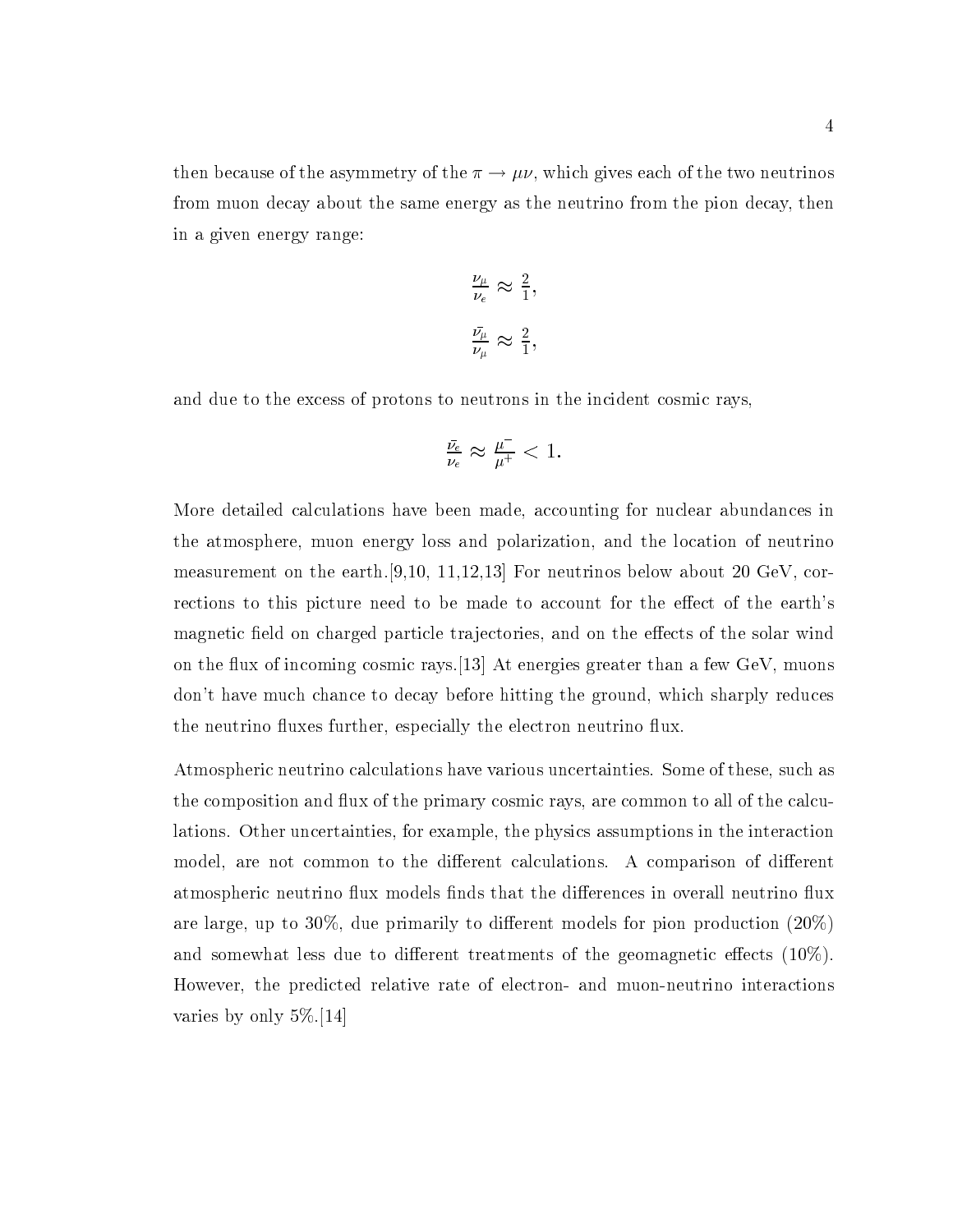then because of the asymmetry of the $\pi \rightarrow \mu\nu$, which gives each of the two neutrinos from muon decay about the same energy as the neutrino from the pion decay, then in a given energy range:

$$\frac{\nu_\mu}{\nu_e} \approx \frac{2}{1},$$

$$\frac{\bar{\nu_\mu}}{\nu_\mu} \approx \frac{2}{1},$$

and due to the excess of protons to neutrons in the incident cosmic rays,

$$\frac{\bar{\nu_e}}{\nu_e} \approx \frac{\mu^-}{\mu^+} < 1.$$

More detailed calculations have been made, accounting for nuclear abundances in the atmosphere, muon energy loss and polarization, and the location of neutrino measurement on the earth.[9,10, 11,12,13] For neutrinos below about 20 GeV, corrections to this picture need to be made to account for the effect of the earth's magnetic field on charged particle trajectories, and on the effects of the solar wind on the flux of incoming cosmic rays.[13] At energies greater than a few GeV, muons don't have much chance to decay before hitting the ground, which sharply reduces the neutrino fluxes further, especially the electron neutrino flux.

Atmospheric neutrino calculations have various uncertainties. Some of these, such as the composition and flux of the primary cosmic rays, are common to all of the calculations. Other uncertainties, for example, the physics assumptions in the interaction model, are not common to the different calculations. A comparison of different atmospheric neutrino flux models finds that the differences in overall neutrino flux are large, up to 30%, due primarily to different models for pion production (20%) and somewhat less due to different treatments of the geomagnetic effects (10%). However, the predicted relative rate of electron- and muon-neutrino interactions varies by only 5%.[14]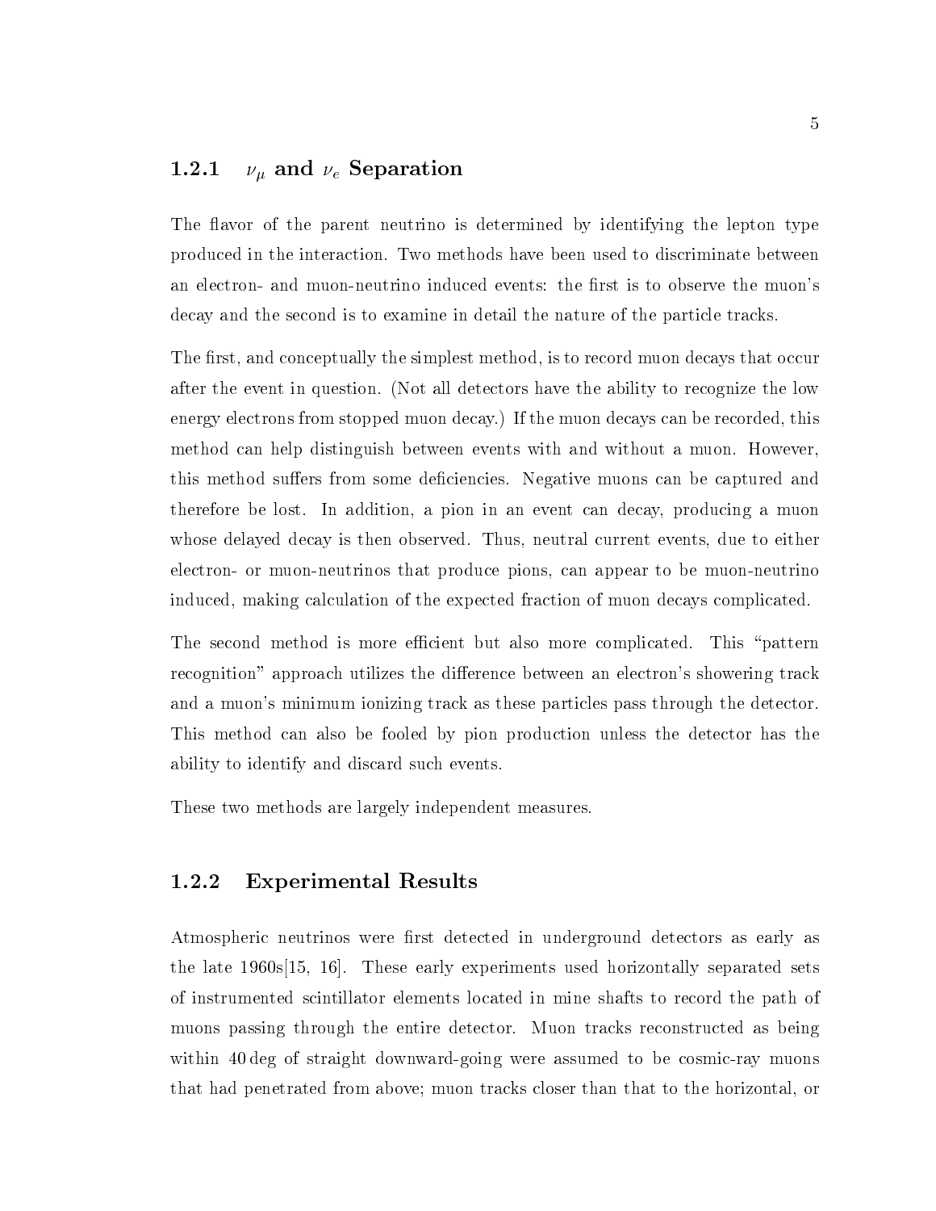### 1.2.1 $\nu_\mu$ and $\nu_e$ Separation

The flavor of the parent neutrino is determined by identifying the lepton type produced in the interaction. Two methods have been used to discriminate between an electron- and muon-neutrino induced events: the first is to observe the muon's decay and the second is to examine in detail the nature of the particle tracks.

The first, and conceptually the simplest method, is to record muon decays that occur after the event in question. (Not all detectors have the ability to recognize the low energy electrons from stopped muon decay.) If the muon decays can be recorded, this method can help distinguish between events with and without a muon. However, this method suffers from some deficiencies. Negative muons can be captured and therefore be lost. In addition, a pion in an event can decay, producing a muon whose delayed decay is then observed. Thus, neutral current events, due to either electron- or muon-neutrinos that produce pions, can appear to be muon-neutrino induced, making calculation of the expected fraction of muon decays complicated.

The second method is more efficient but also more complicated. This "pattern recognition" approach utilizes the difference between an electron's showering track and a muon's minimum ionizing track as these particles pass through the detector. This method can also be fooled by pion production unless the detector has the ability to identify and discard such events.

These two methods are largely independent measures.

### 1.2.2 Experimental Results

Atmospheric neutrinos were first detected in underground detectors as early as the late 1960s[15, 16]. These early experiments used horizontally separated sets of instrumented scintillator elements located in mine shafts to record the path of muons passing through the entire detector. Muon tracks reconstructed as being within 40 deg of straight downward-going were assumed to be cosmic-ray muons that had penetrated from above; muon tracks closer than that to the horizontal, or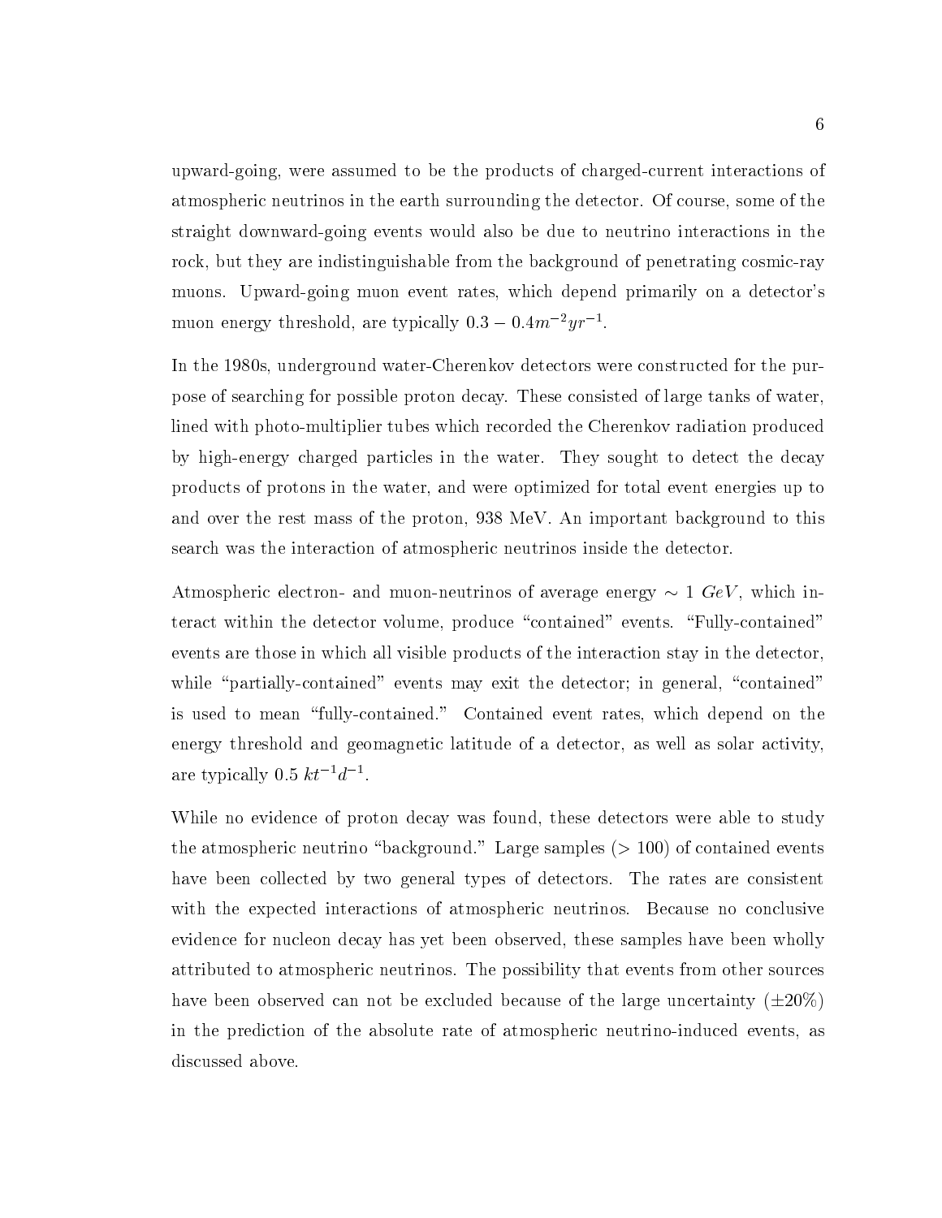upward-going, were assumed to be the products of charged-current interactions of atmospheric neutrinos in the earth surrounding the detector. Of course, some of the straight downward-going events would also be due to neutrino interactions in the rock, but they are indistinguishable from the background of penetrating cosmic-ray muons. Upward-going muon event rates, which depend primarily on a detector's muon energy threshold, are typically $0.3 - 0.4 m^{-2} yr^{-1}$.

In the 1980s, underground water-Cherenkov detectors were constructed for the purpose of searching for possible proton decay. These consisted of large tanks of water, lined with photo-multiplier tubes which recorded the Cherenkov radiation produced by high-energy charged particles in the water. They sought to detect the decay products of protons in the water, and were optimized for total event energies up to and over the rest mass of the proton, 938 MeV. An important background to this search was the interaction of atmospheric neutrinos inside the detector.

Atmospheric electron- and muon-neutrinos of average energy $\sim 1\ GeV$, which interact within the detector volume, produce "contained" events. "Fully-contained" events are those in which all visible products of the interaction stay in the detector, while "partially-contained" events may exit the detector; in general, "contained" is used to mean "fully-contained." Contained event rates, which depend on the energy threshold and geomagnetic latitude of a detector, as well as solar activity, are typically $0.5\ kt^{-1} d^{-1}$.

While no evidence of proton decay was found, these detectors were able to study the atmospheric neutrino "background." Large samples ($> 100$) of contained events have been collected by two general types of detectors. The rates are consistent with the expected interactions of atmospheric neutrinos. Because no conclusive evidence for nucleon decay has yet been observed, these samples have been wholly attributed to atmospheric neutrinos. The possibility that events from other sources have been observed can not be excluded because of the large uncertainty ($\pm 20\%$) in the prediction of the absolute rate of atmospheric neutrino-induced events, as discussed above.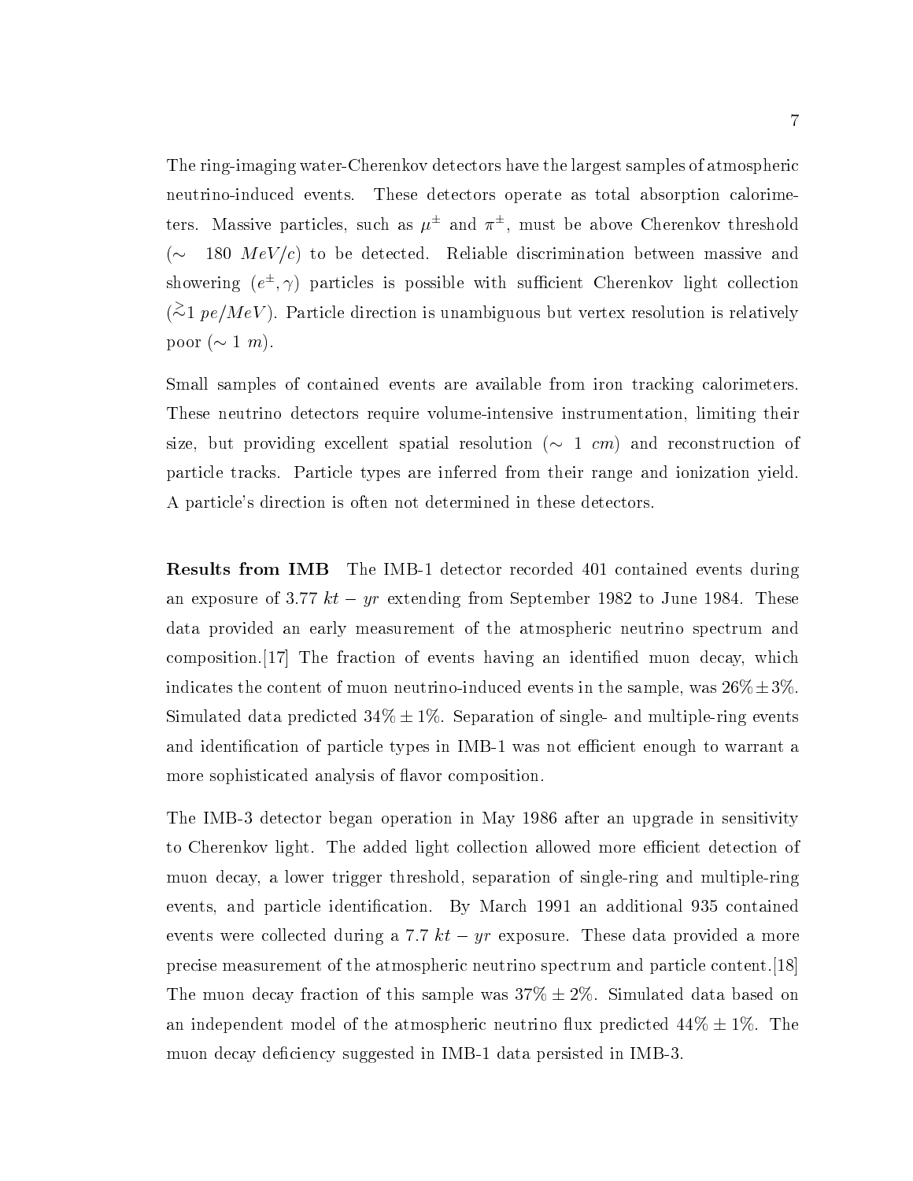The ring-imaging water-Cherenkov detectors have the largest samples of atmospheric neutrino-induced events. These detectors operate as total absorption calorimeters. Massive particles, such as $\mu^{\pm}$ and $\pi^{\pm}$, must be above Cherenkov threshold ($\sim$ 180 $MeV/c$) to be detected. Reliable discrimination between massive and showering ($e^{\pm}, \gamma$) particles is possible with sufficient Cherenkov light collection ($\gtrsim$1 $pe/MeV$). Particle direction is unambiguous but vertex resolution is relatively poor ($\sim$ 1 $m$).

Small samples of contained events are available from iron tracking calorimeters. These neutrino detectors require volume-intensive instrumentation, limiting their size, but providing excellent spatial resolution ($\sim$ 1 $cm$) and reconstruction of particle tracks. Particle types are inferred from their range and ionization yield. A particle's direction is often not determined in these detectors.

**Results from IMB** The IMB-1 detector recorded 401 contained events during an exposure of 3.77 $kt - yr$ extending from September 1982 to June 1984. These data provided an early measurement of the atmospheric neutrino spectrum and composition.[17] The fraction of events having an identified muon decay, which indicates the content of muon neutrino-induced events in the sample, was $26\% \pm 3\%$. Simulated data predicted $34\% \pm 1\%$. Separation of single- and multiple-ring events and identification of particle types in IMB-1 was not efficient enough to warrant a more sophisticated analysis of flavor composition.

The IMB-3 detector began operation in May 1986 after an upgrade in sensitivity to Cherenkov light. The added light collection allowed more efficient detection of muon decay, a lower trigger threshold, separation of single-ring and multiple-ring events, and particle identification. By March 1991 an additional 935 contained events were collected during a 7.7 $kt - yr$ exposure. These data provided a more precise measurement of the atmospheric neutrino spectrum and particle content.[18] The muon decay fraction of this sample was $37\% \pm 2\%$. Simulated data based on an independent model of the atmospheric neutrino flux predicted $44\% \pm 1\%$. The muon decay deficiency suggested in IMB-1 data persisted in IMB-3.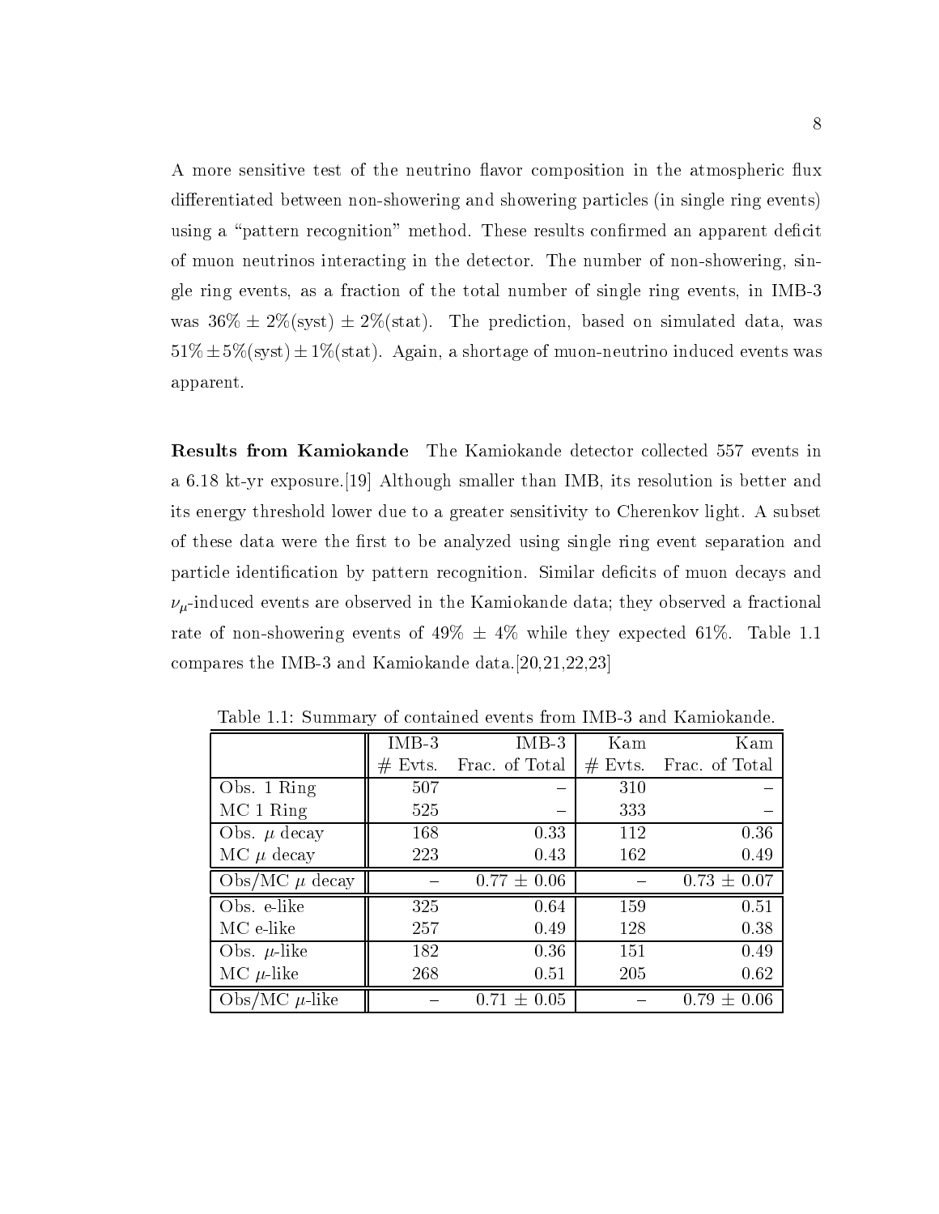A more sensitive test of the neutrino flavor composition in the atmospheric flux differentiated between non-showering and showering particles (in single ring events) using a "pattern recognition" method. These results confirmed an apparent deficit of muon neutrinos interacting in the detector. The number of non-showering, single ring events, as a fraction of the total number of single ring events, in IMB-3 was 36% ± 2%(syst) ± 2%(stat). The prediction, based on simulated data, was 51% ± 5%(syst) ± 1%(stat). Again, a shortage of muon-neutrino induced events was apparent.

**Results from Kamiokande** The Kamiokande detector collected 557 events in a 6.18 kt-yr exposure.[19] Although smaller than IMB, its resolution is better and its energy threshold lower due to a greater sensitivity to Cherenkov light. A subset of these data were the first to be analyzed using single ring event separation and particle identification by pattern recognition. Similar deficits of muon decays and $\nu_\mu$-induced events are observed in the Kamiokande data; they observed a fractional rate of non-showering events of 49% ± 4% while they expected 61%. Table 1.1 compares the IMB-3 and Kamiokande data.[20,21,22,23]

Table 1.1: Summary of contained events from IMB-3 and Kamiokande.

| | IMB-3 # Evts. | IMB-3 Frac. of Total | Kam # Evts. | Kam Frac. of Total |
|---|---|---|---|---|
| Obs. 1 Ring | 507 | – | 310 | – |
| MC 1 Ring | 525 | – | 333 | – |
| Obs. $\mu$ decay | 168 | 0.33 | 112 | 0.36 |
| MC $\mu$ decay | 223 | 0.43 | 162 | 0.49 |
| Obs/MC $\mu$ decay | – | 0.77 ± 0.06 | – | 0.73 ± 0.07 |
| Obs. e-like | 325 | 0.64 | 159 | 0.51 |
| MC e-like | 257 | 0.49 | 128 | 0.38 |
| Obs. $\mu$-like | 182 | 0.36 | 151 | 0.49 |
| MC $\mu$-like | 268 | 0.51 | 205 | 0.62 |
| Obs/MC $\mu$-like | – | 0.71 ± 0.05 | – | 0.79 ± 0.06 |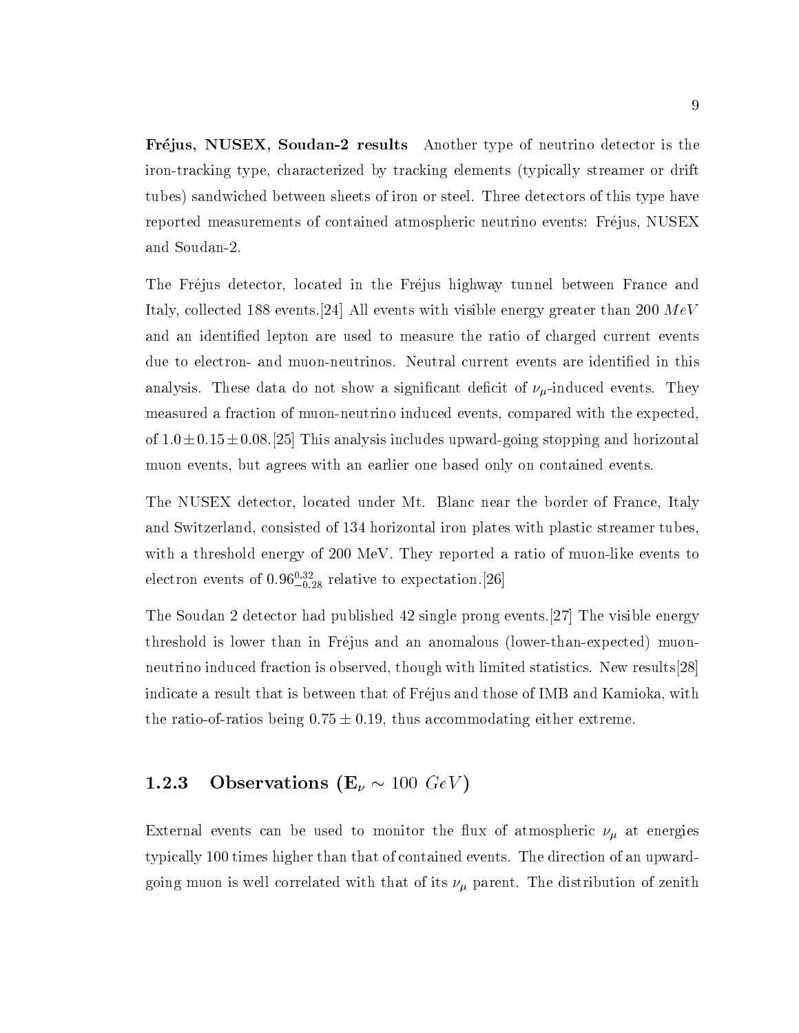**Fréjus, NUSEX, Soudan-2 results** Another type of neutrino detector is the iron-tracking type, characterized by tracking elements (typically streamer or drift tubes) sandwiched between sheets of iron or steel. Three detectors of this type have reported measurements of contained atmospheric neutrino events: Fréjus, NUSEX and Soudan-2.

The Fréjus detector, located in the Fréjus highway tunnel between France and Italy, collected 188 events.[24] All events with visible energy greater than 200 $MeV$ and an identified lepton are used to measure the ratio of charged current events due to electron- and muon-neutrinos. Neutral current events are identified in this analysis. These data do not show a significant deficit of $\nu_\mu$-induced events. They measured a fraction of muon-neutrino induced events, compared with the expected, of $1.0 \pm 0.15 \pm 0.08$.[25] This analysis includes upward-going stopping and horizontal muon events, but agrees with an earlier one based only on contained events.

The NUSEX detector, located under Mt. Blanc near the border of France, Italy and Switzerland, consisted of 134 horizontal iron plates with plastic streamer tubes, with a threshold energy of 200 MeV. They reported a ratio of muon-like events to electron events of $0.96^{0.32}_{-0.28}$ relative to expectation.[26]

The Soudan 2 detector had published 42 single prong events.[27] The visible energy threshold is lower than in Fréjus and an anomalous (lower-than-expected) muon-neutrino induced fraction is observed, though with limited statistics. New results[28] indicate a result that is between that of Fréjus and those of IMB and Kamioka, with the ratio-of-ratios being $0.75 \pm 0.19$, thus accommodating either extreme.

### 1.2.3 Observations ($E_\nu \sim 100\ GeV$)

External events can be used to monitor the flux of atmospheric $\nu_\mu$ at energies typically 100 times higher than that of contained events. The direction of an upward-going muon is well correlated with that of its $\nu_\mu$ parent. The distribution of zenith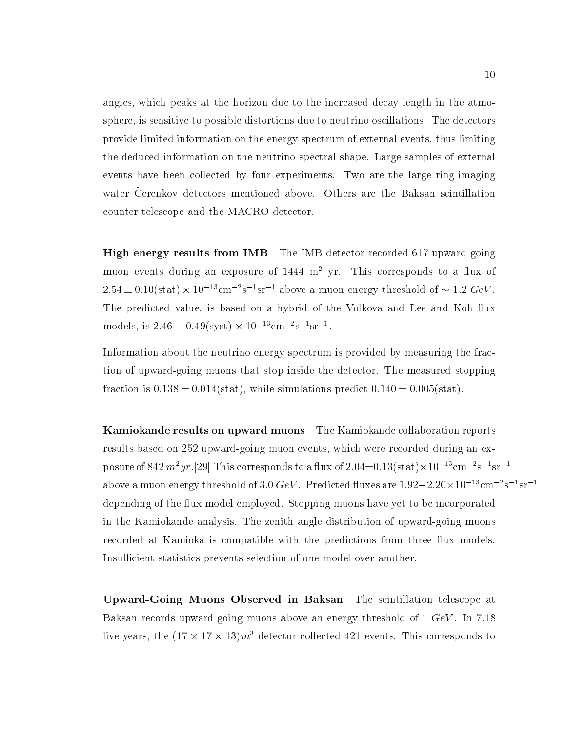angles, which peaks at the horizon due to the increased decay length in the atmosphere, is sensitive to possible distortions due to neutrino oscillations. The detectors provide limited information on the energy spectrum of external events, thus limiting the deduced information on the neutrino spectral shape. Large samples of external events have been collected by four experiments. Two are the large ring-imaging water Čerenkov detectors mentioned above. Others are the Baksan scintillation counter telescope and the MACRO detector.

**High energy results from IMB** The IMB detector recorded 617 upward-going muon events during an exposure of 1444 $m^2$ yr. This corresponds to a flux of $2.54 \pm 0.10(\text{stat}) \times 10^{-13}\text{cm}^{-2}\text{s}^{-1}\text{sr}^{-1}$ above a muon energy threshold of $\sim 1.2\ GeV$. The predicted value, is based on a hybrid of the Volkova and Lee and Koh flux models, is $2.46 \pm 0.49(\text{syst}) \times 10^{-13}\text{cm}^{-2}\text{s}^{-1}\text{sr}^{-1}$.

Information about the neutrino energy spectrum is provided by measuring the fraction of upward-going muons that stop inside the detector. The measured stopping fraction is $0.138 \pm 0.014(\text{stat})$, while simulations predict $0.140 \pm 0.005(\text{stat})$.

**Kamiokande results on upward muons** The Kamiokande collaboration reports results based on 252 upward-going muon events, which were recorded during an exposure of 842 $m^2 yr$.[29] This corresponds to a flux of $2.04 \pm 0.13(\text{stat}) \times 10^{-13}\text{cm}^{-2}\text{s}^{-1}\text{sr}^{-1}$ above a muon energy threshold of $3.0\ GeV$. Predicted fluxes are $1.92-2.20 \times 10^{-13}\text{cm}^{-2}\text{s}^{-1}\text{sr}^{-1}$ depending of the flux model employed. Stopping muons have yet to be incorporated in the Kamiokande analysis. The zenith angle distribution of upward-going muons recorded at Kamioka is compatible with the predictions from three flux models. Insufficient statistics prevents selection of one model over another.

**Upward-Going Muons Observed in Baksan** The scintillation telescope at Baksan records upward-going muons above an energy threshold of 1 $GeV$. In 7.18 live years, the $(17 \times 17 \times 13)m^3$ detector collected 421 events. This corresponds to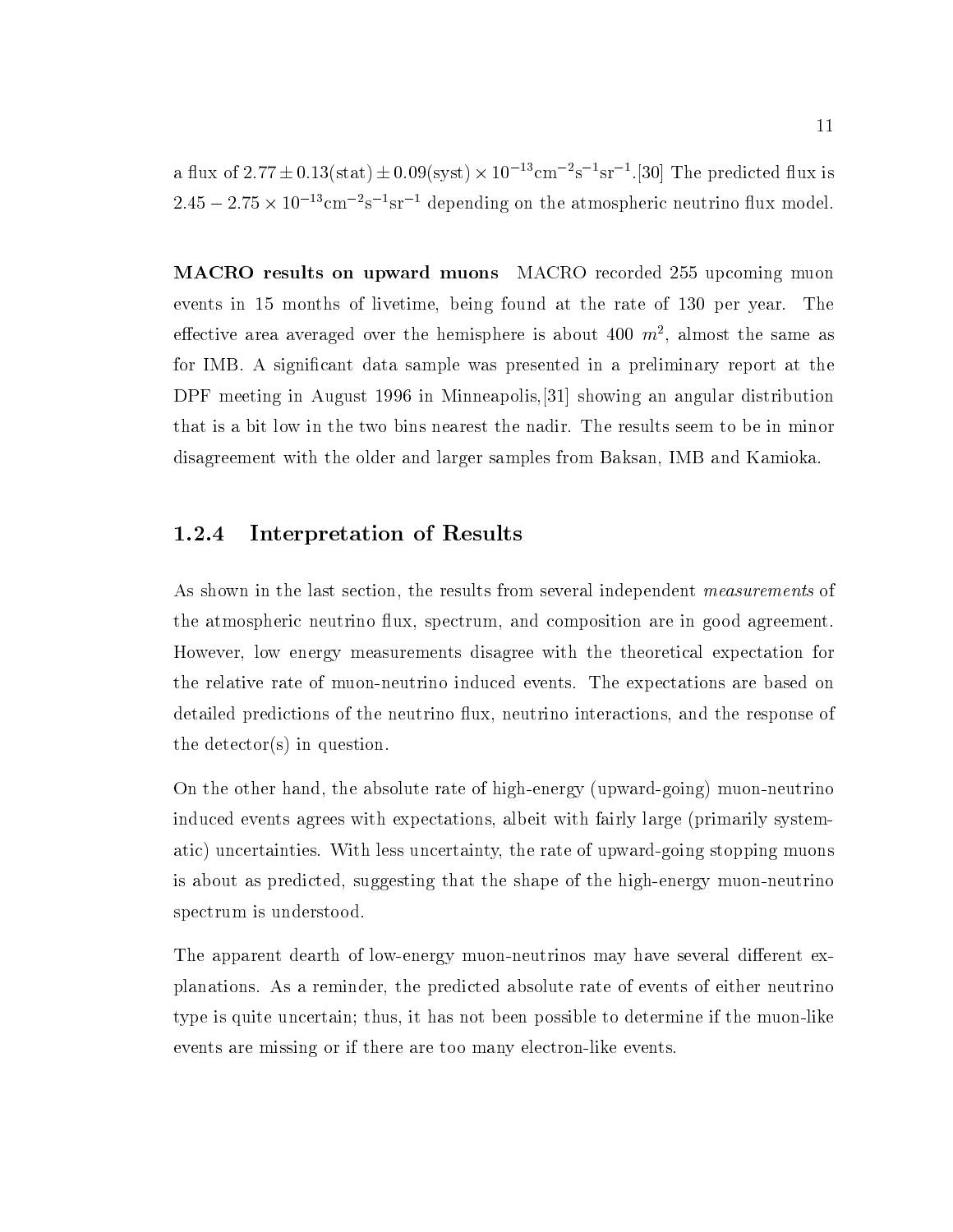a flux of $2.77 \pm 0.13(\mathrm{stat}) \pm 0.09(\mathrm{syst}) \times 10^{-13}\mathrm{cm}^{-2}\mathrm{s}^{-1}\mathrm{sr}^{-1}$.[30] The predicted flux is $2.45 - 2.75 \times 10^{-13}\mathrm{cm}^{-2}\mathrm{s}^{-1}\mathrm{sr}^{-1}$ depending on the atmospheric neutrino flux model.

**MACRO results on upward muons** MACRO recorded 255 upcoming muon events in 15 months of livetime, being found at the rate of 130 per year. The effective area averaged over the hemisphere is about 400 $m^2$, almost the same as for IMB. A significant data sample was presented in a preliminary report at the DPF meeting in August 1996 in Minneapolis,[31] showing an angular distribution that is a bit low in the two bins nearest the nadir. The results seem to be in minor disagreement with the older and larger samples from Baksan, IMB and Kamioka.

### 1.2.4 Interpretation of Results

As shown in the last section, the results from several independent *measurements* of the atmospheric neutrino flux, spectrum, and composition are in good agreement. However, low energy measurements disagree with the theoretical expectation for the relative rate of muon-neutrino induced events. The expectations are based on detailed predictions of the neutrino flux, neutrino interactions, and the response of the detector(s) in question.

On the other hand, the absolute rate of high-energy (upward-going) muon-neutrino induced events agrees with expectations, albeit with fairly large (primarily systematic) uncertainties. With less uncertainty, the rate of upward-going stopping muons is about as predicted, suggesting that the shape of the high-energy muon-neutrino spectrum is understood.

The apparent dearth of low-energy muon-neutrinos may have several different explanations. As a reminder, the predicted absolute rate of events of either neutrino type is quite uncertain; thus, it has not been possible to determine if the muon-like events are missing or if there are too many electron-like events.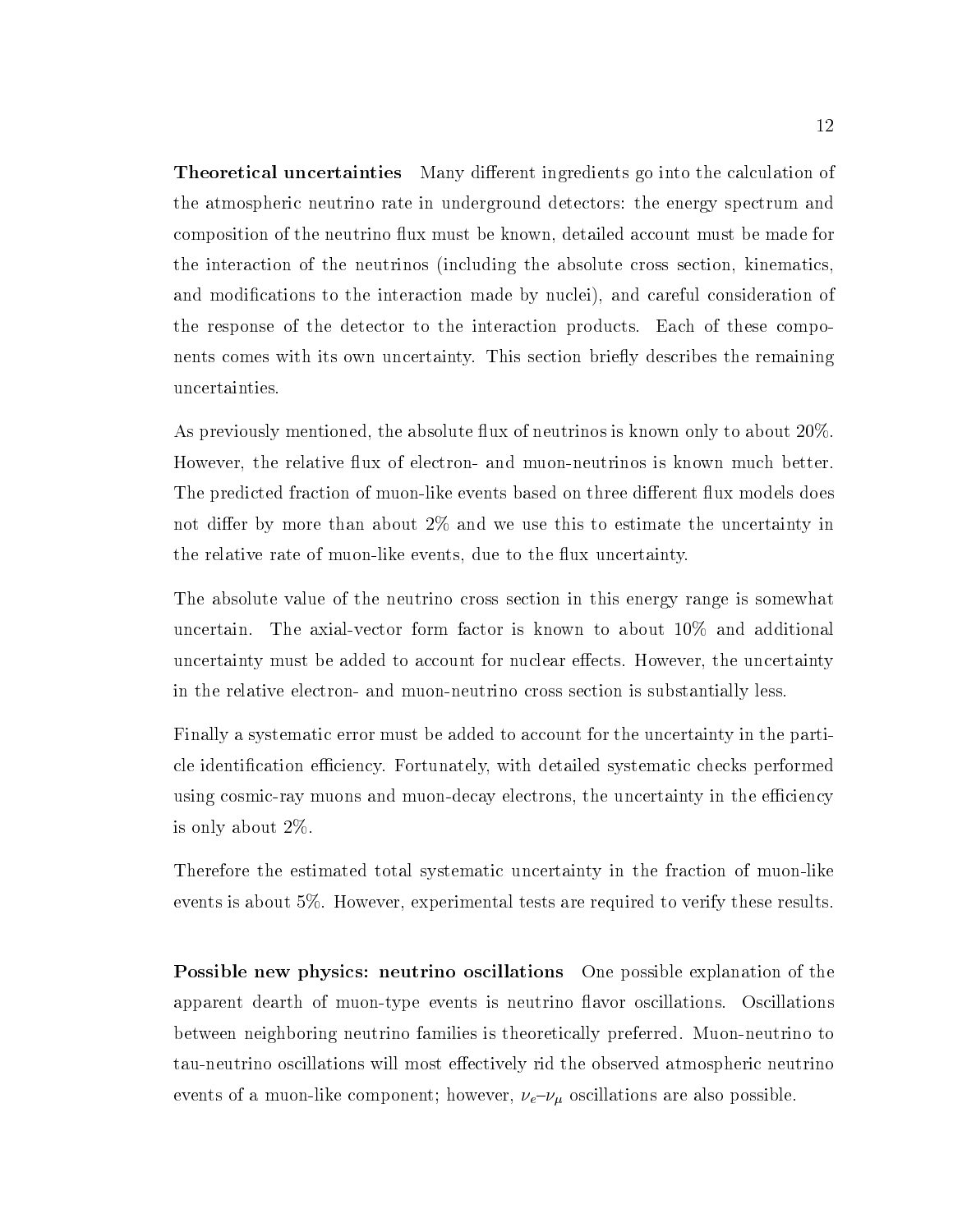**Theoretical uncertainties** Many different ingredients go into the calculation of the atmospheric neutrino rate in underground detectors: the energy spectrum and composition of the neutrino flux must be known, detailed account must be made for the interaction of the neutrinos (including the absolute cross section, kinematics, and modifications to the interaction made by nuclei), and careful consideration of the response of the detector to the interaction products. Each of these components comes with its own uncertainty. This section briefly describes the remaining uncertainties.

As previously mentioned, the absolute flux of neutrinos is known only to about 20%. However, the relative flux of electron- and muon-neutrinos is known much better. The predicted fraction of muon-like events based on three different flux models does not differ by more than about 2% and we use this to estimate the uncertainty in the relative rate of muon-like events, due to the flux uncertainty.

The absolute value of the neutrino cross section in this energy range is somewhat uncertain. The axial-vector form factor is known to about 10% and additional uncertainty must be added to account for nuclear effects. However, the uncertainty in the relative electron- and muon-neutrino cross section is substantially less.

Finally a systematic error must be added to account for the uncertainty in the particle identification efficiency. Fortunately, with detailed systematic checks performed using cosmic-ray muons and muon-decay electrons, the uncertainty in the efficiency is only about 2%.

Therefore the estimated total systematic uncertainty in the fraction of muon-like events is about 5%. However, experimental tests are required to verify these results.

**Possible new physics: neutrino oscillations** One possible explanation of the apparent dearth of muon-type events is neutrino flavor oscillations. Oscillations between neighboring neutrino families is theoretically preferred. Muon-neutrino to tau-neutrino oscillations will most effectively rid the observed atmospheric neutrino events of a muon-like component; however, $\nu_e$–$\nu_\mu$ oscillations are also possible.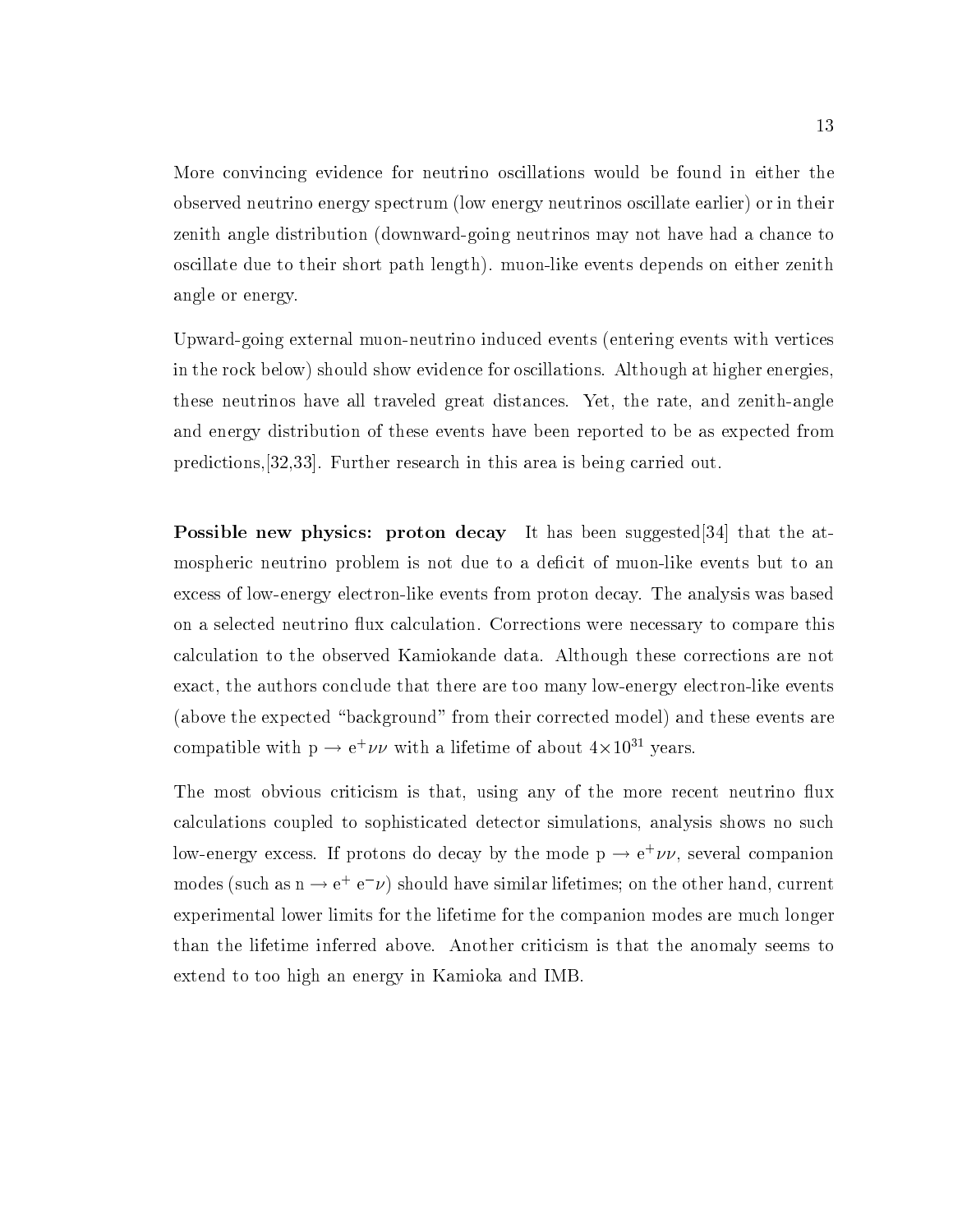More convincing evidence for neutrino oscillations would be found in either the observed neutrino energy spectrum (low energy neutrinos oscillate earlier) or in their zenith angle distribution (downward-going neutrinos may not have had a chance to oscillate due to their short path length). muon-like events depends on either zenith angle or energy.

Upward-going external muon-neutrino induced events (entering events with vertices in the rock below) should show evidence for oscillations. Although at higher energies, these neutrinos have all traveled great distances. Yet, the rate, and zenith-angle and energy distribution of these events have been reported to be as expected from predictions,[32,33]. Further research in this area is being carried out.

**Possible new physics: proton decay** It has been suggested[34] that the atmospheric neutrino problem is not due to a deficit of muon-like events but to an excess of low-energy electron-like events from proton decay. The analysis was based on a selected neutrino flux calculation. Corrections were necessary to compare this calculation to the observed Kamiokande data. Although these corrections are not exact, the authors conclude that there are too many low-energy electron-like events (above the expected "background" from their corrected model) and these events are compatible with $p \rightarrow e^{+}\nu\nu$ with a lifetime of about $4\times10^{31}$ years.

The most obvious criticism is that, using any of the more recent neutrino flux calculations coupled to sophisticated detector simulations, analysis shows no such low-energy excess. If protons do decay by the mode $p \rightarrow e^{+}\nu\nu$, several companion modes (such as $n \rightarrow e^{+}\, e^{-}\nu$) should have similar lifetimes; on the other hand, current experimental lower limits for the lifetime for the companion modes are much longer than the lifetime inferred above. Another criticism is that the anomaly seems to extend to too high an energy in Kamioka and IMB.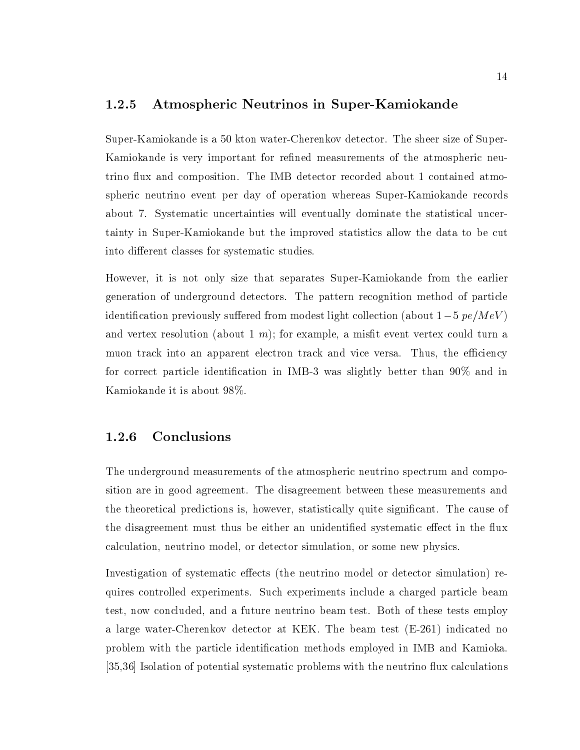### 1.2.5 Atmospheric Neutrinos in Super-Kamiokande

Super-Kamiokande is a 50 kton water-Cherenkov detector. The sheer size of Super-Kamiokande is very important for refined measurements of the atmospheric neutrino flux and composition. The IMB detector recorded about 1 contained atmospheric neutrino event per day of operation whereas Super-Kamiokande records about 7. Systematic uncertainties will eventually dominate the statistical uncertainty in Super-Kamiokande but the improved statistics allow the data to be cut into different classes for systematic studies.

However, it is not only size that separates Super-Kamiokande from the earlier generation of underground detectors. The pattern recognition method of particle identification previously suffered from modest light collection (about $1-5\ pe/MeV$) and vertex resolution (about $1\ m$); for example, a misfit event vertex could turn a muon track into an apparent electron track and vice versa. Thus, the efficiency for correct particle identification in IMB-3 was slightly better than 90% and in Kamiokande it is about 98%.

### 1.2.6 Conclusions

The underground measurements of the atmospheric neutrino spectrum and composition are in good agreement. The disagreement between these measurements and the theoretical predictions is, however, statistically quite significant. The cause of the disagreement must thus be either an unidentified systematic effect in the flux calculation, neutrino model, or detector simulation, or some new physics.

Investigation of systematic effects (the neutrino model or detector simulation) requires controlled experiments. Such experiments include a charged particle beam test, now concluded, and a future neutrino beam test. Both of these tests employ a large water-Cherenkov detector at KEK. The beam test (E-261) indicated no problem with the particle identification methods employed in IMB and Kamioka. [35,36] Isolation of potential systematic problems with the neutrino flux calculations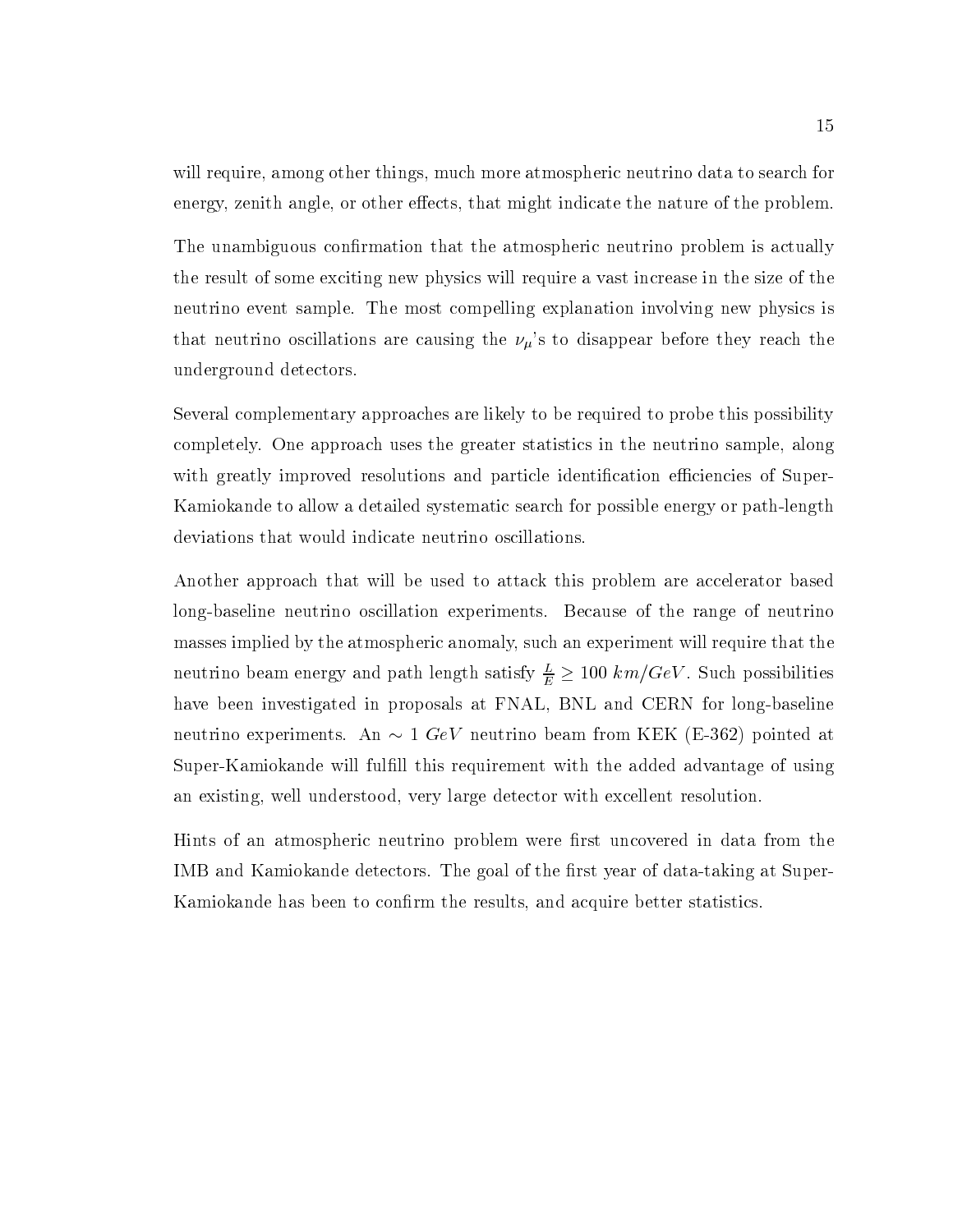will require, among other things, much more atmospheric neutrino data to search for energy, zenith angle, or other effects, that might indicate the nature of the problem.

The unambiguous confirmation that the atmospheric neutrino problem is actually the result of some exciting new physics will require a vast increase in the size of the neutrino event sample. The most compelling explanation involving new physics is that neutrino oscillations are causing the $\nu_\mu$'s to disappear before they reach the underground detectors.

Several complementary approaches are likely to be required to probe this possibility completely. One approach uses the greater statistics in the neutrino sample, along with greatly improved resolutions and particle identification efficiencies of Super-Kamiokande to allow a detailed systematic search for possible energy or path-length deviations that would indicate neutrino oscillations.

Another approach that will be used to attack this problem are accelerator based long-baseline neutrino oscillation experiments. Because of the range of neutrino masses implied by the atmospheric anomaly, such an experiment will require that the neutrino beam energy and path length satisfy $\frac{L}{E} \geq 100 \; km/GeV$. Such possibilities have been investigated in proposals at FNAL, BNL and CERN for long-baseline neutrino experiments. An $\sim 1 \; GeV$ neutrino beam from KEK (E-362) pointed at Super-Kamiokande will fulfill this requirement with the added advantage of using an existing, well understood, very large detector with excellent resolution.

Hints of an atmospheric neutrino problem were first uncovered in data from the IMB and Kamiokande detectors. The goal of the first year of data-taking at Super-Kamiokande has been to confirm the results, and acquire better statistics.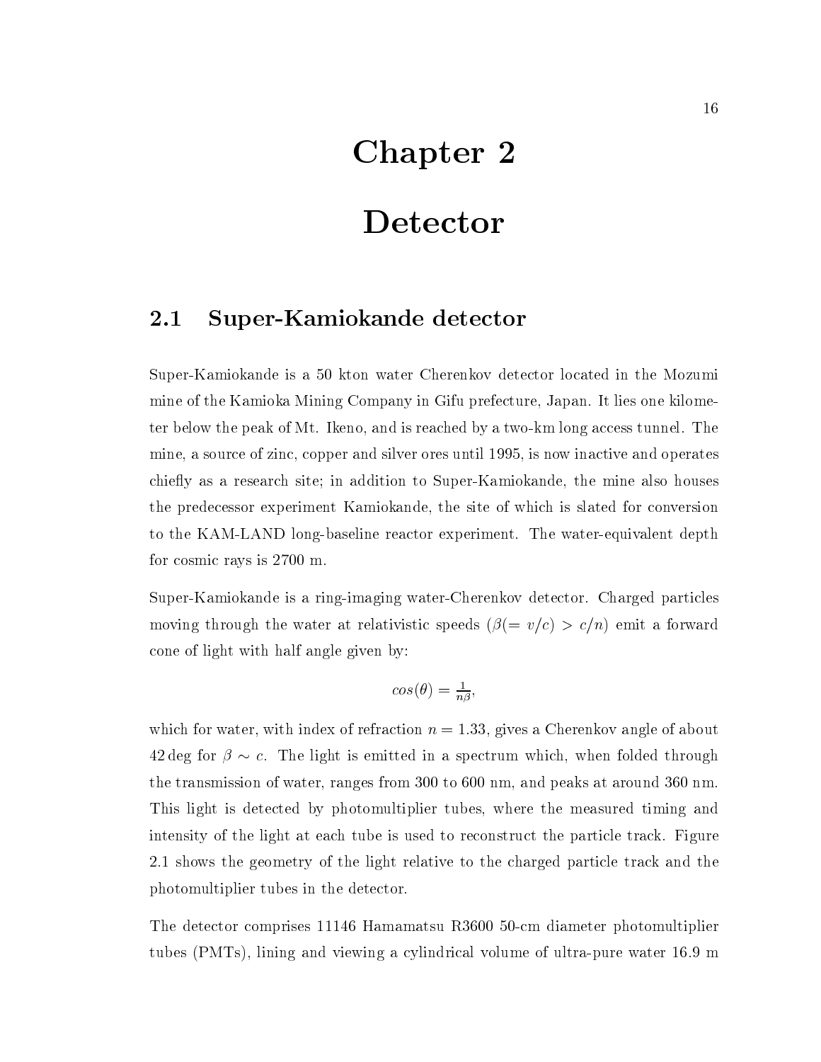# Chapter 2

# Detector

## 2.1 Super-Kamiokande detector

Super-Kamiokande is a 50 kton water Cherenkov detector located in the Mozumi mine of the Kamioka Mining Company in Gifu prefecture, Japan. It lies one kilometer below the peak of Mt. Ikeno, and is reached by a two-km long access tunnel. The mine, a source of zinc, copper and silver ores until 1995, is now inactive and operates chiefly as a research site; in addition to Super-Kamiokande, the mine also houses the predecessor experiment Kamiokande, the site of which is slated for conversion to the KAM-LAND long-baseline reactor experiment. The water-equivalent depth for cosmic rays is 2700 m.

Super-Kamiokande is a ring-imaging water-Cherenkov detector. Charged particles moving through the water at relativistic speeds ($\beta(= v/c) > c/n$) emit a forward cone of light with half angle given by:

$$cos(\theta) = \frac{1}{n\beta},$$

which for water, with index of refraction $n = 1.33$, gives a Cherenkov angle of about 42 deg for $\beta \sim c$. The light is emitted in a spectrum which, when folded through the transmission of water, ranges from 300 to 600 nm, and peaks at around 360 nm. This light is detected by photomultiplier tubes, where the measured timing and intensity of the light at each tube is used to reconstruct the particle track. Figure 2.1 shows the geometry of the light relative to the charged particle track and the photomultiplier tubes in the detector.

The detector comprises 11146 Hamamatsu R3600 50-cm diameter photomultiplier tubes (PMTs), lining and viewing a cylindrical volume of ultra-pure water 16.9 m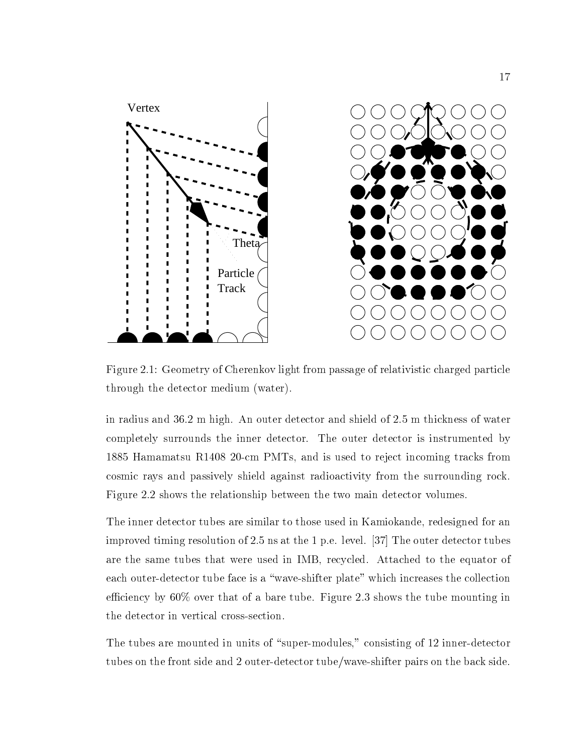Figure 2.1: Geometry of Cherenkov light from passage of relativistic charged particle through the detector medium (water).

in radius and 36.2 m high. An outer detector and shield of 2.5 m thickness of water completely surrounds the inner detector. The outer detector is instrumented by 1885 Hamamatsu R1408 20-cm PMTs, and is used to reject incoming tracks from cosmic rays and passively shield against radioactivity from the surrounding rock. Figure 2.2 shows the relationship between the two main detector volumes.

The inner detector tubes are similar to those used in Kamiokande, redesigned for an improved timing resolution of 2.5 ns at the 1 p.e. level. [37] The outer detector tubes are the same tubes that were used in IMB, recycled. Attached to the equator of each outer-detector tube face is a "wave-shifter plate" which increases the collection efficiency by 60% over that of a bare tube. Figure 2.3 shows the tube mounting in the detector in vertical cross-section.

The tubes are mounted in units of "super-modules," consisting of 12 inner-detector tubes on the front side and 2 outer-detector tube/wave-shifter pairs on the back side.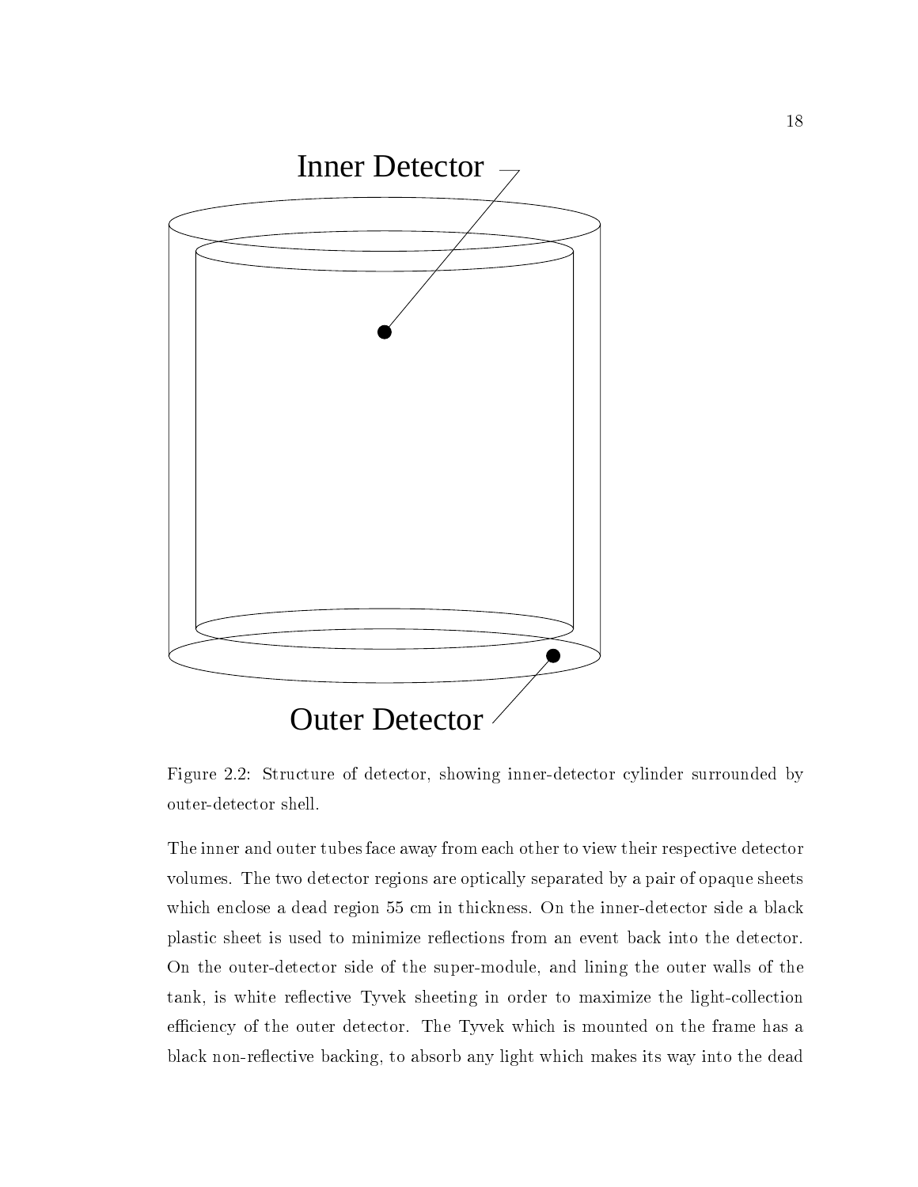Figure 2.2: Structure of detector, showing inner-detector cylinder surrounded by outer-detector shell.

The inner and outer tubes face away from each other to view their respective detector volumes. The two detector regions are optically separated by a pair of opaque sheets which enclose a dead region 55 cm in thickness. On the inner-detector side a black plastic sheet is used to minimize reflections from an event back into the detector. On the outer-detector side of the super-module, and lining the outer walls of the tank, is white reflective Tyvek sheeting in order to maximize the light-collection efficiency of the outer detector. The Tyvek which is mounted on the frame has a black non-reflective backing, to absorb any light which makes its way into the dead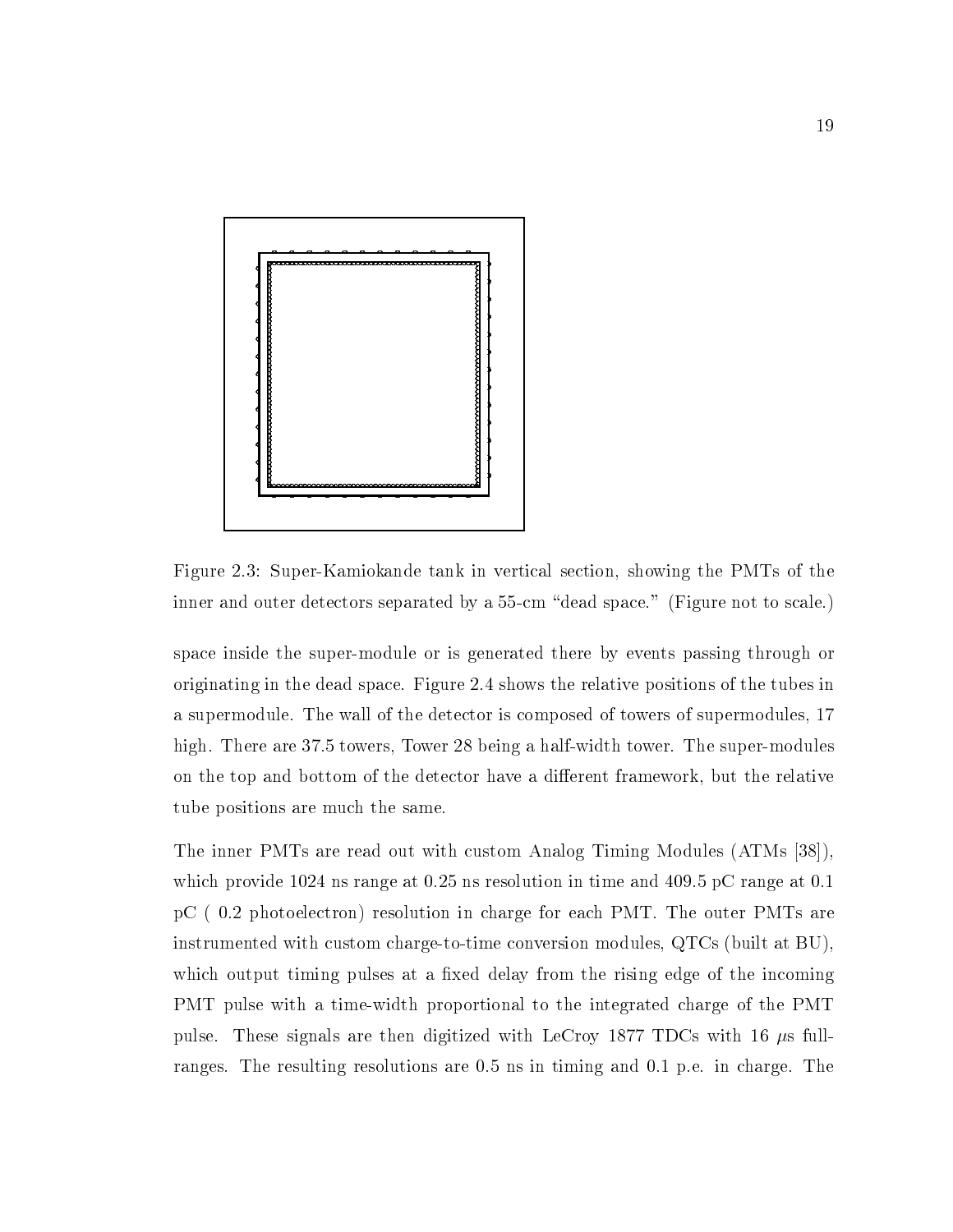Figure 2.3: Super-Kamiokande tank in vertical section, showing the PMTs of the inner and outer detectors separated by a 55-cm "dead space." (Figure not to scale.)

space inside the super-module or is generated there by events passing through or originating in the dead space. Figure 2.4 shows the relative positions of the tubes in a supermodule. The wall of the detector is composed of towers of supermodules, 17 high. There are 37.5 towers, Tower 28 being a half-width tower. The super-modules on the top and bottom of the detector have a different framework, but the relative tube positions are much the same.

The inner PMTs are read out with custom Analog Timing Modules (ATMs [38]), which provide 1024 ns range at 0.25 ns resolution in time and 409.5 pC range at 0.1 pC ( 0.2 photoelectron) resolution in charge for each PMT. The outer PMTs are instrumented with custom charge-to-time conversion modules, QTCs (built at BU), which output timing pulses at a fixed delay from the rising edge of the incoming PMT pulse with a time-width proportional to the integrated charge of the PMT pulse. These signals are then digitized with LeCroy 1877 TDCs with 16 $\mu$s full-ranges. The resulting resolutions are 0.5 ns in timing and 0.1 p.e. in charge. The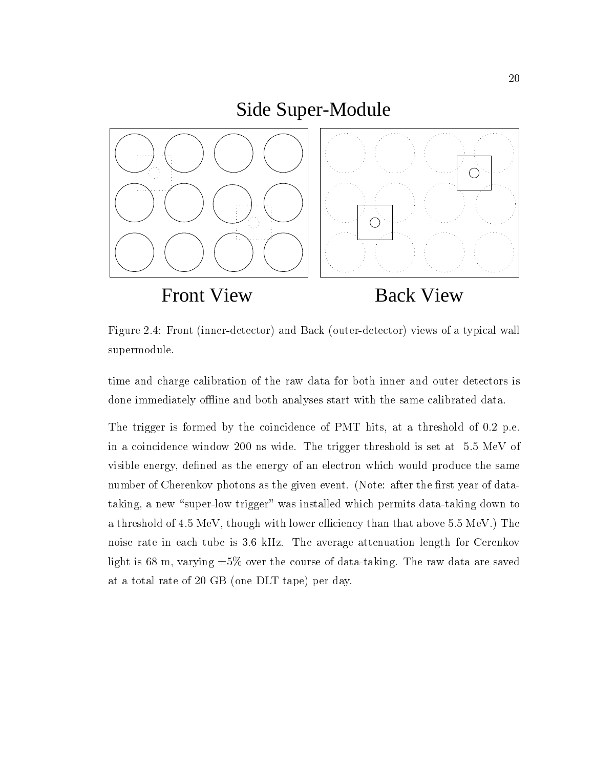Figure 2.4: Front (inner-detector) and Back (outer-detector) views of a typical wall supermodule.

time and charge calibration of the raw data for both inner and outer detectors is done immediately offline and both analyses start with the same calibrated data.

The trigger is formed by the coincidence of PMT hits, at a threshold of 0.2 p.e. in a coincidence window 200 ns wide. The trigger threshold is set at 5.5 MeV of visible energy, defined as the energy of an electron which would produce the same number of Cherenkov photons as the given event. (Note: after the first year of data-taking, a new "super-low trigger" was installed which permits data-taking down to a threshold of 4.5 MeV, though with lower efficiency than that above 5.5 MeV.) The noise rate in each tube is 3.6 kHz. The average attenuation length for Cerenkov light is 68 m, varying $\pm 5\%$ over the course of data-taking. The raw data are saved at a total rate of 20 GB (one DLT tape) per day.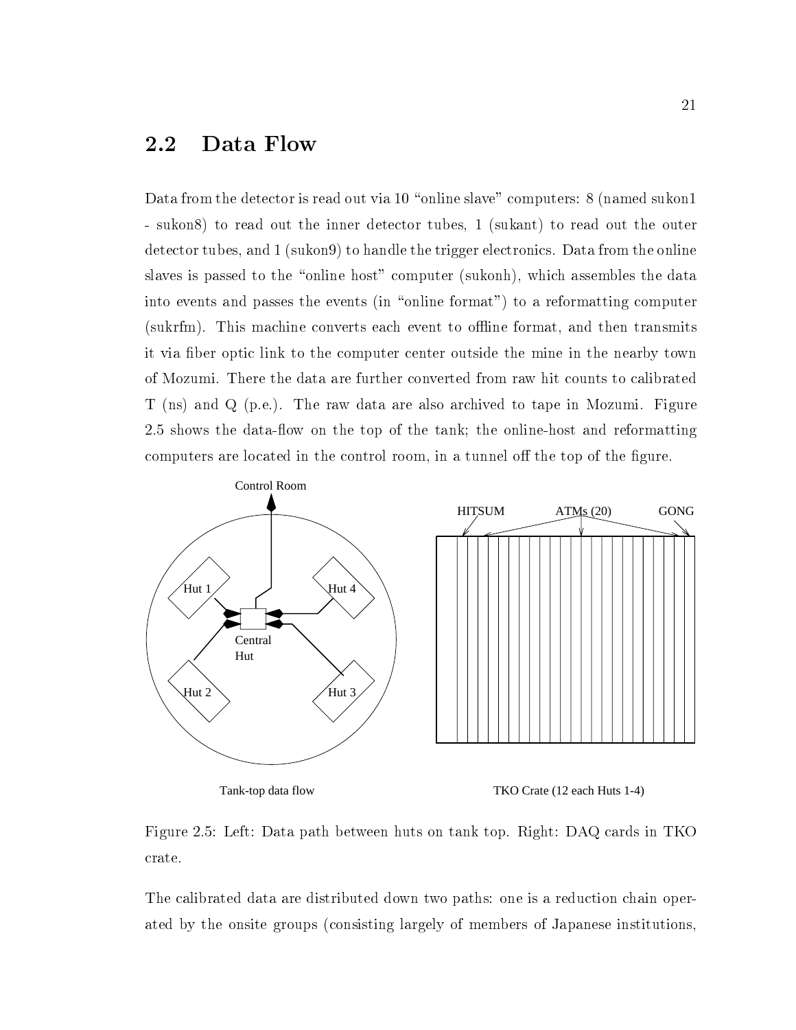## 2.2 Data Flow

Data from the detector is read out via 10 "online slave" computers: 8 (named sukon1 - sukon8) to read out the inner detector tubes, 1 (sukant) to read out the outer detector tubes, and 1 (sukon9) to handle the trigger electronics. Data from the online slaves is passed to the "online host" computer (sukonh), which assembles the data into events and passes the events (in "online format") to a reformatting computer (sukrfm). This machine converts each event to offline format, and then transmits it via fiber optic link to the computer center outside the mine in the nearby town of Mozumi. There the data are further converted from raw hit counts to calibrated T (ns) and Q (p.e.). The raw data are also archived to tape in Mozumi. Figure 2.5 shows the data-flow on the top of the tank; the online-host and reformatting computers are located in the control room, in a tunnel off the top of the figure.

Figure 2.5: Left: Data path between huts on tank top. Right: DAQ cards in TKO crate.

The calibrated data are distributed down two paths: one is a reduction chain operated by the onsite groups (consisting largely of members of Japanese institutions,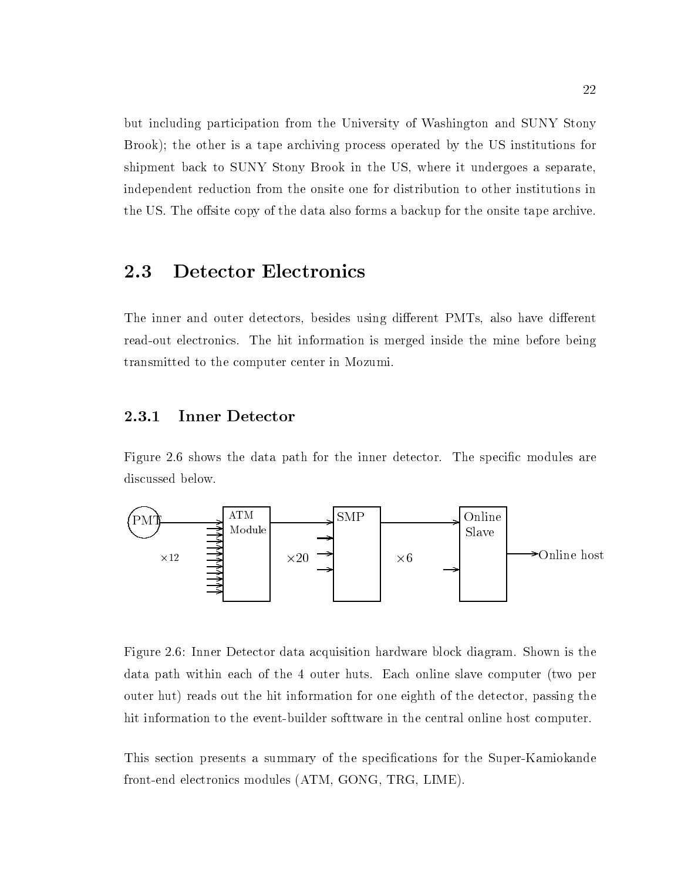but including participation from the University of Washington and SUNY Stony Brook); the other is a tape archiving process operated by the US institutions for shipment back to SUNY Stony Brook in the US, where it undergoes a separate, independent reduction from the onsite one for distribution to other institutions in the US. The offsite copy of the data also forms a backup for the onsite tape archive.

## 2.3 Detector Electronics

The inner and outer detectors, besides using different PMTs, also have different read-out electronics. The hit information is merged inside the mine before being transmitted to the computer center in Mozumi.

### 2.3.1 Inner Detector

Figure 2.6 shows the data path for the inner detector. The specific modules are discussed below.

Figure 2.6: Inner Detector data acquisition hardware block diagram. Shown is the data path within each of the 4 outer huts. Each online slave computer (two per outer hut) reads out the hit information for one eighth of the detector, passing the hit information to the event-builder softtware in the central online host computer.

This section presents a summary of the specifications for the Super-Kamiokande front-end electronics modules (ATM, GONG, TRG, LIME).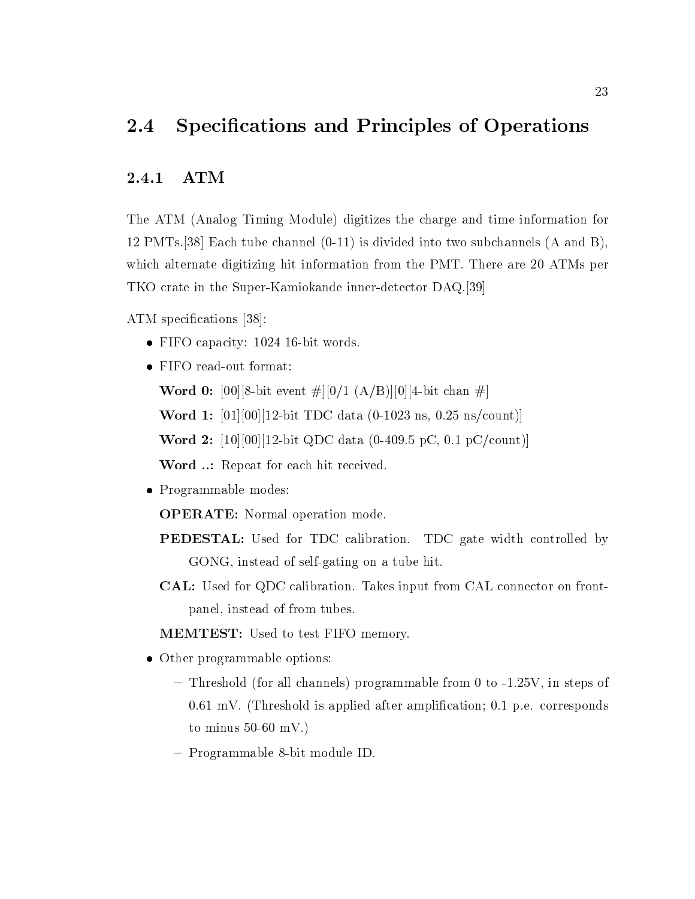## 2.4 Specifications and Principles of Operations

### 2.4.1 ATM

The ATM (Analog Timing Module) digitizes the charge and time information for 12 PMTs.[38] Each tube channel (0-11) is divided into two subchannels (A and B), which alternate digitizing hit information from the PMT. There are 20 ATMs per TKO crate in the Super-Kamiokande inner-detector DAQ.[39]

ATM specifications [38]:

- FIFO capacity: 1024 16-bit words.
- FIFO read-out format:

  **Word 0:** [00][8-bit event #][0/1 (A/B)][0][4-bit chan #]

  **Word 1:** [01][00][12-bit TDC data (0-1023 ns, 0.25 ns/count)]

  **Word 2:** [10][00][12-bit QDC data (0-409.5 pC, 0.1 pC/count)]

  **Word ..:** Repeat for each hit received.
- Programmable modes:

  **OPERATE:** Normal operation mode.

  **PEDESTAL:** Used for TDC calibration. TDC gate width controlled by GONG, instead of self-gating on a tube hit.

  **CAL:** Used for QDC calibration. Takes input from CAL connector on front-panel, instead of from tubes.

  **MEMTEST:** Used to test FIFO memory.
- Other programmable options:
  - Threshold (for all channels) programmable from 0 to -1.25V, in steps of 0.61 mV. (Threshold is applied after amplification; 0.1 p.e. corresponds to minus 50-60 mV.)
  - Programmable 8-bit module ID.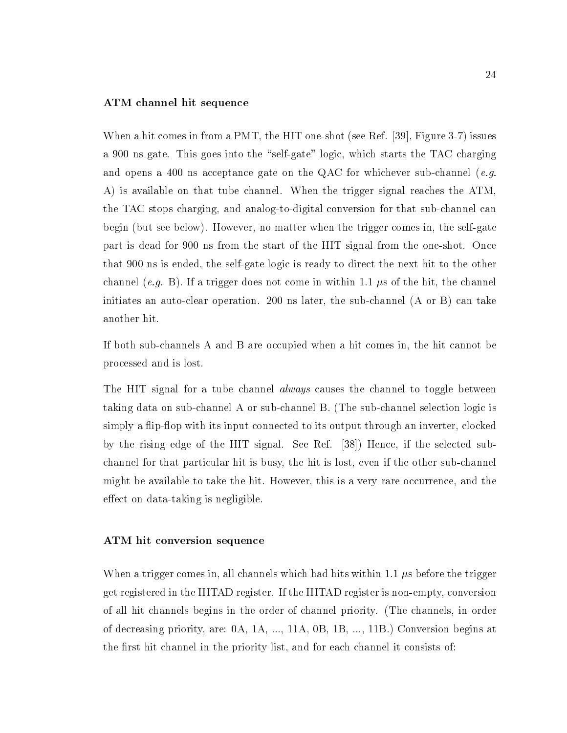### ATM channel hit sequence

When a hit comes in from a PMT, the HIT one-shot (see Ref. [39], Figure 3-7) issues a 900 ns gate. This goes into the "self-gate" logic, which starts the TAC charging and opens a 400 ns acceptance gate on the QAC for whichever sub-channel (*e.g.* A) is available on that tube channel. When the trigger signal reaches the ATM, the TAC stops charging, and analog-to-digital conversion for that sub-channel can begin (but see below). However, no matter when the trigger comes in, the self-gate part is dead for 900 ns from the start of the HIT signal from the one-shot. Once that 900 ns is ended, the self-gate logic is ready to direct the next hit to the other channel (*e.g.* B). If a trigger does not come in within 1.1 $\mu$s of the hit, the channel initiates an auto-clear operation. 200 ns later, the sub-channel (A or B) can take another hit.

If both sub-channels A and B are occupied when a hit comes in, the hit cannot be processed and is lost.

The HIT signal for a tube channel *always* causes the channel to toggle between taking data on sub-channel A or sub-channel B. (The sub-channel selection logic is simply a flip-flop with its input connected to its output through an inverter, clocked by the rising edge of the HIT signal. See Ref. [38]) Hence, if the selected sub-channel for that particular hit is busy, the hit is lost, even if the other sub-channel might be available to take the hit. However, this is a very rare occurrence, and the effect on data-taking is negligible.

### ATM hit conversion sequence

When a trigger comes in, all channels which had hits within 1.1 $\mu$s before the trigger get registered in the HITAD register. If the HITAD register is non-empty, conversion of all hit channels begins in the order of channel priority. (The channels, in order of decreasing priority, are: 0A, 1A, ..., 11A, 0B, 1B, ..., 11B.) Conversion begins at the first hit channel in the priority list, and for each channel it consists of: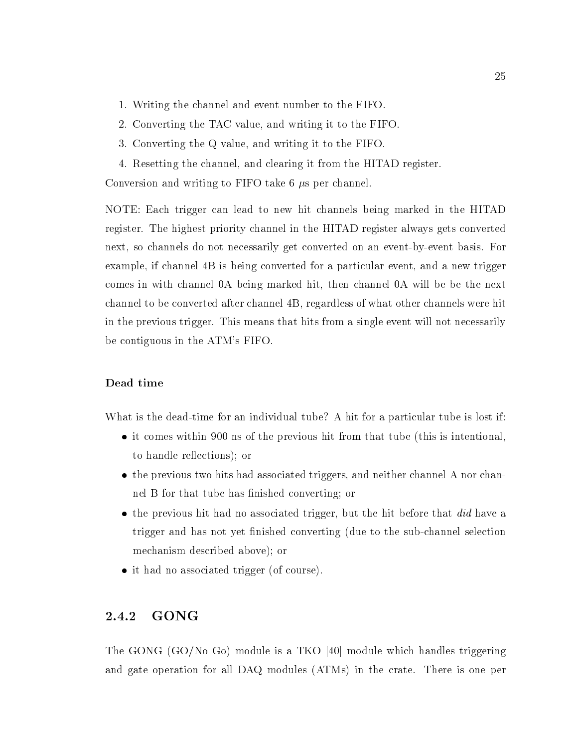1. Writing the channel and event number to the FIFO.
2. Converting the TAC value, and writing it to the FIFO.
3. Converting the Q value, and writing it to the FIFO.
4. Resetting the channel, and clearing it from the HITAD register.

Conversion and writing to FIFO take 6 $\mu$s per channel.

NOTE: Each trigger can lead to new hit channels being marked in the HITAD register. The highest priority channel in the HITAD register always gets converted next, so channels do not necessarily get converted on an event-by-event basis. For example, if channel 4B is being converted for a particular event, and a new trigger comes in with channel 0A being marked hit, then channel 0A will be be the next channel to be converted after channel 4B, regardless of what other channels were hit in the previous trigger. This means that hits from a single event will not necessarily be contiguous in the ATM's FIFO.

#### Dead time

What is the dead-time for an individual tube? A hit for a particular tube is lost if:

- it comes within 900 ns of the previous hit from that tube (this is intentional, to handle reflections); or
- the previous two hits had associated triggers, and neither channel A nor channel B for that tube has finished converting; or
- the previous hit had no associated trigger, but the hit before that *did* have a trigger and has not yet finished converting (due to the sub-channel selection mechanism described above); or
- it had no associated trigger (of course).

### 2.4.2 GONG

The GONG (GO/No Go) module is a TKO [40] module which handles triggering and gate operation for all DAQ modules (ATMs) in the crate. There is one per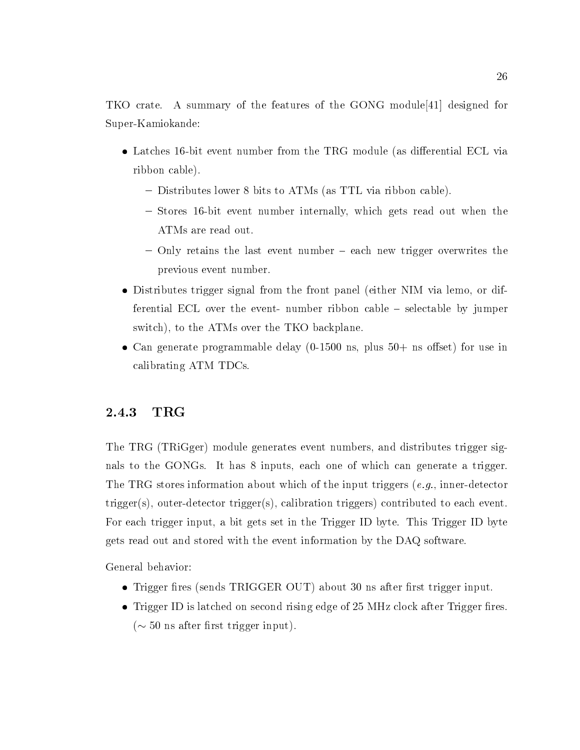TKO crate. A summary of the features of the GONG module[41] designed for Super-Kamiokande:

- Latches 16-bit event number from the TRG module (as differential ECL via ribbon cable).
  - Distributes lower 8 bits to ATMs (as TTL via ribbon cable).
  - Stores 16-bit event number internally, which gets read out when the ATMs are read out.
  - Only retains the last event number – each new trigger overwrites the previous event number.
- Distributes trigger signal from the front panel (either NIM via lemo, or differential ECL over the event- number ribbon cable – selectable by jumper switch), to the ATMs over the TKO backplane.
- Can generate programmable delay (0-1500 ns, plus 50+ ns offset) for use in calibrating ATM TDCs.

### 2.4.3 TRG

The TRG (TRiGger) module generates event numbers, and distributes trigger signals to the GONGs. It has 8 inputs, each one of which can generate a trigger. The TRG stores information about which of the input triggers (*e.g.*, inner-detector trigger(s), outer-detector trigger(s), calibration triggers) contributed to each event. For each trigger input, a bit gets set in the Trigger ID byte. This Trigger ID byte gets read out and stored with the event information by the DAQ software.

General behavior:

- Trigger fires (sends TRIGGER OUT) about 30 ns after first trigger input.
- Trigger ID is latched on second rising edge of 25 MHz clock after Trigger fires. ($\sim$ 50 ns after first trigger input).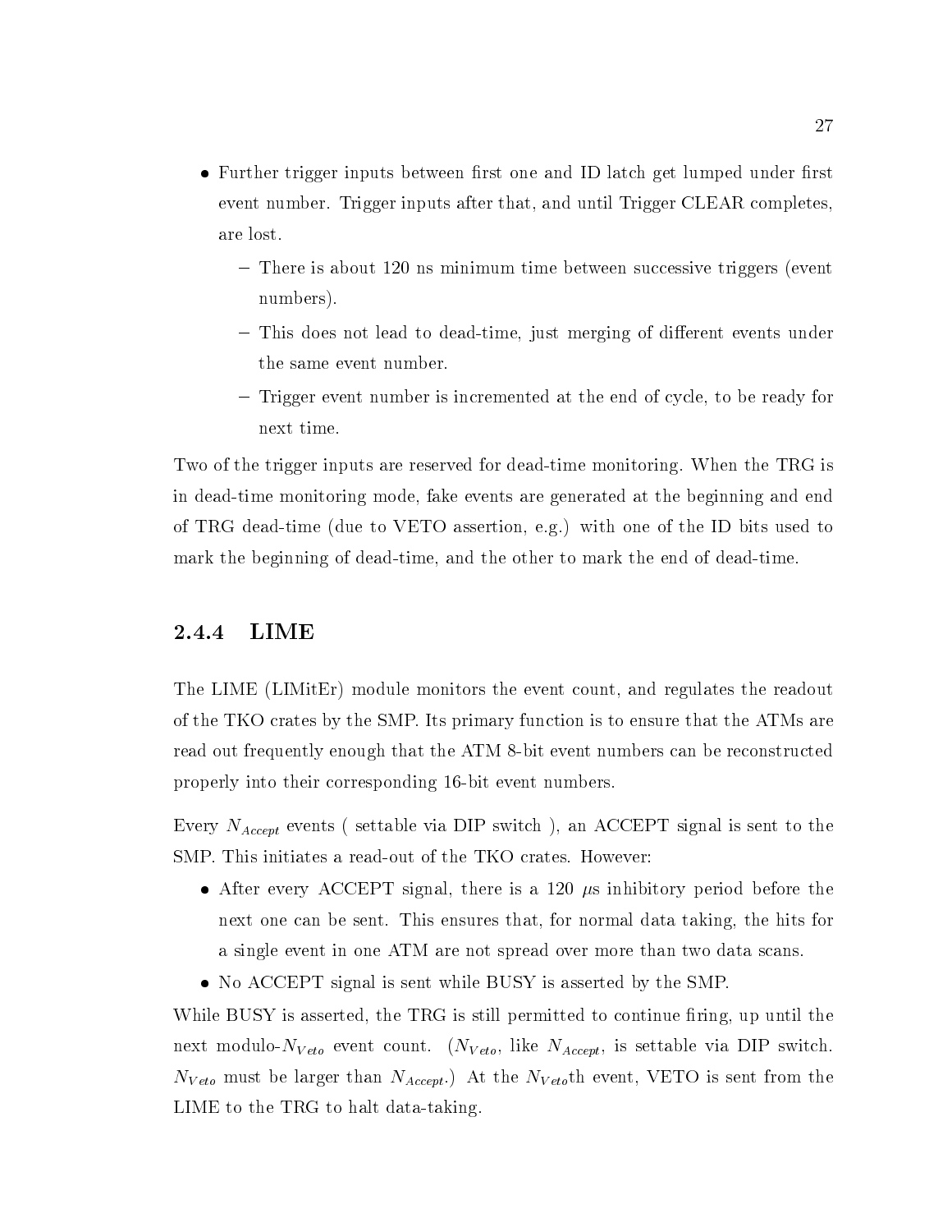- Further trigger inputs between first one and ID latch get lumped under first event number. Trigger inputs after that, and until Trigger CLEAR completes, are lost.
  - There is about 120 ns minimum time between successive triggers (event numbers).
  - This does not lead to dead-time, just merging of different events under the same event number.
  - Trigger event number is incremented at the end of cycle, to be ready for next time.

Two of the trigger inputs are reserved for dead-time monitoring. When the TRG is in dead-time monitoring mode, fake events are generated at the beginning and end of TRG dead-time (due to VETO assertion, e.g.) with one of the ID bits used to mark the beginning of dead-time, and the other to mark the end of dead-time.

### 2.4.4 LIME

The LIME (LIMitEr) module monitors the event count, and regulates the readout of the TKO crates by the SMP. Its primary function is to ensure that the ATMs are read out frequently enough that the ATM 8-bit event numbers can be reconstructed properly into their corresponding 16-bit event numbers.

Every $N_{Accept}$ events ( settable via DIP switch ), an ACCEPT signal is sent to the SMP. This initiates a read-out of the TKO crates. However:

- After every ACCEPT signal, there is a 120 $\mu$s inhibitory period before the next one can be sent. This ensures that, for normal data taking, the hits for a single event in one ATM are not spread over more than two data scans.
- No ACCEPT signal is sent while BUSY is asserted by the SMP.

While BUSY is asserted, the TRG is still permitted to continue firing, up until the next modulo-$N_{Veto}$ event count. ($N_{Veto}$, like $N_{Accept}$, is settable via DIP switch. $N_{Veto}$ must be larger than $N_{Accept}$.) At the $N_{Veto}$th event, VETO is sent from the LIME to the TRG to halt data-taking.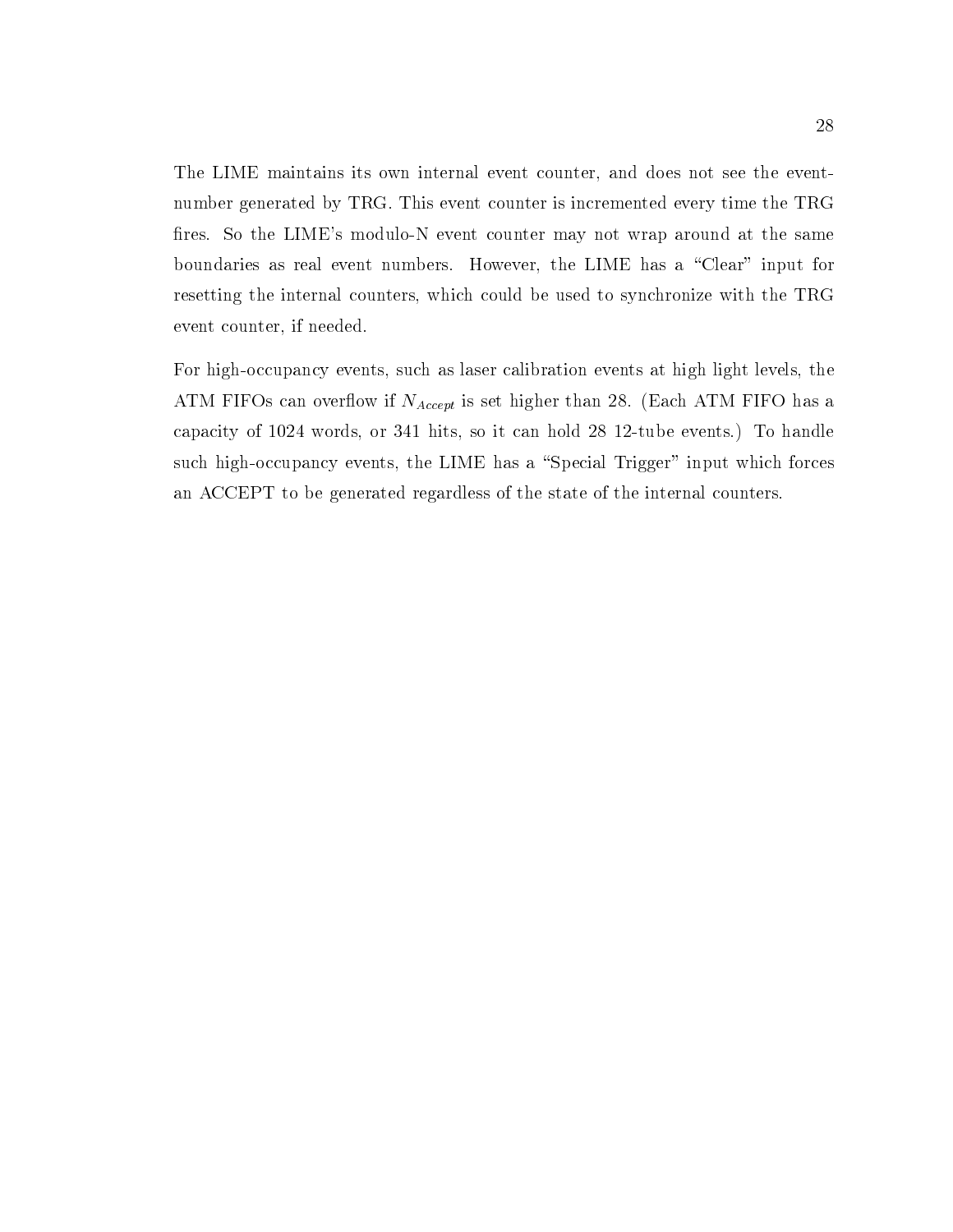The LIME maintains its own internal event counter, and does not see the event-number generated by TRG. This event counter is incremented every time the TRG fires. So the LIME's modulo-N event counter may not wrap around at the same boundaries as real event numbers. However, the LIME has a "Clear" input for resetting the internal counters, which could be used to synchronize with the TRG event counter, if needed.

For high-occupancy events, such as laser calibration events at high light levels, the ATM FIFOs can overflow if $N_{Accept}$ is set higher than 28. (Each ATM FIFO has a capacity of 1024 words, or 341 hits, so it can hold 28 12-tube events.) To handle such high-occupancy events, the LIME has a "Special Trigger" input which forces an ACCEPT to be generated regardless of the state of the internal counters.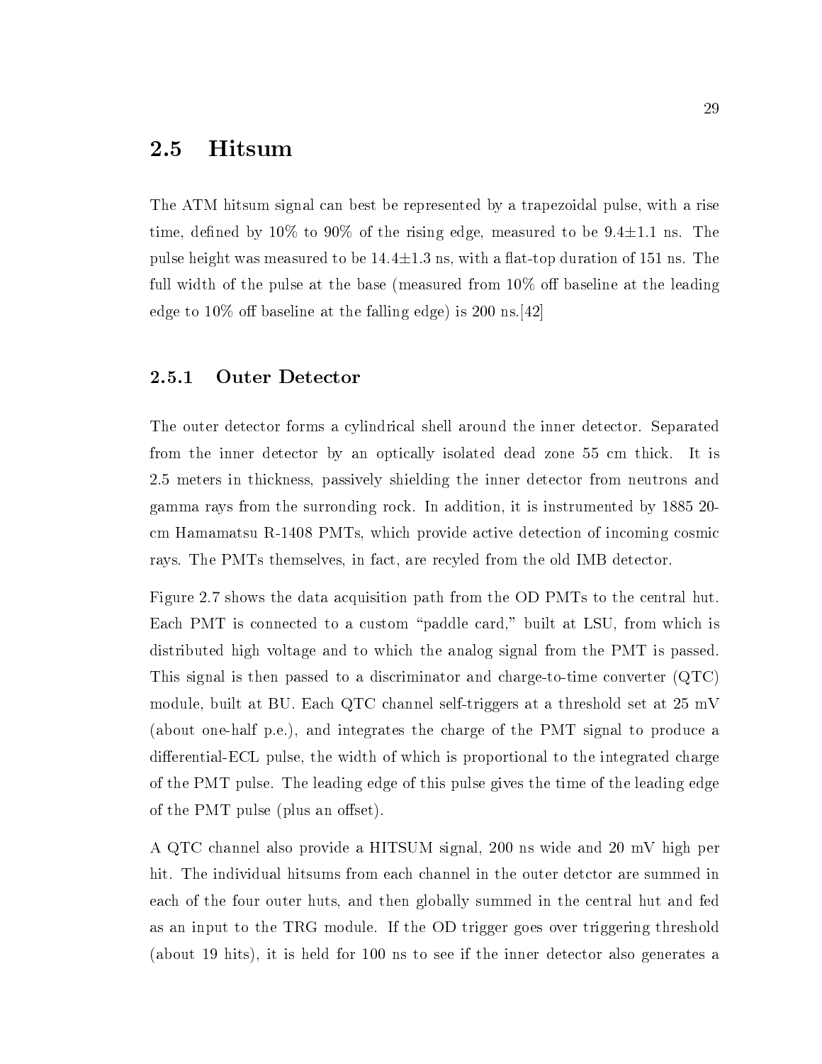## 2.5 Hitsum

The ATM hitsum signal can best be represented by a trapezoidal pulse, with a rise time, defined by 10% to 90% of the rising edge, measured to be 9.4±1.1 ns. The pulse height was measured to be 14.4±1.3 ns, with a flat-top duration of 151 ns. The full width of the pulse at the base (measured from 10% off baseline at the leading edge to 10% off baseline at the falling edge) is 200 ns.[42]

### 2.5.1 Outer Detector

The outer detector forms a cylindrical shell around the inner detector. Separated from the inner detector by an optically isolated dead zone 55 cm thick. It is 2.5 meters in thickness, passively shielding the inner detector from neutrons and gamma rays from the surrounding rock. In addition, it is instrumented by 1885 20-cm Hamamatsu R-1408 PMTs, which provide active detection of incoming cosmic rays. The PMTs themselves, in fact, are recyled from the old IMB detector.

Figure 2.7 shows the data acquisition path from the OD PMTs to the central hut. Each PMT is connected to a custom "paddle card," built at LSU, from which is distributed high voltage and to which the analog signal from the PMT is passed. This signal is then passed to a discriminator and charge-to-time converter (QTC) module, built at BU. Each QTC channel self-triggers at a threshold set at 25 mV (about one-half p.e.), and integrates the charge of the PMT signal to produce a differential-ECL pulse, the width of which is proportional to the integrated charge of the PMT pulse. The leading edge of this pulse gives the time of the leading edge of the PMT pulse (plus an offset).

A QTC channel also provide a HITSUM signal, 200 ns wide and 20 mV high per hit. The individual hitsums from each channel in the outer detctor are summed in each of the four outer huts, and then globally summed in the central hut and fed as an input to the TRG module. If the OD trigger goes over triggering threshold (about 19 hits), it is held for 100 ns to see if the inner detector also generates a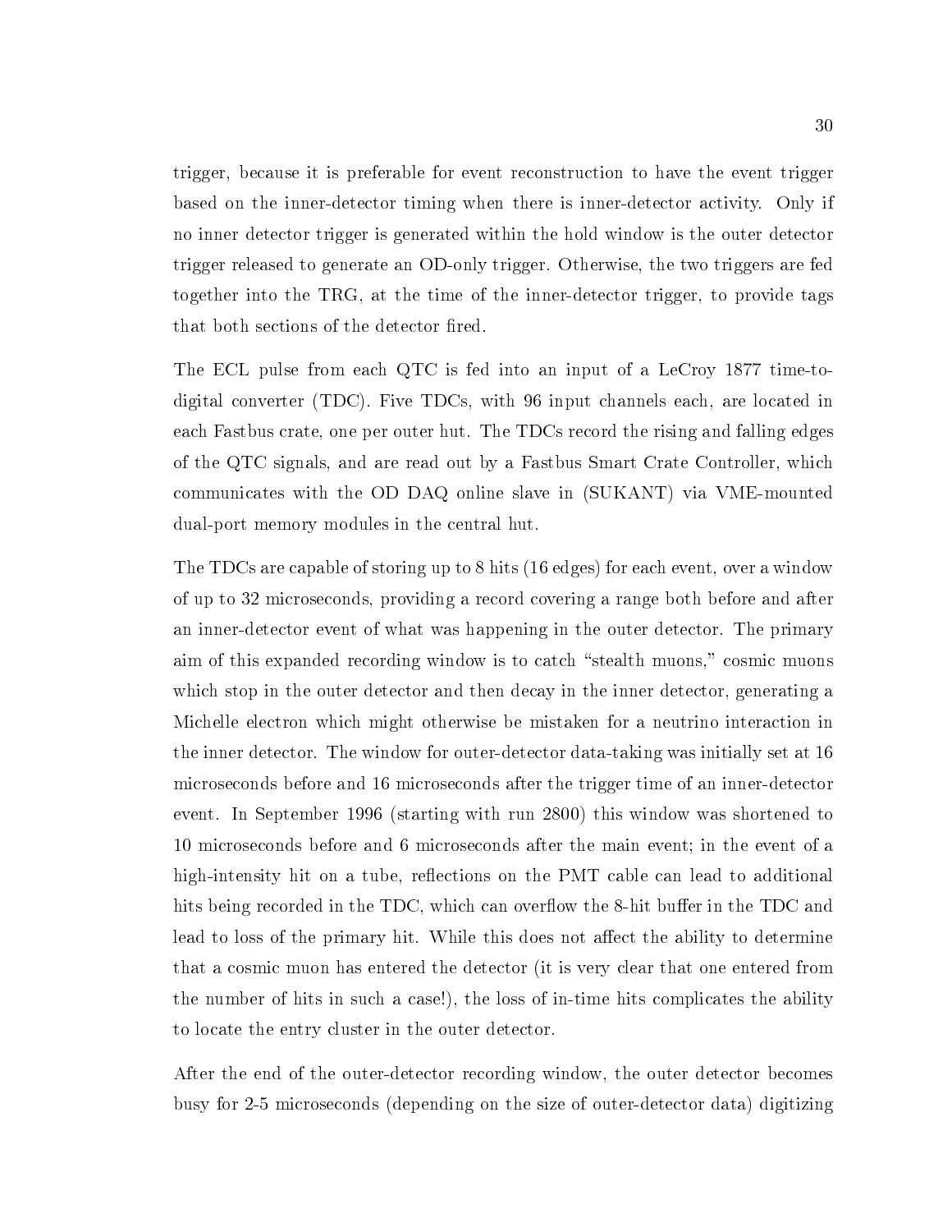trigger, because it is preferable for event reconstruction to have the event trigger based on the inner-detector timing when there is inner-detector activity. Only if no inner detector trigger is generated within the hold window is the outer detector trigger released to generate an OD-only trigger. Otherwise, the two triggers are fed together into the TRG, at the time of the inner-detector trigger, to provide tags that both sections of the detector fired.

The ECL pulse from each QTC is fed into an input of a LeCroy 1877 time-to-digital converter (TDC). Five TDCs, with 96 input channels each, are located in each Fastbus crate, one per outer hut. The TDCs record the rising and falling edges of the QTC signals, and are read out by a Fastbus Smart Crate Controller, which communicates with the OD DAQ online slave in (SUKANT) via VME-mounted dual-port memory modules in the central hut.

The TDCs are capable of storing up to 8 hits (16 edges) for each event, over a window of up to 32 microseconds, providing a record covering a range both before and after an inner-detector event of what was happening in the outer detector. The primary aim of this expanded recording window is to catch "stealth muons," cosmic muons which stop in the outer detector and then decay in the inner detector, generating a Michelle electron which might otherwise be mistaken for a neutrino interaction in the inner detector. The window for outer-detector data-taking was initially set at 16 microseconds before and 16 microseconds after the trigger time of an inner-detector event. In September 1996 (starting with run 2800) this window was shortened to 10 microseconds before and 6 microseconds after the main event; in the event of a high-intensity hit on a tube, reflections on the PMT cable can lead to additional hits being recorded in the TDC, which can overflow the 8-hit buffer in the TDC and lead to loss of the primary hit. While this does not affect the ability to determine that a cosmic muon has entered the detector (it is very clear that one entered from the number of hits in such a case!), the loss of in-time hits complicates the ability to locate the entry cluster in the outer detector.

After the end of the outer-detector recording window, the outer detector becomes busy for 2-5 microseconds (depending on the size of outer-detector data) digitizing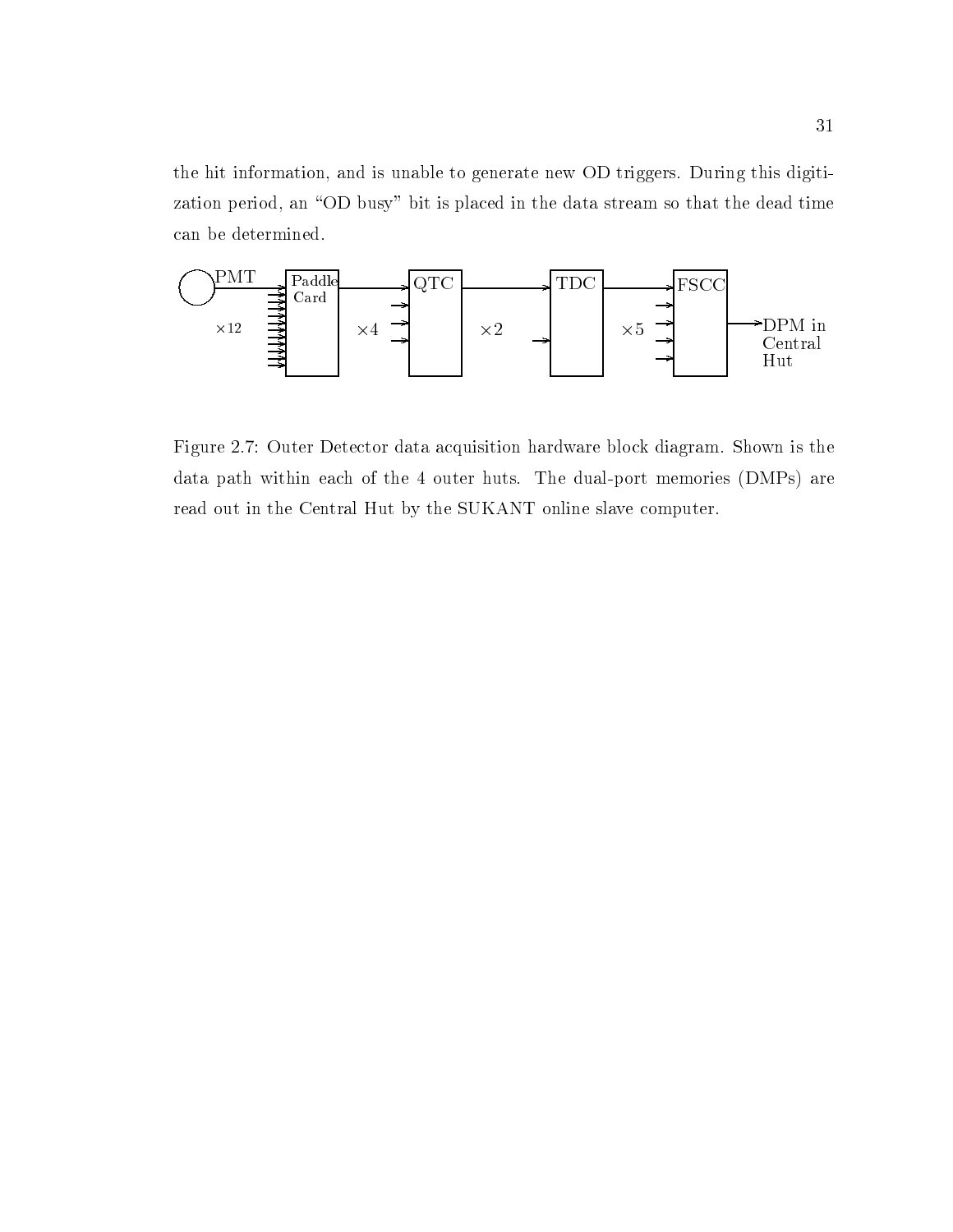the hit information, and is unable to generate new OD triggers. During this digitization period, an "OD busy" bit is placed in the data stream so that the dead time can be determined.

Figure 2.7: Outer Detector data acquisition hardware block diagram. Shown is the data path within each of the 4 outer huts. The dual-port memories (DMPs) are read out in the Central Hut by the SUKANT online slave computer.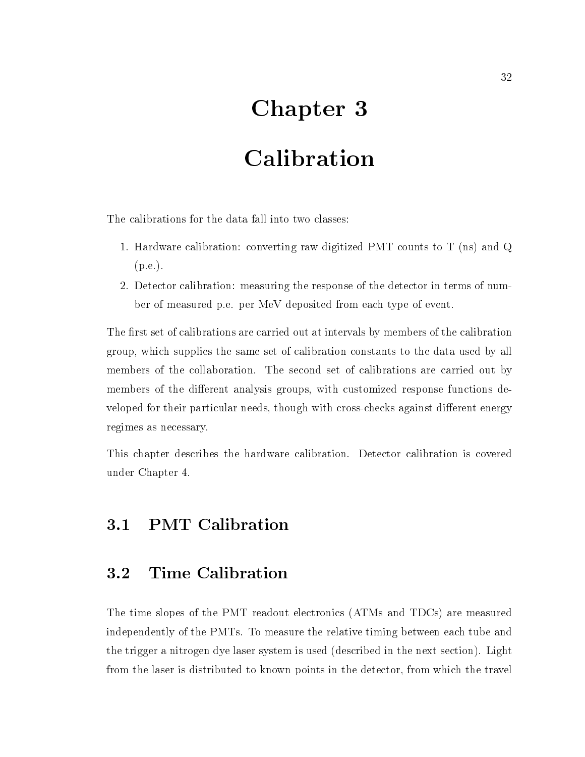# Chapter 3

# Calibration

The calibrations for the data fall into two classes:

1. Hardware calibration: converting raw digitized PMT counts to T (ns) and Q (p.e.).
2. Detector calibration: measuring the response of the detector in terms of number of measured p.e. per MeV deposited from each type of event.

The first set of calibrations are carried out at intervals by members of the calibration group, which supplies the same set of calibration constants to the data used by all members of the collaboration. The second set of calibrations are carried out by members of the different analysis groups, with customized response functions developed for their particular needs, though with cross-checks against different energy regimes as necessary.

This chapter describes the hardware calibration. Detector calibration is covered under Chapter 4.

## 3.1 PMT Calibration

## 3.2 Time Calibration

The time slopes of the PMT readout electronics (ATMs and TDCs) are measured independently of the PMTs. To measure the relative timing between each tube and the trigger a nitrogen dye laser system is used (described in the next section). Light from the laser is distributed to known points in the detector, from which the travel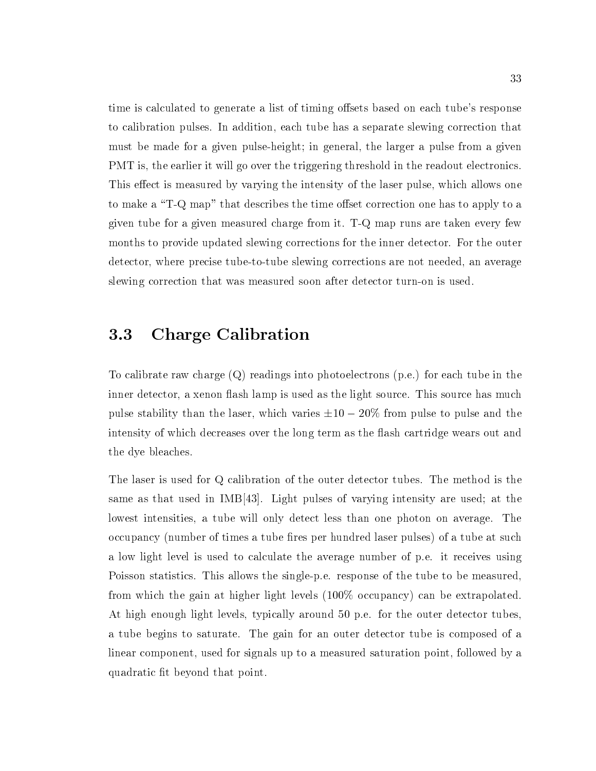time is calculated to generate a list of timing offsets based on each tube's response to calibration pulses. In addition, each tube has a separate slewing correction that must be made for a given pulse-height; in general, the larger a pulse from a given PMT is, the earlier it will go over the triggering threshold in the readout electronics. This effect is measured by varying the intensity of the laser pulse, which allows one to make a "T-Q map" that describes the time offset correction one has to apply to a given tube for a given measured charge from it. T-Q map runs are taken every few months to provide updated slewing corrections for the inner detector. For the outer detector, where precise tube-to-tube slewing corrections are not needed, an average slewing correction that was measured soon after detector turn-on is used.

## 3.3 Charge Calibration

To calibrate raw charge (Q) readings into photoelectrons (p.e.) for each tube in the inner detector, a xenon flash lamp is used as the light source. This source has much pulse stability than the laser, which varies $\pm 10-20\%$ from pulse to pulse and the intensity of which decreases over the long term as the flash cartridge wears out and the dye bleaches.

The laser is used for Q calibration of the outer detector tubes. The method is the same as that used in IMB[43]. Light pulses of varying intensity are used; at the lowest intensities, a tube will only detect less than one photon on average. The occupancy (number of times a tube fires per hundred laser pulses) of a tube at such a low light level is used to calculate the average number of p.e. it receives using Poisson statistics. This allows the single-p.e. response of the tube to be measured, from which the gain at higher light levels (100% occupancy) can be extrapolated. At high enough light levels, typically around 50 p.e. for the outer detector tubes, a tube begins to saturate. The gain for an outer detector tube is composed of a linear component, used for signals up to a measured saturation point, followed by a quadratic fit beyond that point.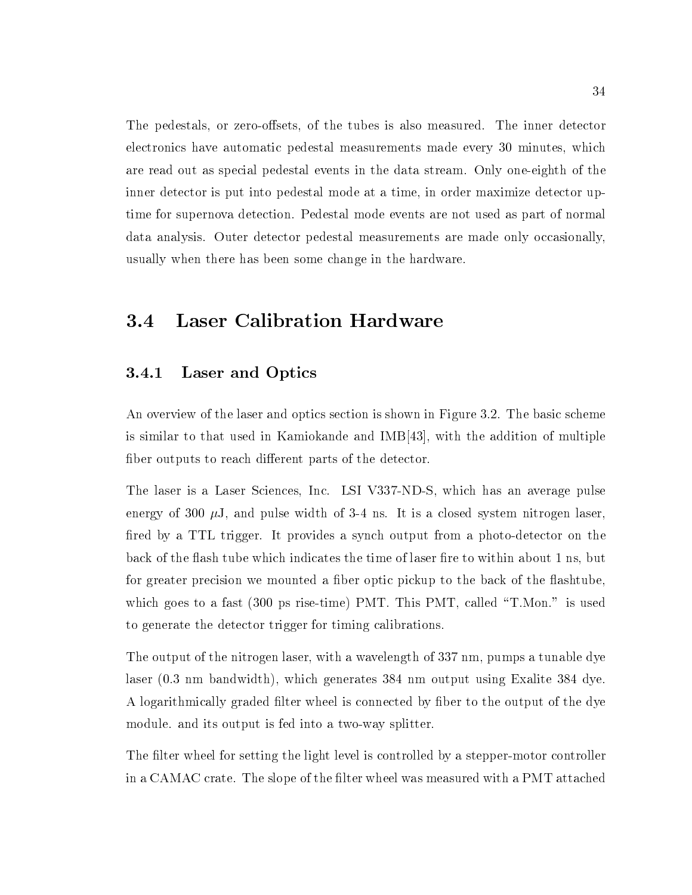The pedestals, or zero-offsets, of the tubes is also measured. The inner detector electronics have automatic pedestal measurements made every 30 minutes, which are read out as special pedestal events in the data stream. Only one-eighth of the inner detector is put into pedestal mode at a time, in order maximize detector up-time for supernova detection. Pedestal mode events are not used as part of normal data analysis. Outer detector pedestal measurements are made only occasionally, usually when there has been some change in the hardware.

## 3.4 Laser Calibration Hardware

### 3.4.1 Laser and Optics

An overview of the laser and optics section is shown in Figure 3.2. The basic scheme is similar to that used in Kamiokande and IMB[43], with the addition of multiple fiber outputs to reach different parts of the detector.

The laser is a Laser Sciences, Inc. LSI V337-ND-S, which has an average pulse energy of 300 $\mu$J, and pulse width of 3-4 ns. It is a closed system nitrogen laser, fired by a TTL trigger. It provides a synch output from a photo-detector on the back of the flash tube which indicates the time of laser fire to within about 1 ns, but for greater precision we mounted a fiber optic pickup to the back of the flashtube, which goes to a fast (300 ps rise-time) PMT. This PMT, called "T.Mon." is used to generate the detector trigger for timing calibrations.

The output of the nitrogen laser, with a wavelength of 337 nm, pumps a tunable dye laser (0.3 nm bandwidth), which generates 384 nm output using Exalite 384 dye. A logarithmically graded filter wheel is connected by fiber to the output of the dye module. and its output is fed into a two-way splitter.

The filter wheel for setting the light level is controlled by a stepper-motor controller in a CAMAC crate. The slope of the filter wheel was measured with a PMT attached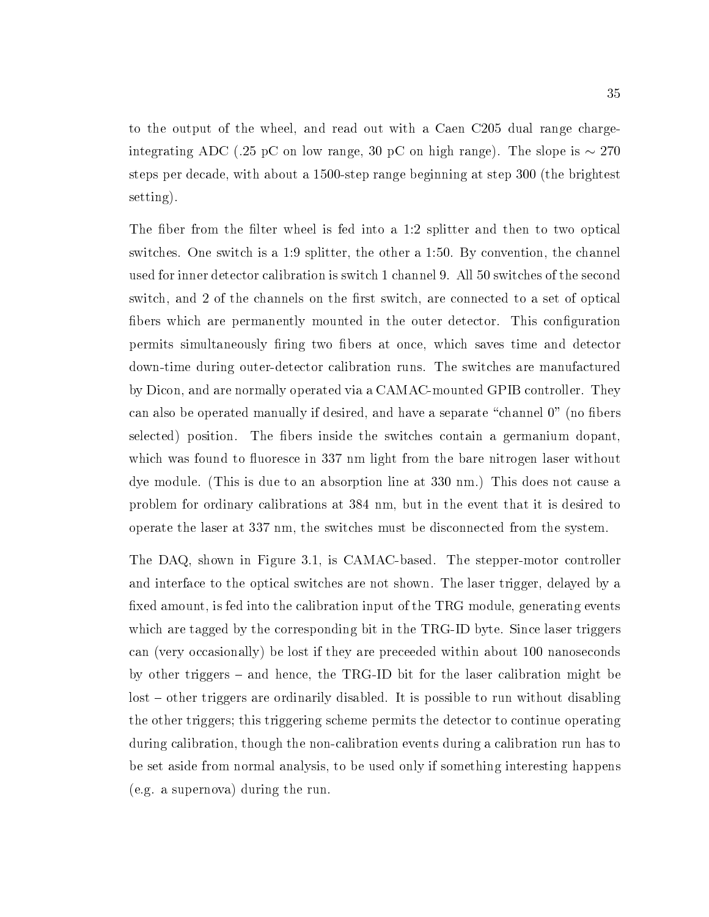to the output of the wheel, and read out with a Caen C205 dual range charge-integrating ADC (.25 pC on low range, 30 pC on high range). The slope is $\sim 270$ steps per decade, with about a 1500-step range beginning at step 300 (the brightest setting).

The fiber from the filter wheel is fed into a 1:2 splitter and then to two optical switches. One switch is a 1:9 splitter, the other a 1:50. By convention, the channel used for inner detector calibration is switch 1 channel 9. All 50 switches of the second switch, and 2 of the channels on the first switch, are connected to a set of optical fibers which are permanently mounted in the outer detector. This configuration permits simultaneously firing two fibers at once, which saves time and detector down-time during outer-detector calibration runs. The switches are manufactured by Dicon, and are normally operated via a CAMAC-mounted GPIB controller. They can also be operated manually if desired, and have a separate "channel 0" (no fibers selected) position. The fibers inside the switches contain a germanium dopant, which was found to fluoresce in 337 nm light from the bare nitrogen laser without dye module. (This is due to an absorption line at 330 nm.) This does not cause a problem for ordinary calibrations at 384 nm, but in the event that it is desired to operate the laser at 337 nm, the switches must be disconnected from the system.

The DAQ, shown in Figure 3.1, is CAMAC-based. The stepper-motor controller and interface to the optical switches are not shown. The laser trigger, delayed by a fixed amount, is fed into the calibration input of the TRG module, generating events which are tagged by the corresponding bit in the TRG-ID byte. Since laser triggers can (very occasionally) be lost if they are preceeded within about 100 nanoseconds by other triggers – and hence, the TRG-ID bit for the laser calibration might be lost – other triggers are ordinarily disabled. It is possible to run without disabling the other triggers; this triggering scheme permits the detector to continue operating during calibration, though the non-calibration events during a calibration run has to be set aside from normal analysis, to be used only if something interesting happens (e.g. a supernova) during the run.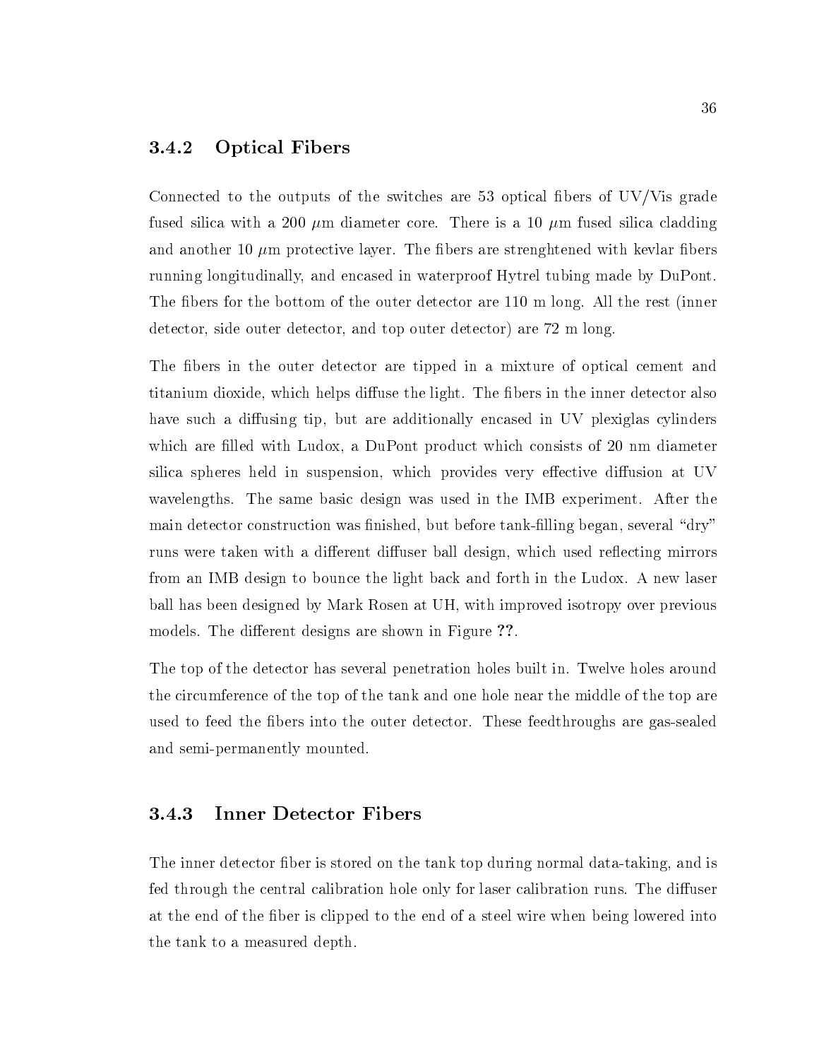### 3.4.2 Optical Fibers

Connected to the outputs of the switches are 53 optical fibers of UV/Vis grade fused silica with a 200 $\mu$m diameter core. There is a 10 $\mu$m fused silica cladding and another 10 $\mu$m protective layer. The fibers are strenghtened with kevlar fibers running longitudinally, and encased in waterproof Hytrel tubing made by DuPont. The fibers for the bottom of the outer detector are 110 m long. All the rest (inner detector, side outer detector, and top outer detector) are 72 m long.

The fibers in the outer detector are tipped in a mixture of optical cement and titanium dioxide, which helps diffuse the light. The fibers in the inner detector also have such a diffusing tip, but are additionally encased in UV plexiglas cylinders which are filled with Ludox, a DuPont product which consists of 20 nm diameter silica spheres held in suspension, which provides very effective diffusion at UV wavelengths. The same basic design was used in the IMB experiment. After the main detector construction was finished, but before tank-filling began, several "dry" runs were taken with a different diffuser ball design, which used reflecting mirrors from an IMB design to bounce the light back and forth in the Ludox. A new laser ball has been designed by Mark Rosen at UH, with improved isotropy over previous models. The different designs are shown in Figure **??**.

The top of the detector has several penetration holes built in. Twelve holes around the circumference of the top of the tank and one hole near the middle of the top are used to feed the fibers into the outer detector. These feedthroughs are gas-sealed and semi-permanently mounted.

### 3.4.3 Inner Detector Fibers

The inner detector fiber is stored on the tank top during normal data-taking, and is fed through the central calibration hole only for laser calibration runs. The diffuser at the end of the fiber is clipped to the end of a steel wire when being lowered into the tank to a measured depth.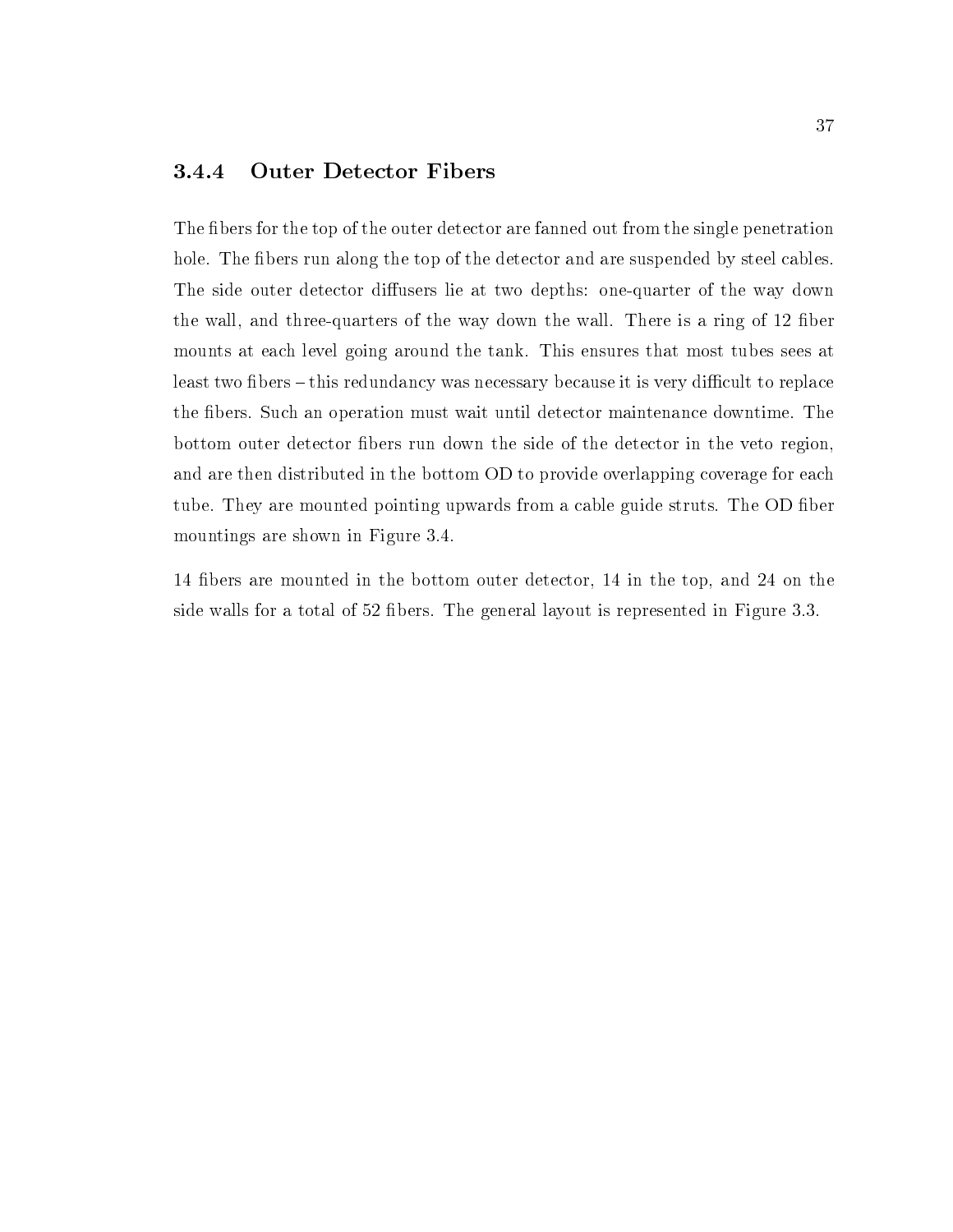### 3.4.4 Outer Detector Fibers

The fibers for the top of the outer detector are fanned out from the single penetration hole. The fibers run along the top of the detector and are suspended by steel cables. The side outer detector diffusers lie at two depths: one-quarter of the way down the wall, and three-quarters of the way down the wall. There is a ring of 12 fiber mounts at each level going around the tank. This ensures that most tubes sees at least two fibers – this redundancy was necessary because it is very difficult to replace the fibers. Such an operation must wait until detector maintenance downtime. The bottom outer detector fibers run down the side of the detector in the veto region, and are then distributed in the bottom OD to provide overlapping coverage for each tube. They are mounted pointing upwards from a cable guide struts. The OD fiber mountings are shown in Figure 3.4.

14 fibers are mounted in the bottom outer detector, 14 in the top, and 24 on the side walls for a total of 52 fibers. The general layout is represented in Figure 3.3.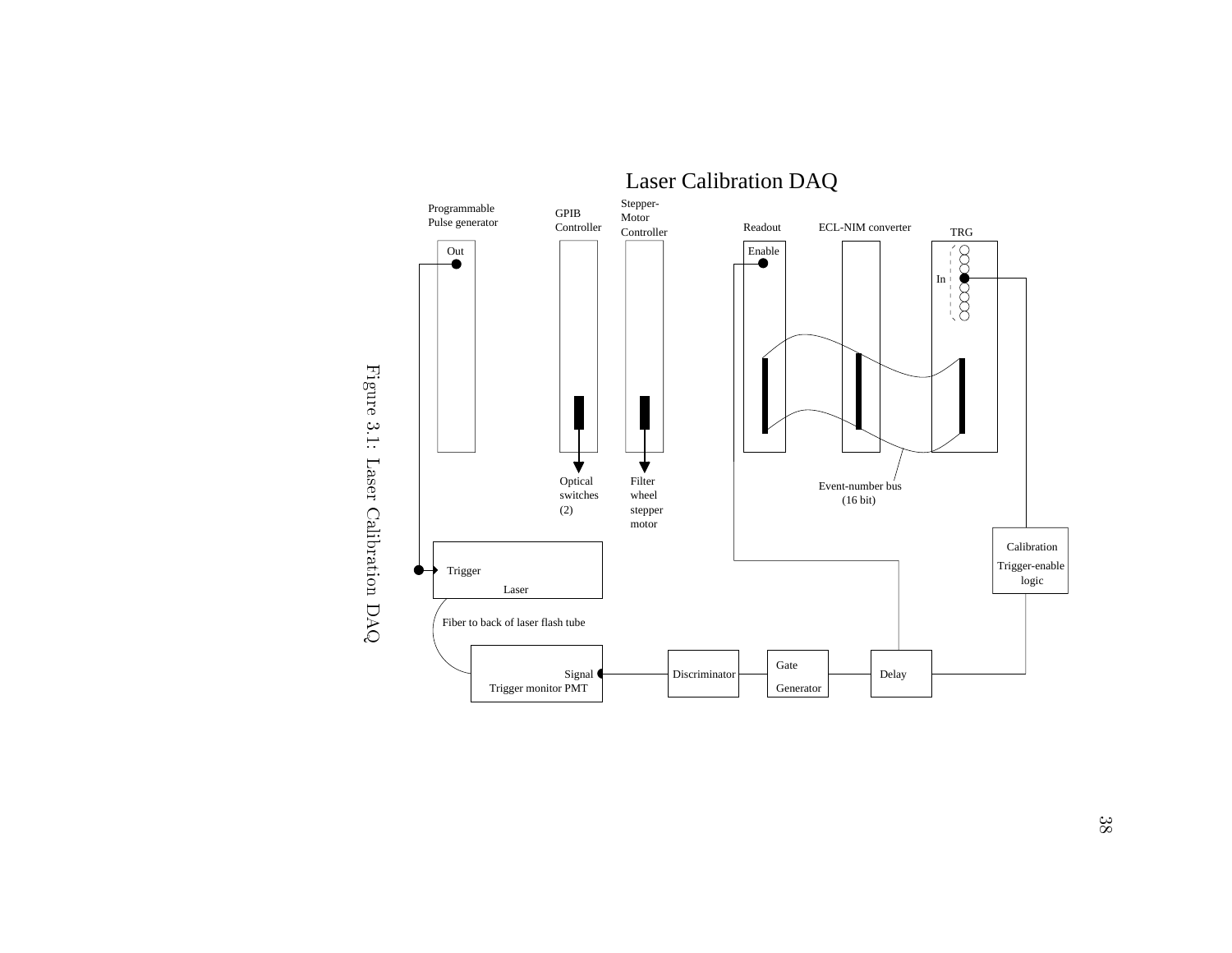Figure 3.1: Laser Calibration DAQ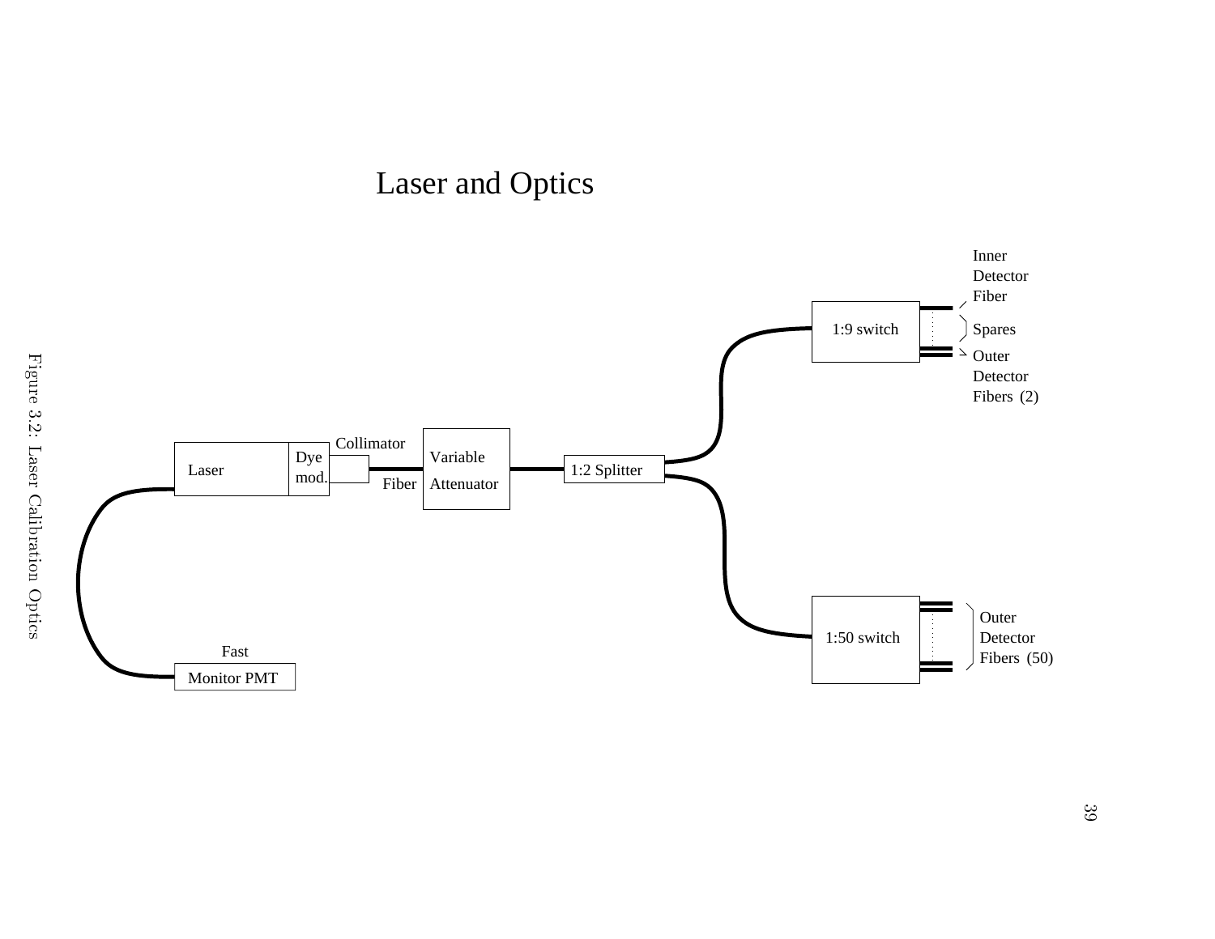# Laser and Optics

Laser | Dye mod. → Collimator → Fiber → Variable Attenuator → 1:2 Splitter

1:2 Splitter → 1:9 switch → Inner Detector Fiber, Spares, Outer Detector Fibers (2)

1:2 Splitter → 1:50 switch → Outer Detector Fibers (50)

Laser → Fast Monitor PMT

Figure 3.2: Laser Calibration Optics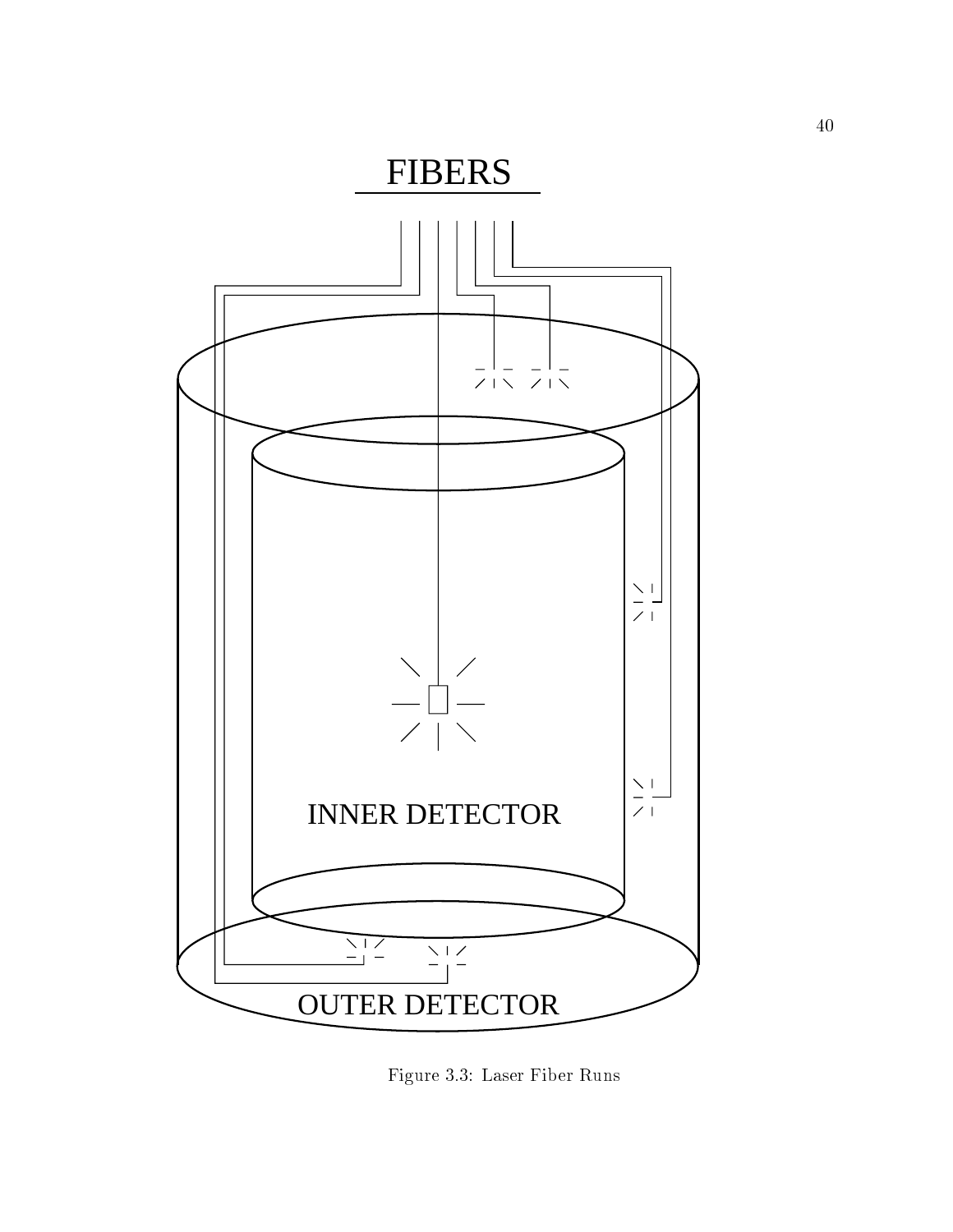Figure 3.3: Laser Fiber Runs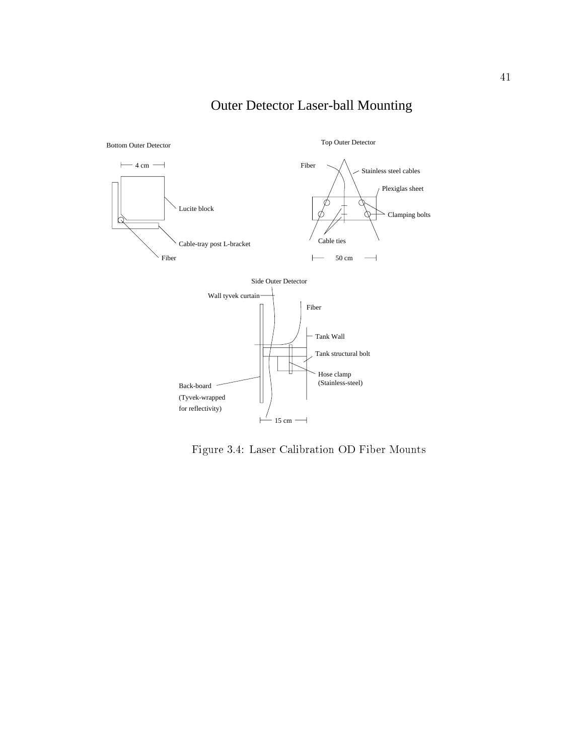Outer Detector Laser-ball Mounting

Bottom Outer Detector

4 cm

Lucite block

Cable-tray post L-bracket

Fiber

Top Outer Detector

Fiber

Stainless steel cables

Plexiglas sheet

Clamping bolts

Cable ties

50 cm

Side Outer Detector

Wall tyvek curtain

Fiber

Tank Wall

Tank structural bolt

Hose clamp (Stainless-steel)

Back-board (Tyvek-wrapped for reflectivity)

15 cm

Figure 3.4: Laser Calibration OD Fiber Mounts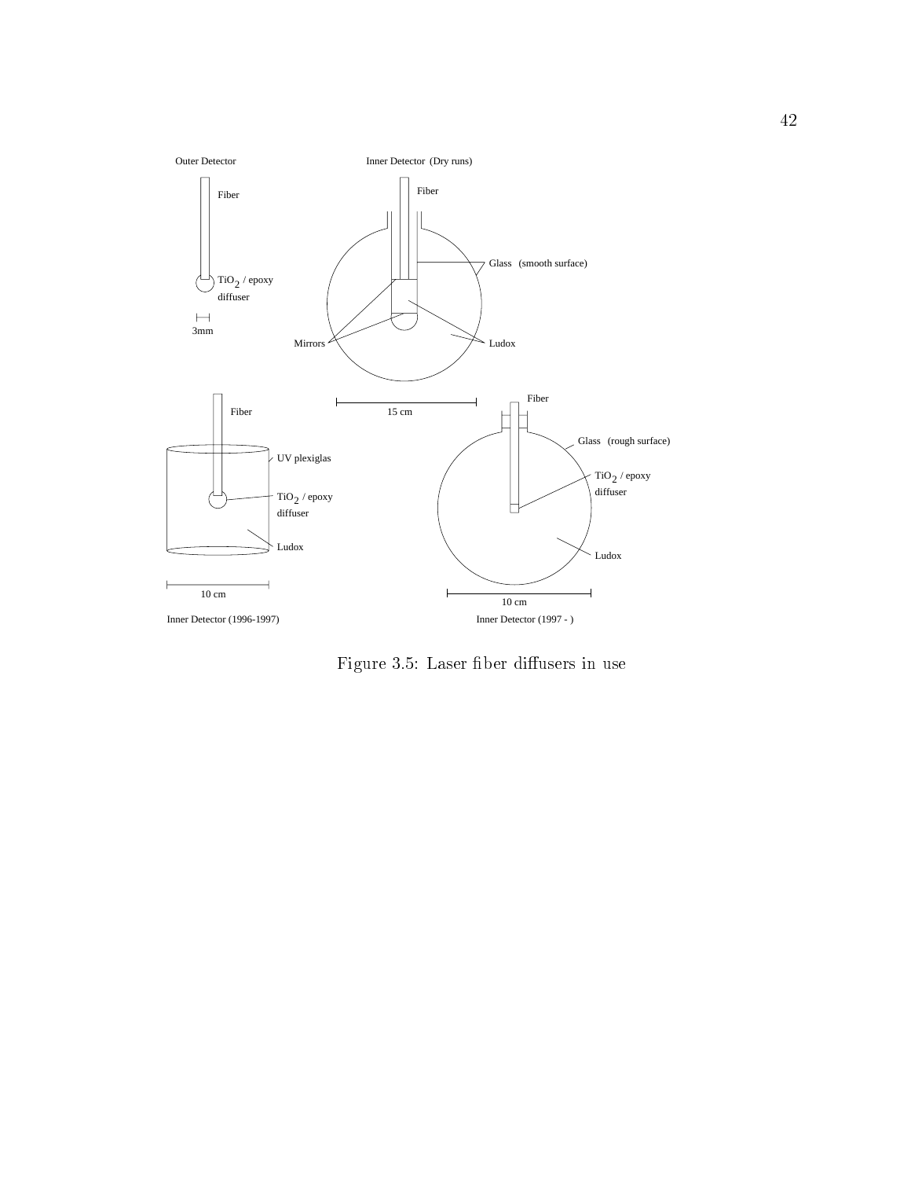Outer Detector

Fiber

$TiO_2$ / epoxy diffuser

3mm

Inner Detector (Dry runs)

Fiber

Glass (smooth surface)

Mirrors

Ludox

15 cm

Fiber

UV plexiglas

$TiO_2$ / epoxy diffuser

Ludox

10 cm

Inner Detector (1996-1997)

Fiber

Glass (rough surface)

$TiO_2$ / epoxy diffuser

Ludox

10 cm

Inner Detector (1997 - )

Figure 3.5: Laser fiber diffusers in use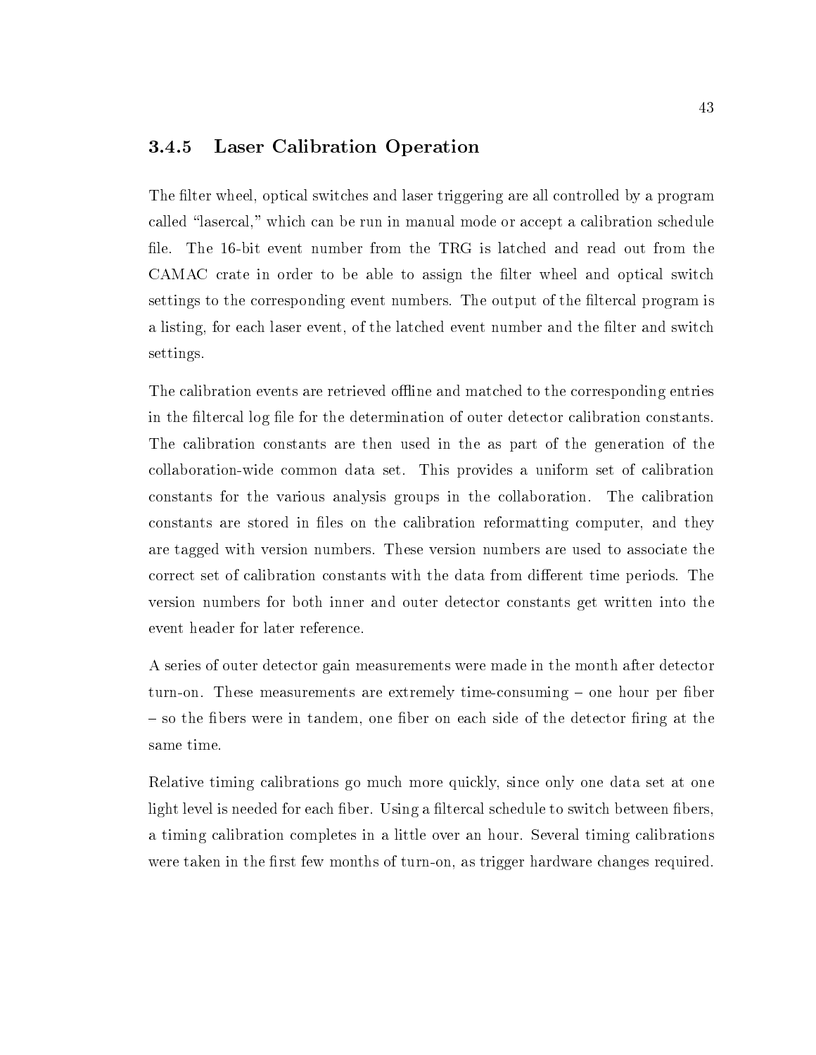### 3.4.5 Laser Calibration Operation

The filter wheel, optical switches and laser triggering are all controlled by a program called "lasercal," which can be run in manual mode or accept a calibration schedule file. The 16-bit event number from the TRG is latched and read out from the CAMAC crate in order to be able to assign the filter wheel and optical switch settings to the corresponding event numbers. The output of the filtercal program is a listing, for each laser event, of the latched event number and the filter and switch settings.

The calibration events are retrieved offline and matched to the corresponding entries in the filtercal log file for the determination of outer detector calibration constants. The calibration constants are then used in the as part of the generation of the collaboration-wide common data set. This provides a uniform set of calibration constants for the various analysis groups in the collaboration. The calibration constants are stored in files on the calibration reformatting computer, and they are tagged with version numbers. These version numbers are used to associate the correct set of calibration constants with the data from different time periods. The version numbers for both inner and outer detector constants get written into the event header for later reference.

A series of outer detector gain measurements were made in the month after detector turn-on. These measurements are extremely time-consuming – one hour per fiber – so the fibers were in tandem, one fiber on each side of the detector firing at the same time.

Relative timing calibrations go much more quickly, since only one data set at one light level is needed for each fiber. Using a filtercal schedule to switch between fibers, a timing calibration completes in a little over an hour. Several timing calibrations were taken in the first few months of turn-on, as trigger hardware changes required.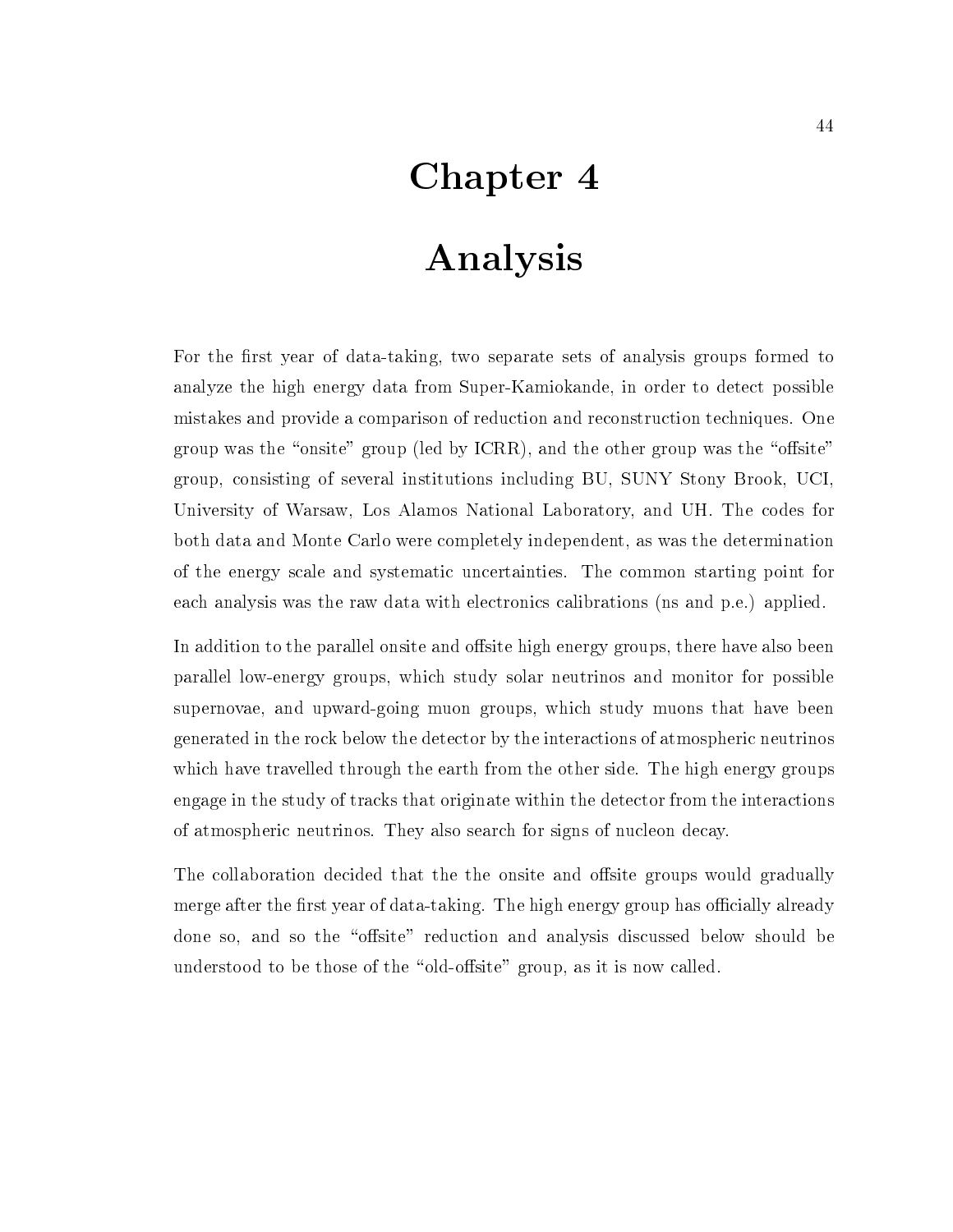# Chapter 4

# Analysis

For the first year of data-taking, two separate sets of analysis groups formed to analyze the high energy data from Super-Kamiokande, in order to detect possible mistakes and provide a comparison of reduction and reconstruction techniques. One group was the "onsite" group (led by ICRR), and the other group was the "offsite" group, consisting of several institutions including BU, SUNY Stony Brook, UCI, University of Warsaw, Los Alamos National Laboratory, and UH. The codes for both data and Monte Carlo were completely independent, as was the determination of the energy scale and systematic uncertainties. The common starting point for each analysis was the raw data with electronics calibrations (ns and p.e.) applied.

In addition to the parallel onsite and offsite high energy groups, there have also been parallel low-energy groups, which study solar neutrinos and monitor for possible supernovae, and upward-going muon groups, which study muons that have been generated in the rock below the detector by the interactions of atmospheric neutrinos which have travelled through the earth from the other side. The high energy groups engage in the study of tracks that originate within the detector from the interactions of atmospheric neutrinos. They also search for signs of nucleon decay.

The collaboration decided that the the onsite and offsite groups would gradually merge after the first year of data-taking. The high energy group has officially already done so, and so the "offsite" reduction and analysis discussed below should be understood to be those of the "old-offsite" group, as it is now called.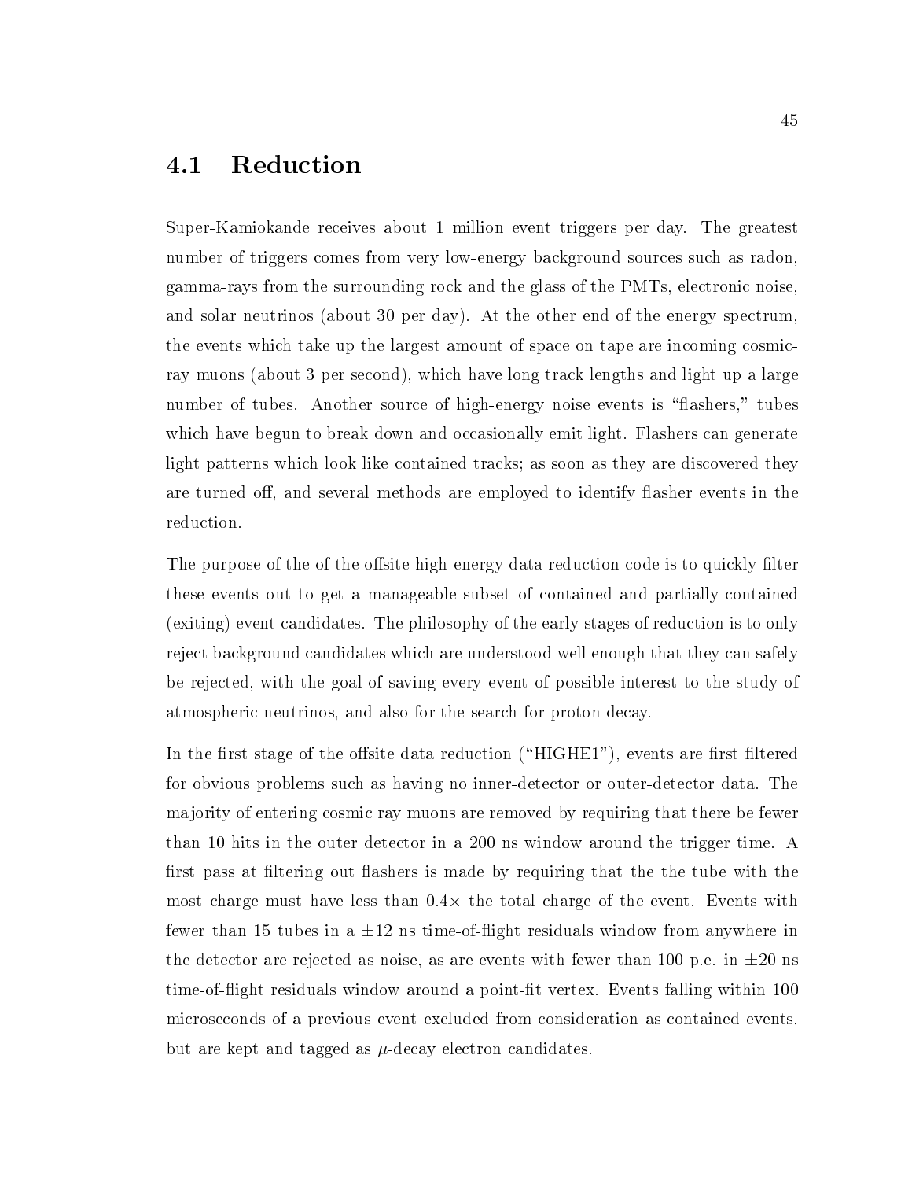## 4.1 Reduction

Super-Kamiokande receives about 1 million event triggers per day. The greatest number of triggers comes from very low-energy background sources such as radon, gamma-rays from the surrounding rock and the glass of the PMTs, electronic noise, and solar neutrinos (about 30 per day). At the other end of the energy spectrum, the events which take up the largest amount of space on tape are incoming cosmic-ray muons (about 3 per second), which have long track lengths and light up a large number of tubes. Another source of high-energy noise events is "flashers," tubes which have begun to break down and occasionally emit light. Flashers can generate light patterns which look like contained tracks; as soon as they are discovered they are turned off, and several methods are employed to identify flasher events in the reduction.

The purpose of the of the offsite high-energy data reduction code is to quickly filter these events out to get a manageable subset of contained and partially-contained (exiting) event candidates. The philosophy of the early stages of reduction is to only reject background candidates which are understood well enough that they can safely be rejected, with the goal of saving every event of possible interest to the study of atmospheric neutrinos, and also for the search for proton decay.

In the first stage of the offsite data reduction ("HIGHE1"), events are first filtered for obvious problems such as having no inner-detector or outer-detector data. The majority of entering cosmic ray muons are removed by requiring that there be fewer than 10 hits in the outer detector in a 200 ns window around the trigger time. A first pass at filtering out flashers is made by requiring that the the tube with the most charge must have less than $0.4\times$ the total charge of the event. Events with fewer than 15 tubes in a $\pm 12$ ns time-of-flight residuals window from anywhere in the detector are rejected as noise, as are events with fewer than 100 p.e. in $\pm 20$ ns time-of-flight residuals window around a point-fit vertex. Events falling within 100 microseconds of a previous event excluded from consideration as contained events, but are kept and tagged as $\mu$-decay electron candidates.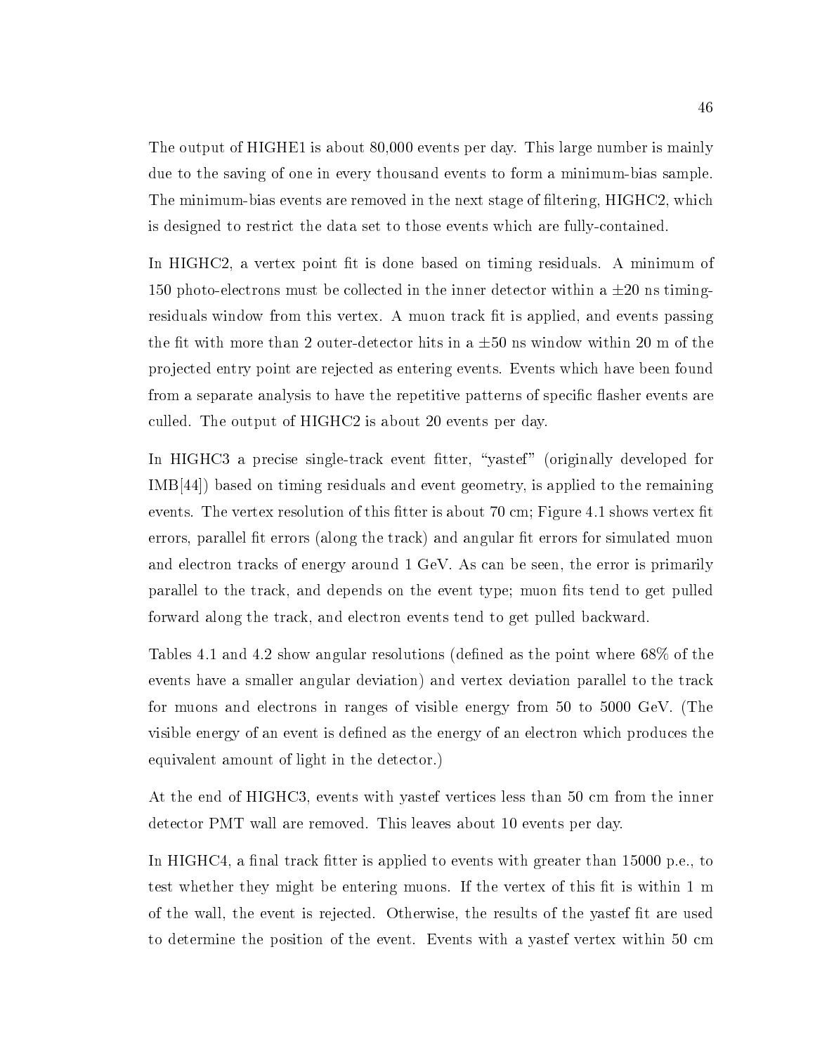The output of HIGHE1 is about 80,000 events per day. This large number is mainly due to the saving of one in every thousand events to form a minimum-bias sample. The minimum-bias events are removed in the next stage of filtering, HIGHC2, which is designed to restrict the data set to those events which are fully-contained.

In HIGHC2, a vertex point fit is done based on timing residuals. A minimum of 150 photo-electrons must be collected in the inner detector within a $\pm 20$ ns timing-residuals window from this vertex. A muon track fit is applied, and events passing the fit with more than 2 outer-detector hits in a $\pm 50$ ns window within 20 m of the projected entry point are rejected as entering events. Events which have been found from a separate analysis to have the repetitive patterns of specific flasher events are culled. The output of HIGHC2 is about 20 events per day.

In HIGHC3 a precise single-track event fitter, "yastef" (originally developed for IMB[44]) based on timing residuals and event geometry, is applied to the remaining events. The vertex resolution of this fitter is about 70 cm; Figure 4.1 shows vertex fit errors, parallel fit errors (along the track) and angular fit errors for simulated muon and electron tracks of energy around 1 GeV. As can be seen, the error is primarily parallel to the track, and depends on the event type; muon fits tend to get pulled forward along the track, and electron events tend to get pulled backward.

Tables 4.1 and 4.2 show angular resolutions (defined as the point where 68% of the events have a smaller angular deviation) and vertex deviation parallel to the track for muons and electrons in ranges of visible energy from 50 to 5000 GeV. (The visible energy of an event is defined as the energy of an electron which produces the equivalent amount of light in the detector.)

At the end of HIGHC3, events with yastef vertices less than 50 cm from the inner detector PMT wall are removed. This leaves about 10 events per day.

In HIGHC4, a final track fitter is applied to events with greater than 15000 p.e., to test whether they might be entering muons. If the vertex of this fit is within 1 m of the wall, the event is rejected. Otherwise, the results of the yastef fit are used to determine the position of the event. Events with a yastef vertex within 50 cm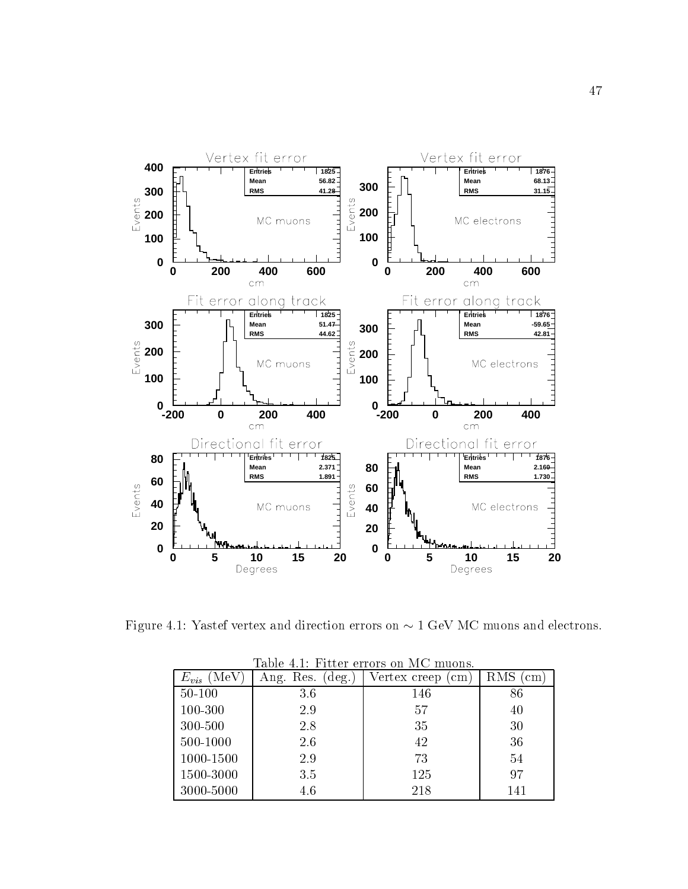Figure 4.1: Yastef vertex and direction errors on $\sim 1$ GeV MC muons and electrons.

Table 4.1: Fitter errors on MC muons.

| $E_{vis}$ (MeV) | Ang. Res. (deg.) | Vertex creep (cm) | RMS (cm) |
|---|---|---|---|
| 50-100 | 3.6 | 146 | 86 |
| 100-300 | 2.9 | 57 | 40 |
| 300-500 | 2.8 | 35 | 30 |
| 500-1000 | 2.6 | 42 | 36 |
| 1000-1500 | 2.9 | 73 | 54 |
| 1500-3000 | 3.5 | 125 | 97 |
| 3000-5000 | 4.6 | 218 | 141 |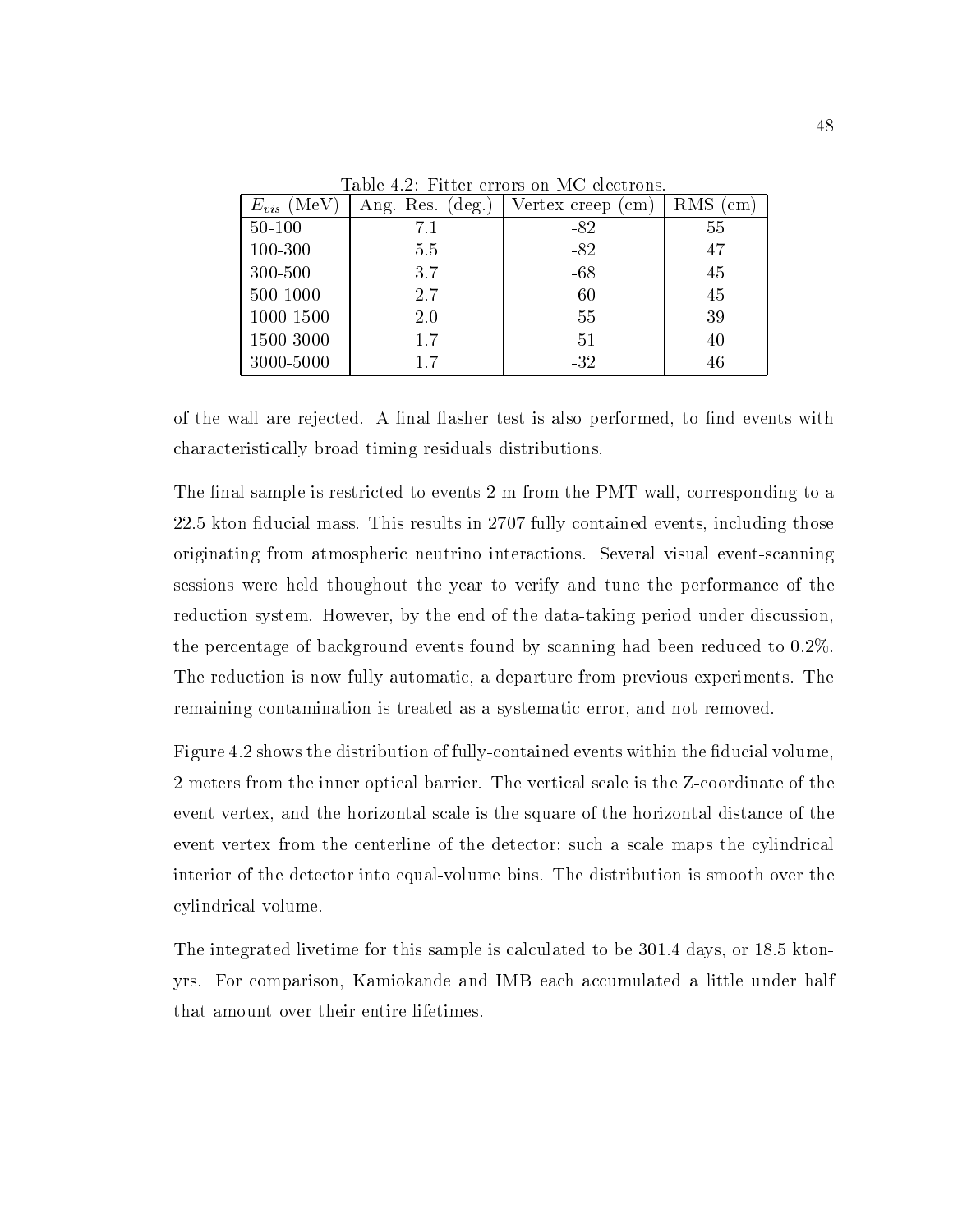Table 4.2: Fitter errors on MC electrons.

| $E_{vis}$ (MeV) | Ang. Res. (deg.) | Vertex creep (cm) | RMS (cm) |
|---|---|---|---|
| 50-100 | 7.1 | -82 | 55 |
| 100-300 | 5.5 | -82 | 47 |
| 300-500 | 3.7 | -68 | 45 |
| 500-1000 | 2.7 | -60 | 45 |
| 1000-1500 | 2.0 | -55 | 39 |
| 1500-3000 | 1.7 | -51 | 40 |
| 3000-5000 | 1.7 | -32 | 46 |

of the wall are rejected. A final flasher test is also performed, to find events with characteristically broad timing residuals distributions.

The final sample is restricted to events 2 m from the PMT wall, corresponding to a 22.5 kton fiducial mass. This results in 2707 fully contained events, including those originating from atmospheric neutrino interactions. Several visual event-scanning sessions were held thoughout the year to verify and tune the performance of the reduction system. However, by the end of the data-taking period under discussion, the percentage of background events found by scanning had been reduced to 0.2%. The reduction is now fully automatic, a departure from previous experiments. The remaining contamination is treated as a systematic error, and not removed.

Figure 4.2 shows the distribution of fully-contained events within the fiducial volume, 2 meters from the inner optical barrier. The vertical scale is the Z-coordinate of the event vertex, and the horizontal scale is the square of the horizontal distance of the event vertex from the centerline of the detector; such a scale maps the cylindrical interior of the detector into equal-volume bins. The distribution is smooth over the cylindrical volume.

The integrated livetime for this sample is calculated to be 301.4 days, or 18.5 kton-yrs. For comparison, Kamiokande and IMB each accumulated a little under half that amount over their entire lifetimes.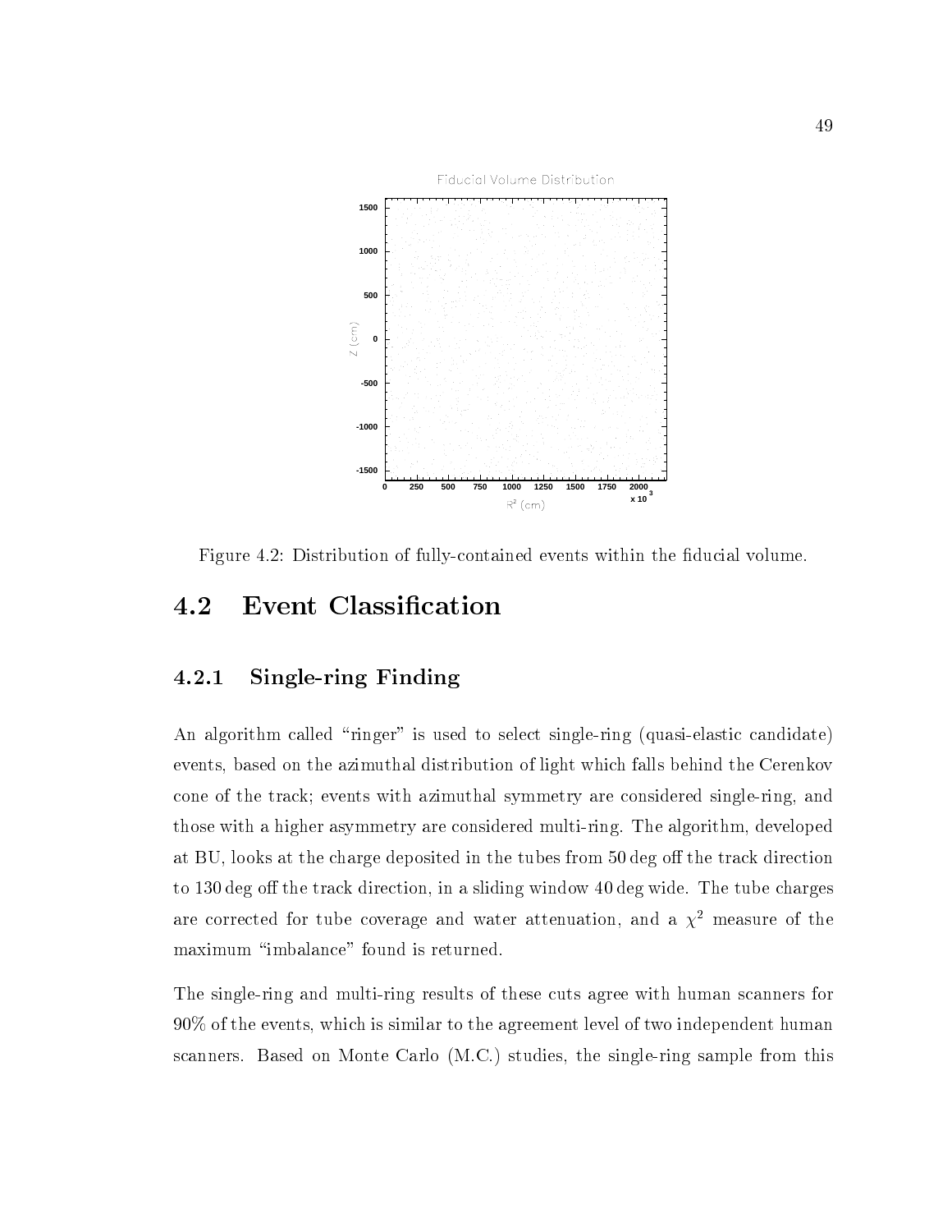Figure 4.2: Distribution of fully-contained events within the fiducial volume.

## 4.2 Event Classification

### 4.2.1 Single-ring Finding

An algorithm called "ringer" is used to select single-ring (quasi-elastic candidate) events, based on the azimuthal distribution of light which falls behind the Cerenkov cone of the track; events with azimuthal symmetry are considered single-ring, and those with a higher asymmetry are considered multi-ring. The algorithm, developed at BU, looks at the charge deposited in the tubes from 50 deg off the track direction to 130 deg off the track direction, in a sliding window 40 deg wide. The tube charges are corrected for tube coverage and water attenuation, and a $\chi^2$ measure of the maximum "imbalance" found is returned.

The single-ring and multi-ring results of these cuts agree with human scanners for 90% of the events, which is similar to the agreement level of two independent human scanners. Based on Monte Carlo (M.C.) studies, the single-ring sample from this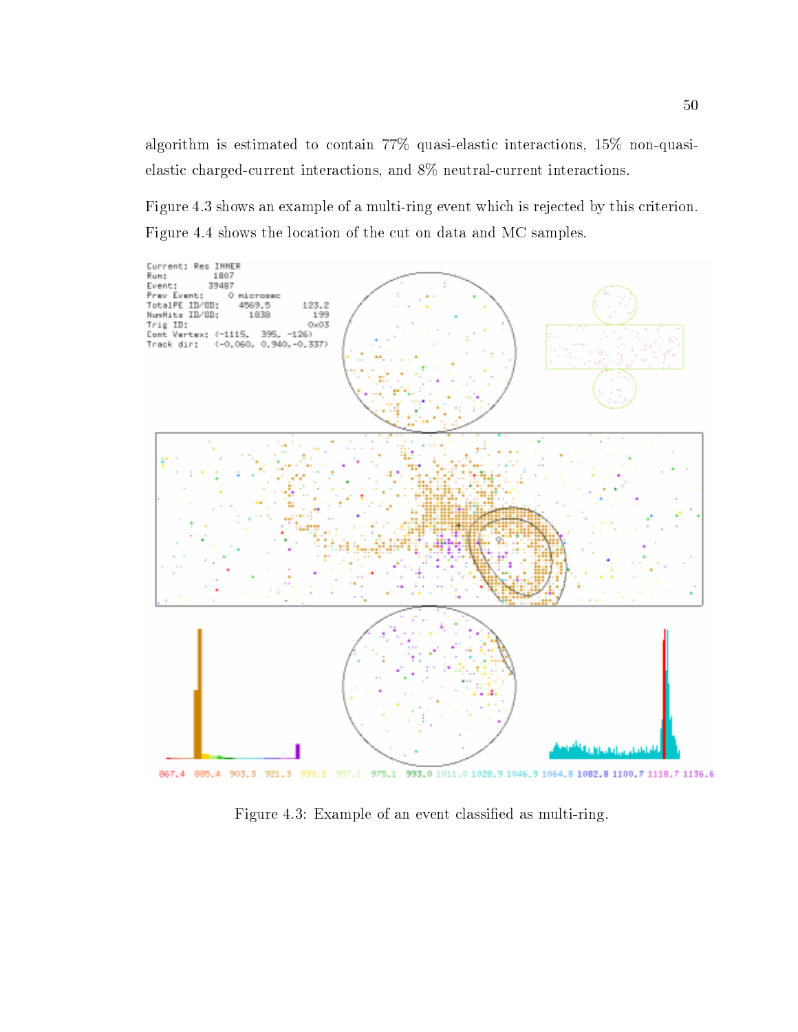algorithm is estimated to contain 77% quasi-elastic interactions, 15% non-quasi-elastic charged-current interactions, and 8% neutral-current interactions.

Figure 4.3 shows an example of a multi-ring event which is rejected by this criterion. Figure 4.4 shows the location of the cut on data and MC samples.

Figure 4.3: Example of an event classified as multi-ring.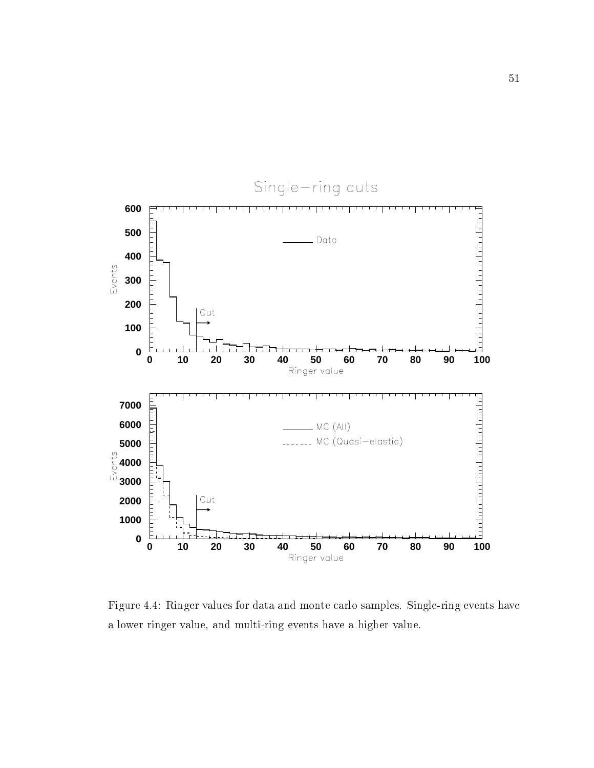Figure 4.4: Ringer values for data and monte carlo samples. Single-ring events have a lower ringer value, and multi-ring events have a higher value.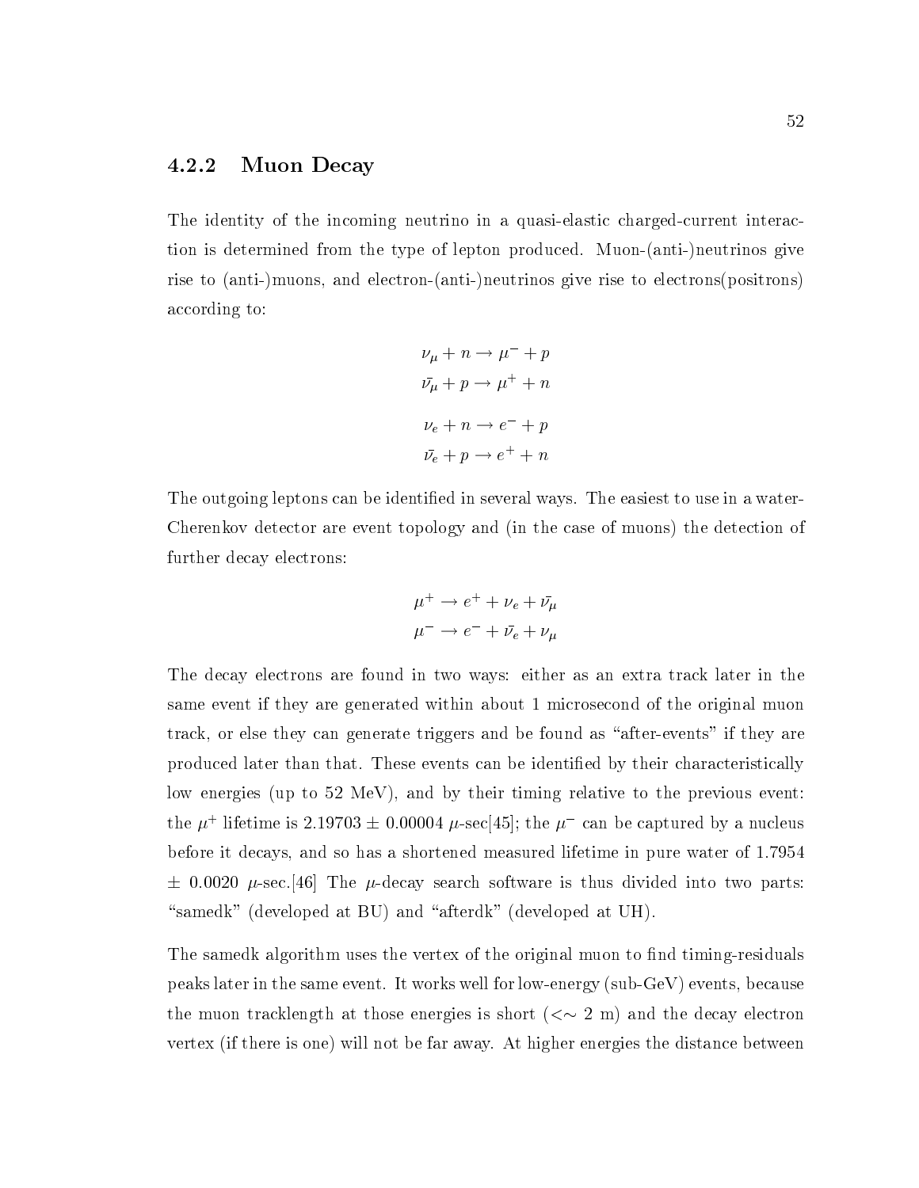### 4.2.2 Muon Decay

The identity of the incoming neutrino in a quasi-elastic charged-current interaction is determined from the type of lepton produced. Muon-(anti-)neutrinos give rise to (anti-)muons, and electron-(anti-)neutrinos give rise to electrons(positrons) according to:

$$\nu_\mu + n \rightarrow \mu^- + p$$
$$\bar{\nu_\mu} + p \rightarrow \mu^+ + n$$

$$\nu_e + n \rightarrow e^- + p$$
$$\bar{\nu_e} + p \rightarrow e^+ + n$$

The outgoing leptons can be identified in several ways. The easiest to use in a water-Cherenkov detector are event topology and (in the case of muons) the detection of further decay electrons:

$$\mu^+ \rightarrow e^+ + \nu_e + \bar{\nu_\mu}$$
$$\mu^- \rightarrow e^- + \bar{\nu_e} + \nu_\mu$$

The decay electrons are found in two ways: either as an extra track later in the same event if they are generated within about 1 microsecond of the original muon track, or else they can generate triggers and be found as "after-events" if they are produced later than that. These events can be identified by their characteristically low energies (up to 52 MeV), and by their timing relative to the previous event: the $\mu^+$ lifetime is $2.19703 \pm 0.00004$ $\mu$-sec[45]; the $\mu^-$ can be captured by a nucleus before it decays, and so has a shortened measured lifetime in pure water of 1.7954 $\pm$ 0.0020 $\mu$-sec.[46] The $\mu$-decay search software is thus divided into two parts: "samedk" (developed at BU) and "afterdk" (developed at UH).

The samedk algorithm uses the vertex of the original muon to find timing-residuals peaks later in the same event. It works well for low-energy (sub-GeV) events, because the muon tracklength at those energies is short ($<\sim$ 2 m) and the decay electron vertex (if there is one) will not be far away. At higher energies the distance between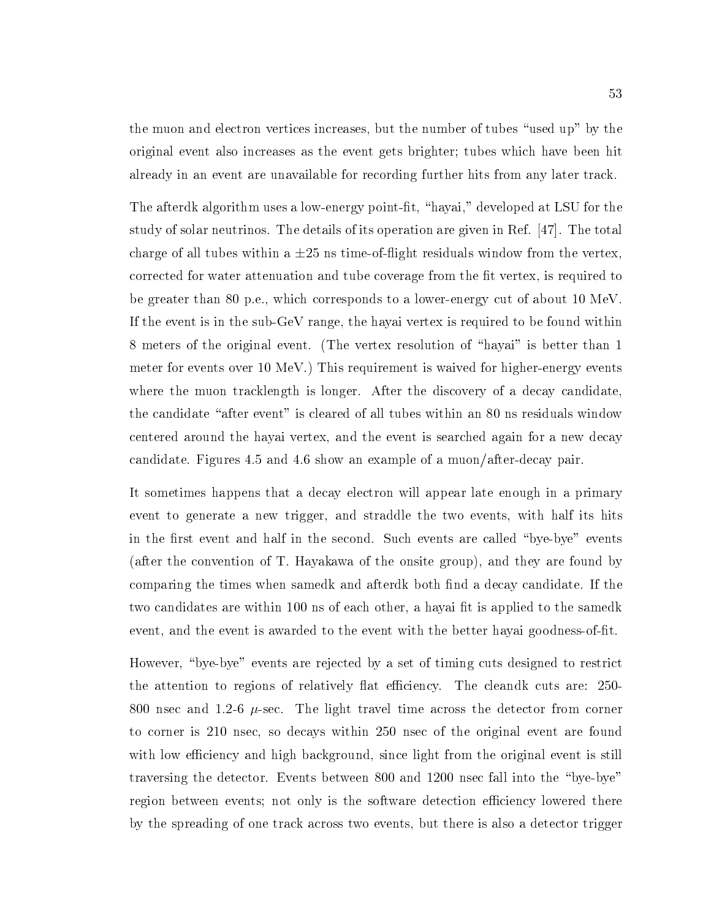the muon and electron vertices increases, but the number of tubes "used up" by the original event also increases as the event gets brighter; tubes which have been hit already in an event are unavailable for recording further hits from any later track.

The afterdk algorithm uses a low-energy point-fit, "hayai," developed at LSU for the study of solar neutrinos. The details of its operation are given in Ref. [47]. The total charge of all tubes within a $\pm 25$ ns time-of-flight residuals window from the vertex, corrected for water attenuation and tube coverage from the fit vertex, is required to be greater than 80 p.e., which corresponds to a lower-energy cut of about 10 MeV. If the event is in the sub-GeV range, the hayai vertex is required to be found within 8 meters of the original event. (The vertex resolution of "hayai" is better than 1 meter for events over 10 MeV.) This requirement is waived for higher-energy events where the muon tracklength is longer. After the discovery of a decay candidate, the candidate "after event" is cleared of all tubes within an 80 ns residuals window centered around the hayai vertex, and the event is searched again for a new decay candidate. Figures 4.5 and 4.6 show an example of a muon/after-decay pair.

It sometimes happens that a decay electron will appear late enough in a primary event to generate a new trigger, and straddle the two events, with half its hits in the first event and half in the second. Such events are called "bye-bye" events (after the convention of T. Hayakawa of the onsite group), and they are found by comparing the times when samedk and afterdk both find a decay candidate. If the two candidates are within 100 ns of each other, a hayai fit is applied to the samedk event, and the event is awarded to the event with the better hayai goodness-of-fit.

However, "bye-bye" events are rejected by a set of timing cuts designed to restrict the attention to regions of relatively flat efficiency. The cleandk cuts are: 250-800 nsec and 1.2-6 $\mu$-sec. The light travel time across the detector from corner to corner is 210 nsec, so decays within 250 nsec of the original event are found with low efficiency and high background, since light from the original event is still traversing the detector. Events between 800 and 1200 nsec fall into the "bye-bye" region between events; not only is the software detection efficiency lowered there by the spreading of one track across two events, but there is also a detector trigger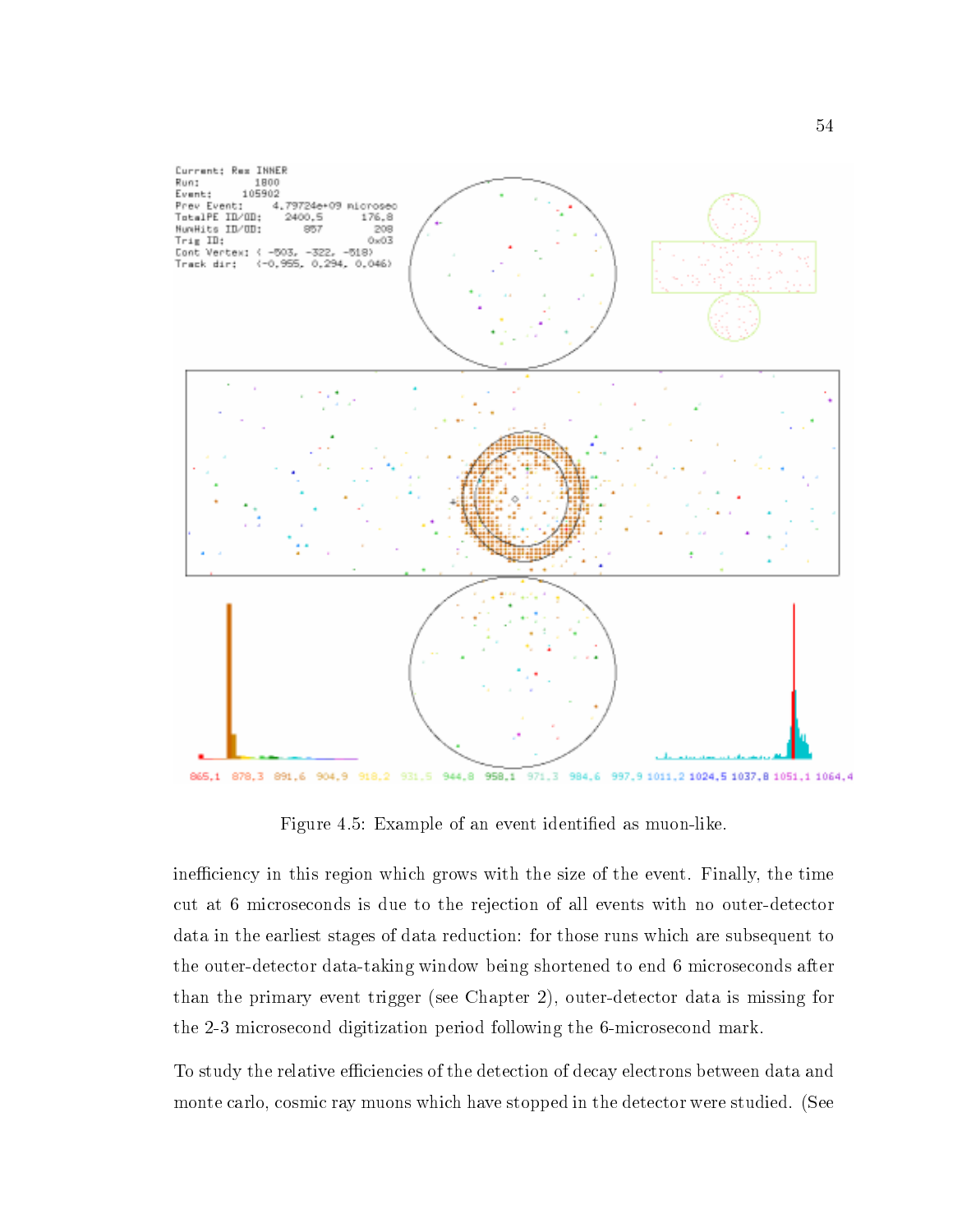Figure 4.5: Example of an event identified as muon-like.

inefficiency in this region which grows with the size of the event. Finally, the time cut at 6 microseconds is due to the rejection of all events with no outer-detector data in the earliest stages of data reduction: for those runs which are subsequent to the outer-detector data-taking window being shortened to end 6 microseconds after than the primary event trigger (see Chapter 2), outer-detector data is missing for the 2-3 microsecond digitization period following the 6-microsecond mark.

To study the relative efficiencies of the detection of decay electrons between data and monte carlo, cosmic ray muons which have stopped in the detector were studied. (See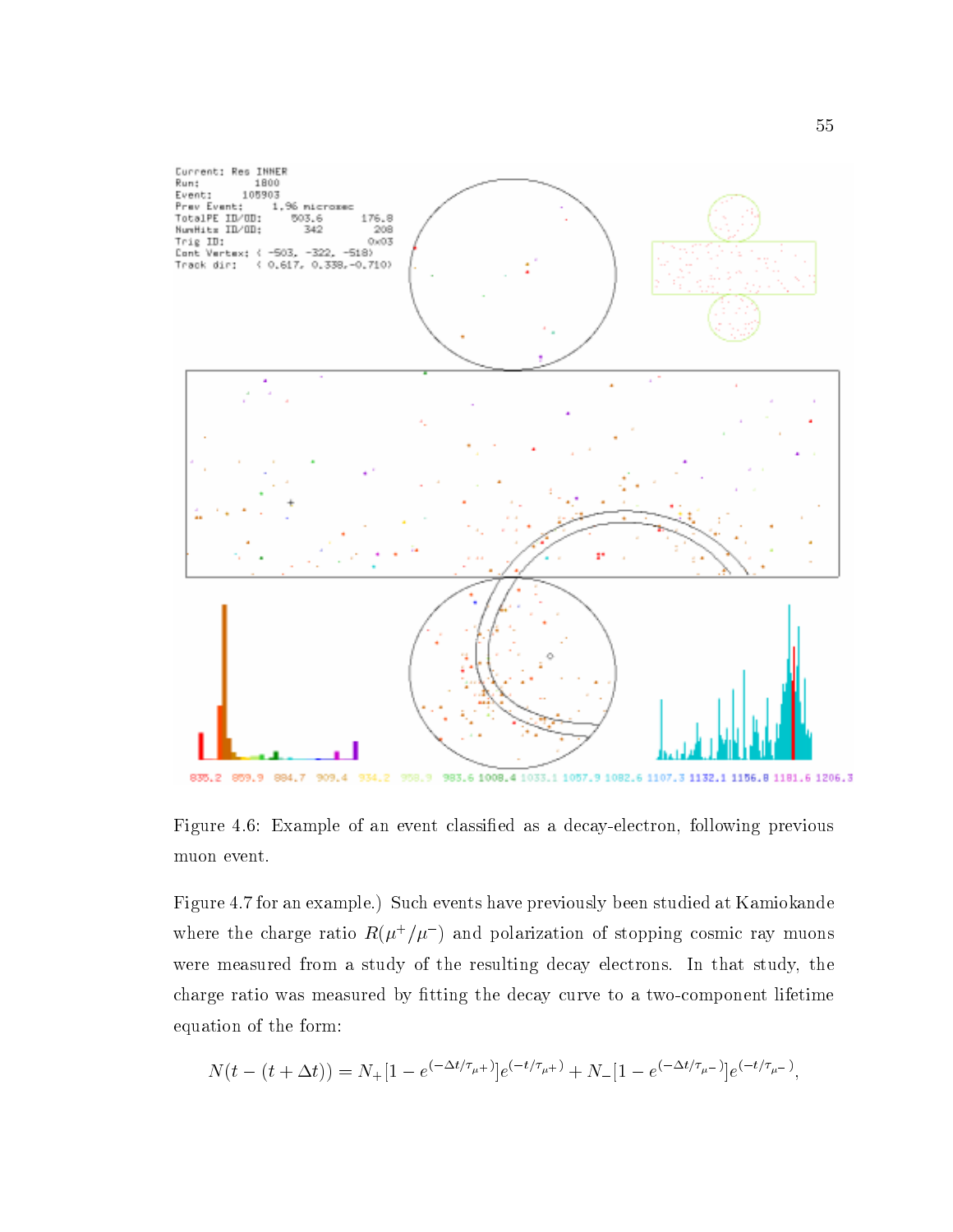Figure 4.6: Example of an event classified as a decay-electron, following previous muon event.

Figure 4.7 for an example.) Such events have previously been studied at Kamiokande where the charge ratio $R(\mu^+/\mu^-)$ and polarization of stopping cosmic ray muons were measured from a study of the resulting decay electrons. In that study, the charge ratio was measured by fitting the decay curve to a two-component lifetime equation of the form:

$$N(t-(t+\Delta t)) = N_+[1-e^{(-\Delta t/\tau_{\mu^+})}]e^{(-t/\tau_{\mu^+})} + N_-[1-e^{(-\Delta t/\tau_{\mu^-})}]e^{(-t/\tau_{\mu^-})},$$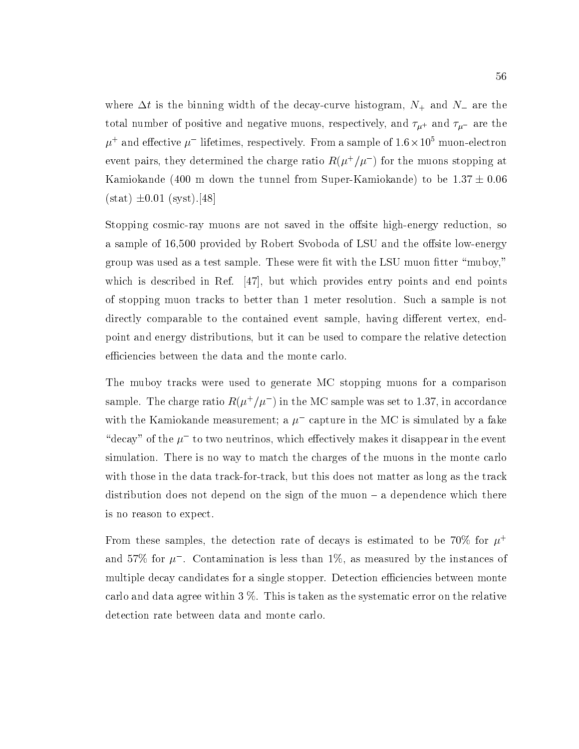where $\Delta t$ is the binning width of the decay-curve histogram, $N_+$ and $N_-$ are the total number of positive and negative muons, respectively, and $\tau_{\mu^+}$ and $\tau_{\mu^-}$ are the $\mu^+$ and effective $\mu^-$ lifetimes, respectively. From a sample of $1.6 \times 10^5$ muon-electron event pairs, they determined the charge ratio $R(\mu^+/\mu^-)$ for the muons stopping at Kamiokande (400 m down the tunnel from Super-Kamiokande) to be $1.37 \pm 0.06$ (stat) $\pm 0.01$ (syst).[48]

Stopping cosmic-ray muons are not saved in the offsite high-energy reduction, so a sample of 16,500 provided by Robert Svoboda of LSU and the offsite low-energy group was used as a test sample. These were fit with the LSU muon fitter "muboy," which is described in Ref. [47], but which provides entry points and end points of stopping muon tracks to better than 1 meter resolution. Such a sample is not directly comparable to the contained event sample, having different vertex, end-point and energy distributions, but it can be used to compare the relative detection efficiencies between the data and the monte carlo.

The muboy tracks were used to generate MC stopping muons for a comparison sample. The charge ratio $R(\mu^+/\mu^-)$ in the MC sample was set to 1.37, in accordance with the Kamiokande measurement; a $\mu^-$ capture in the MC is simulated by a fake "decay" of the $\mu^-$ to two neutrinos, which effectively makes it disappear in the event simulation. There is no way to match the charges of the muons in the monte carlo with those in the data track-for-track, but this does not matter as long as the track distribution does not depend on the sign of the muon – a dependence which there is no reason to expect.

From these samples, the detection rate of decays is estimated to be 70% for $\mu^+$ and 57% for $\mu^-$. Contamination is less than 1%, as measured by the instances of multiple decay candidates for a single stopper. Detection efficiencies between monte carlo and data agree within 3 %. This is taken as the systematic error on the relative detection rate between data and monte carlo.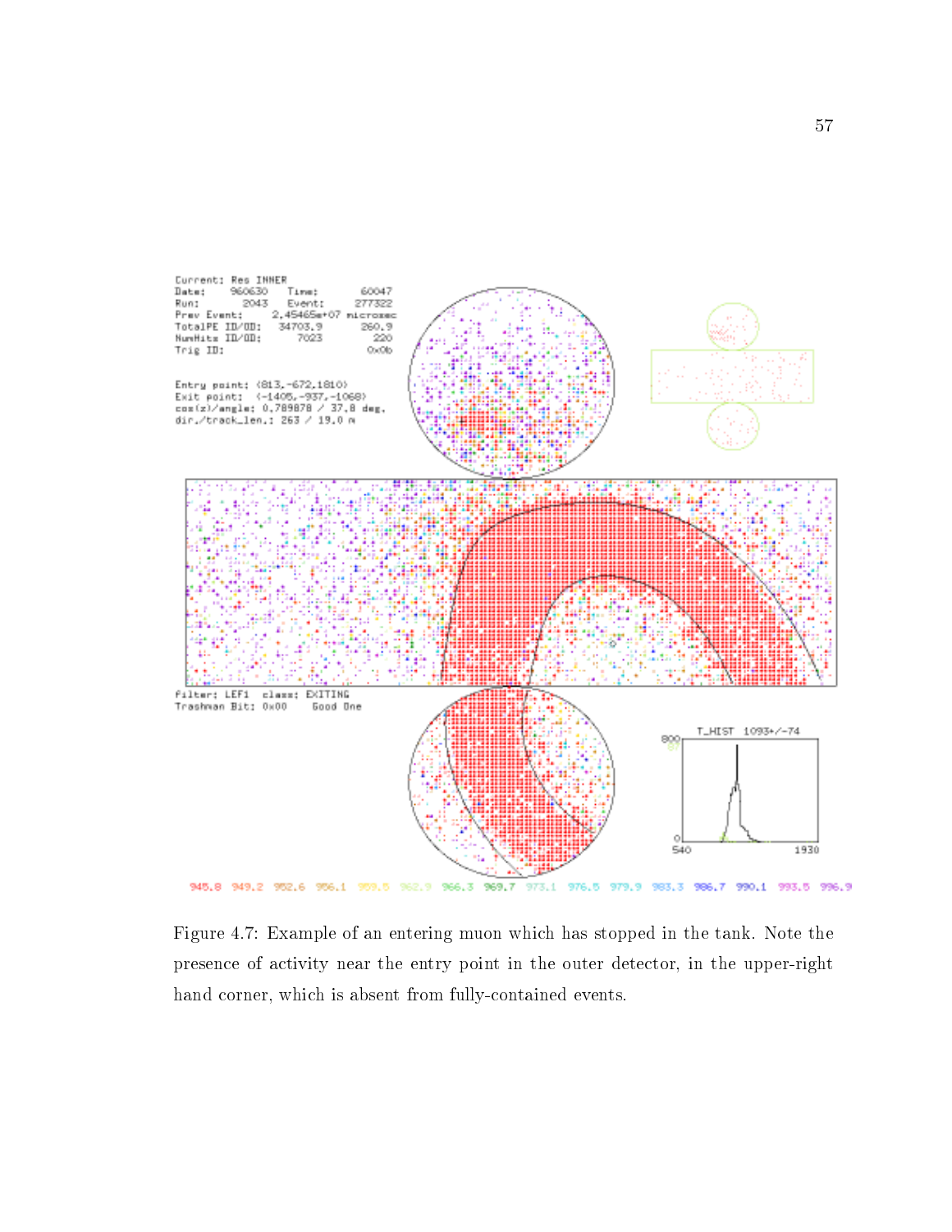Figure 4.7: Example of an entering muon which has stopped in the tank. Note the presence of activity near the entry point in the outer detector, in the upper-right hand corner, which is absent from fully-contained events.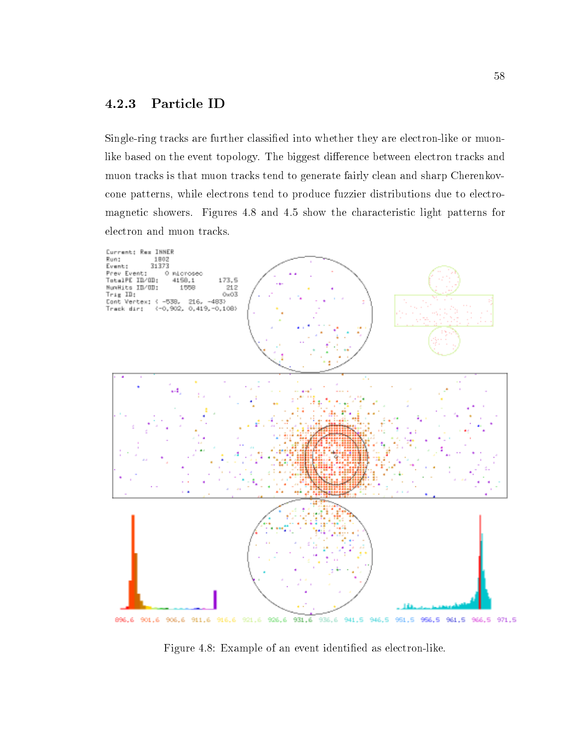### 4.2.3 Particle ID

Single-ring tracks are further classified into whether they are electron-like or muon-like based on the event topology. The biggest difference between electron tracks and muon tracks is that muon tracks tend to generate fairly clean and sharp Cherenkov-cone patterns, while electrons tend to produce fuzzier distributions due to electro-magnetic showers. Figures 4.8 and 4.5 show the characteristic light patterns for electron and muon tracks.

Figure 4.8: Example of an event identified as electron-like.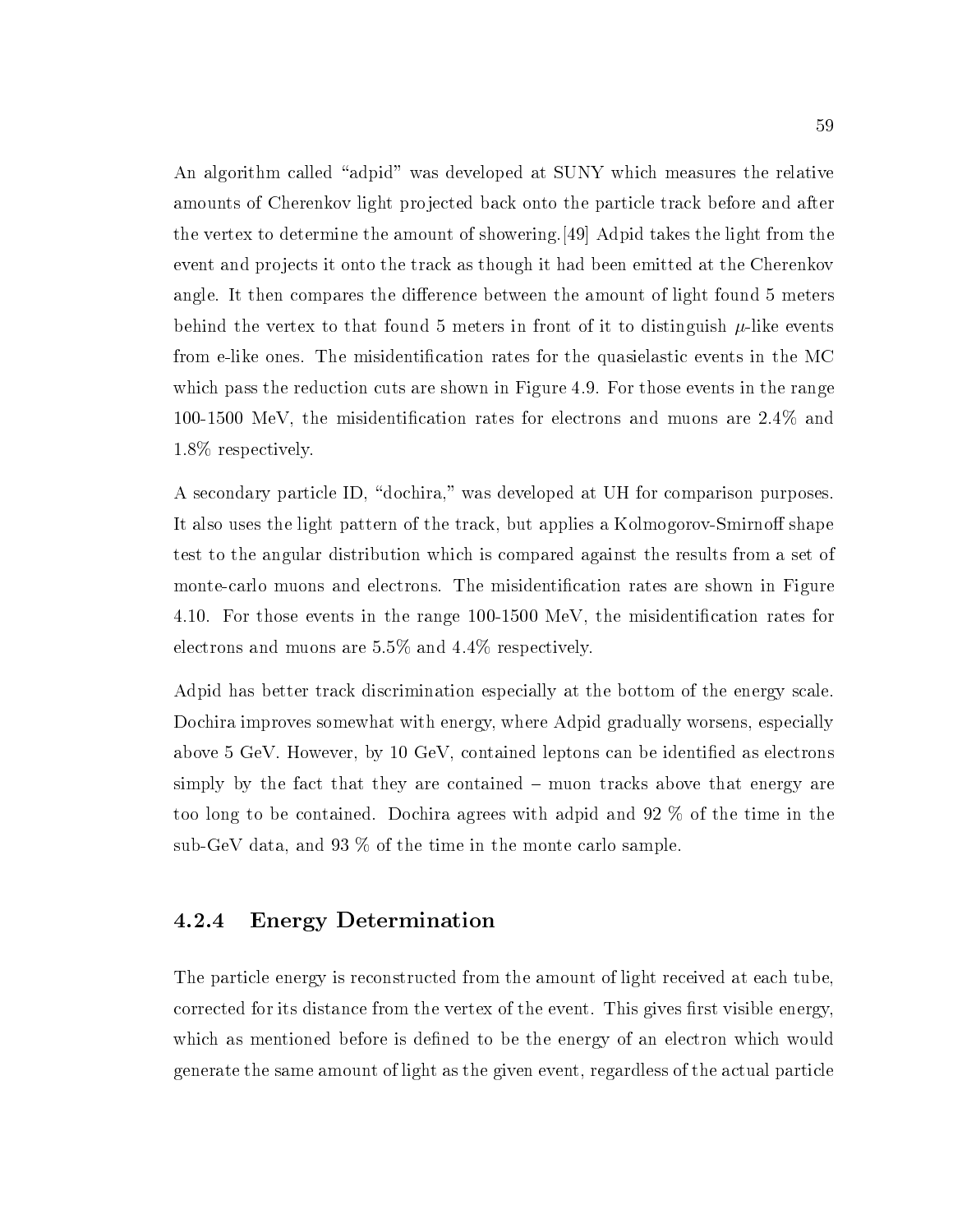An algorithm called "adpid" was developed at SUNY which measures the relative amounts of Cherenkov light projected back onto the particle track before and after the vertex to determine the amount of showering.[49] Adpid takes the light from the event and projects it onto the track as though it had been emitted at the Cherenkov angle. It then compares the difference between the amount of light found 5 meters behind the vertex to that found 5 meters in front of it to distinguish $\mu$-like events from e-like ones. The misidentification rates for the quasielastic events in the MC which pass the reduction cuts are shown in Figure 4.9. For those events in the range 100-1500 MeV, the misidentification rates for electrons and muons are 2.4% and 1.8% respectively.

A secondary particle ID, "dochira," was developed at UH for comparison purposes. It also uses the light pattern of the track, but applies a Kolmogorov-Smirnoff shape test to the angular distribution which is compared against the results from a set of monte-carlo muons and electrons. The misidentification rates are shown in Figure 4.10. For those events in the range 100-1500 MeV, the misidentification rates for electrons and muons are 5.5% and 4.4% respectively.

Adpid has better track discrimination especially at the bottom of the energy scale. Dochira improves somewhat with energy, where Adpid gradually worsens, especially above 5 GeV. However, by 10 GeV, contained leptons can be identified as electrons simply by the fact that they are contained – muon tracks above that energy are too long to be contained. Dochira agrees with adpid and 92 % of the time in the sub-GeV data, and 93 % of the time in the monte carlo sample.

### 4.2.4 Energy Determination

The particle energy is reconstructed from the amount of light received at each tube, corrected for its distance from the vertex of the event. This gives first visible energy, which as mentioned before is defined to be the energy of an electron which would generate the same amount of light as the given event, regardless of the actual particle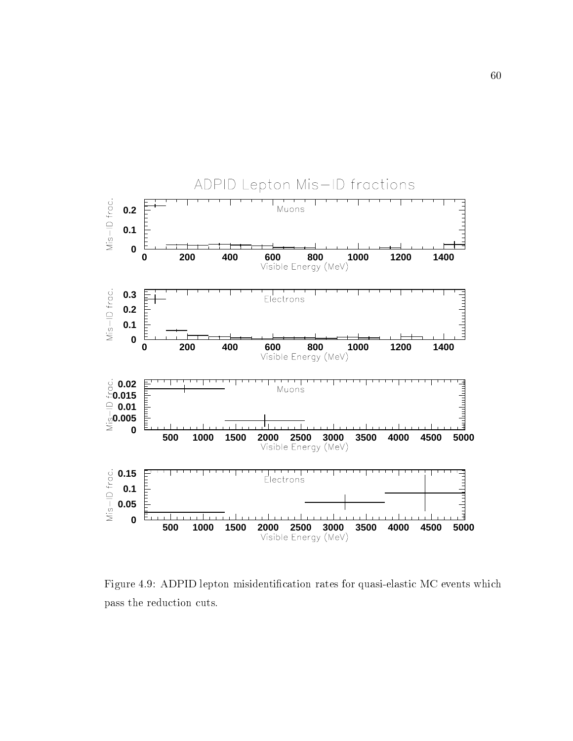Figure 4.9: ADPID lepton misidentification rates for quasi-elastic MC events which pass the reduction cuts.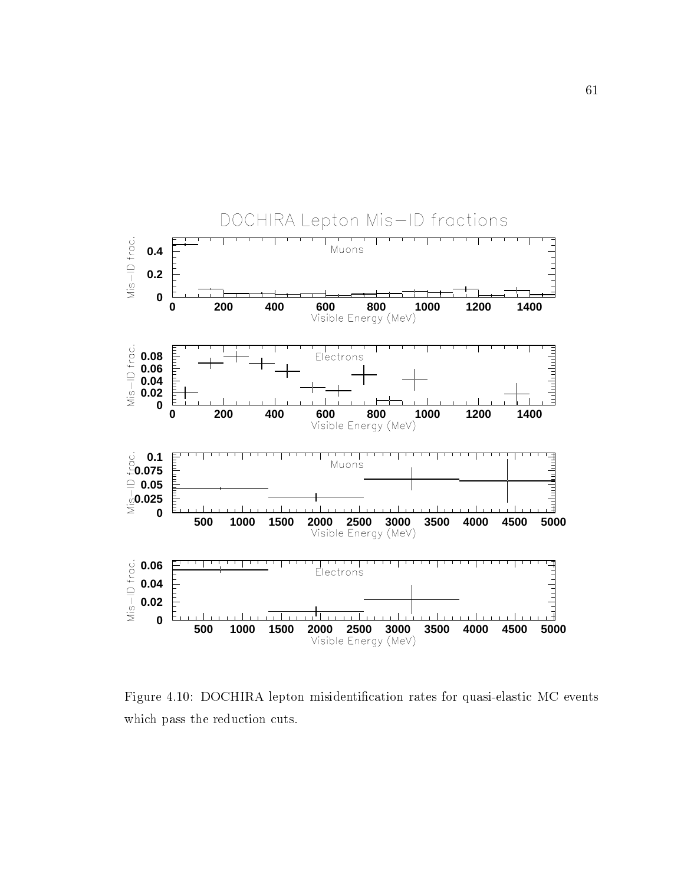Figure 4.10: DOCHIRA lepton misidentification rates for quasi-elastic MC events which pass the reduction cuts.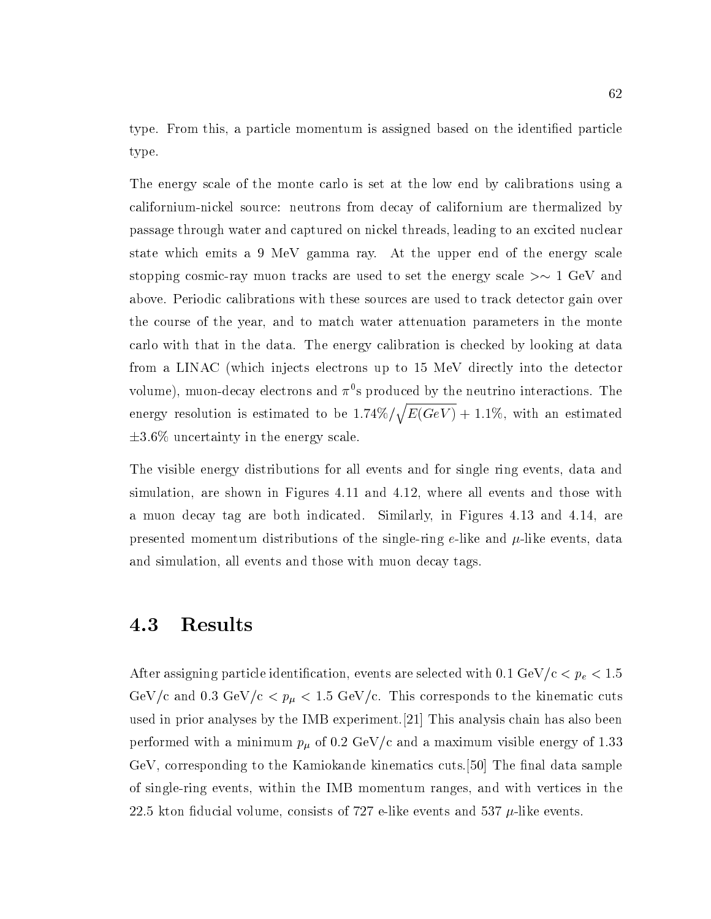type. From this, a particle momentum is assigned based on the identified particle type.

The energy scale of the monte carlo is set at the low end by calibrations using a californium-nickel source: neutrons from decay of californium are thermalized by passage through water and captured on nickel threads, leading to an excited nuclear state which emits a 9 MeV gamma ray. At the upper end of the energy scale stopping cosmic-ray muon tracks are used to set the energy scale $>\sim$ 1 GeV and above. Periodic calibrations with these sources are used to track detector gain over the course of the year, and to match water attenuation parameters in the monte carlo with that in the data. The energy calibration is checked by looking at data from a LINAC (which injects electrons up to 15 MeV directly into the detector volume), muon-decay electrons and $\pi^0$s produced by the neutrino interactions. The energy resolution is estimated to be $1.74\%/\sqrt{E(GeV)} + 1.1\%$, with an estimated $\pm 3.6\%$ uncertainty in the energy scale.

The visible energy distributions for all events and for single ring events, data and simulation, are shown in Figures 4.11 and 4.12, where all events and those with a muon decay tag are both indicated. Similarly, in Figures 4.13 and 4.14, are presented momentum distributions of the single-ring $e$-like and $\mu$-like events, data and simulation, all events and those with muon decay tags.

## 4.3 Results

After assigning particle identification, events are selected with 0.1 GeV/c $< p_e <$ 1.5 GeV/c and 0.3 GeV/c $< p_\mu <$ 1.5 GeV/c. This corresponds to the kinematic cuts used in prior analyses by the IMB experiment.[21] This analysis chain has also been performed with a minimum $p_\mu$ of 0.2 GeV/c and a maximum visible energy of 1.33 GeV, corresponding to the Kamiokande kinematics cuts.[50] The final data sample of single-ring events, within the IMB momentum ranges, and with vertices in the 22.5 kton fiducial volume, consists of 727 e-like events and 537 $\mu$-like events.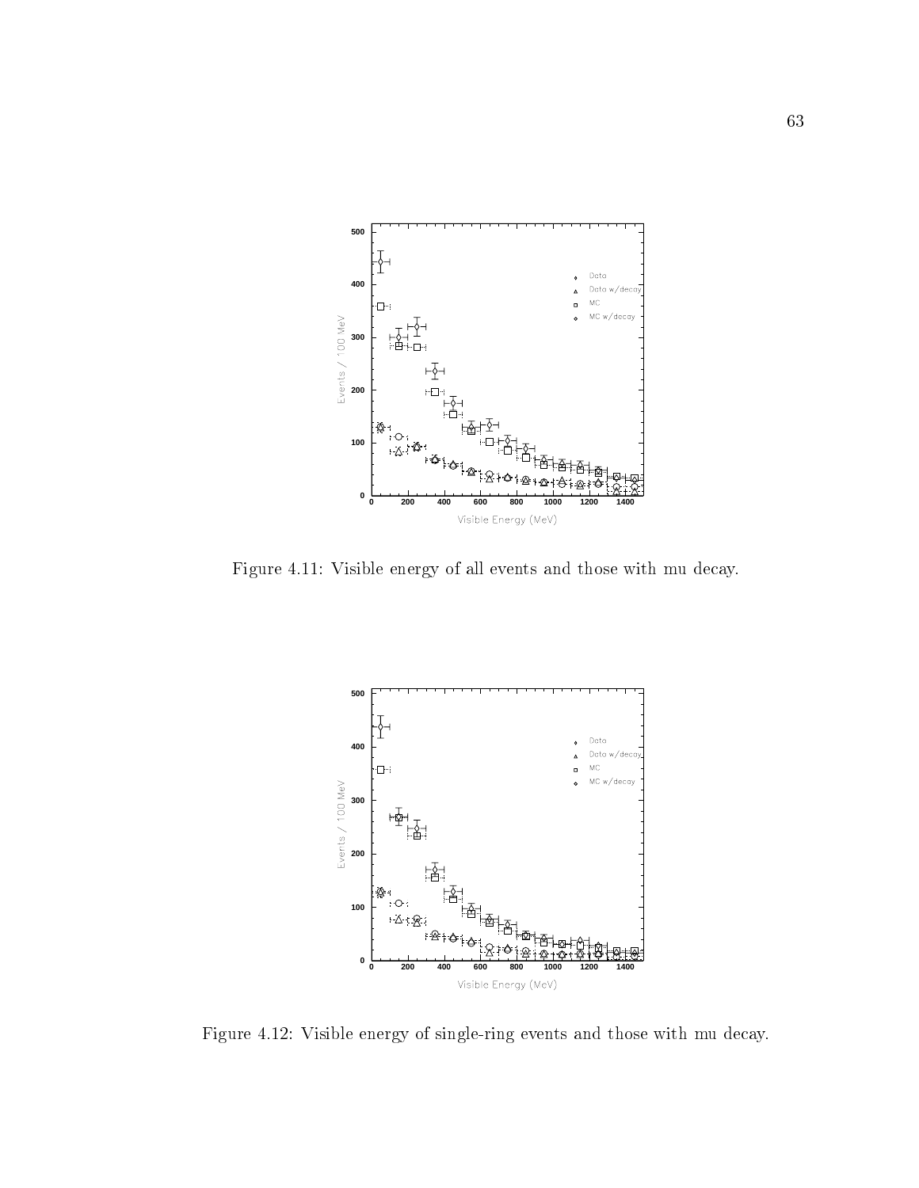Figure 4.11: Visible energy of all events and those with mu decay.

Figure 4.12: Visible energy of single-ring events and those with mu decay.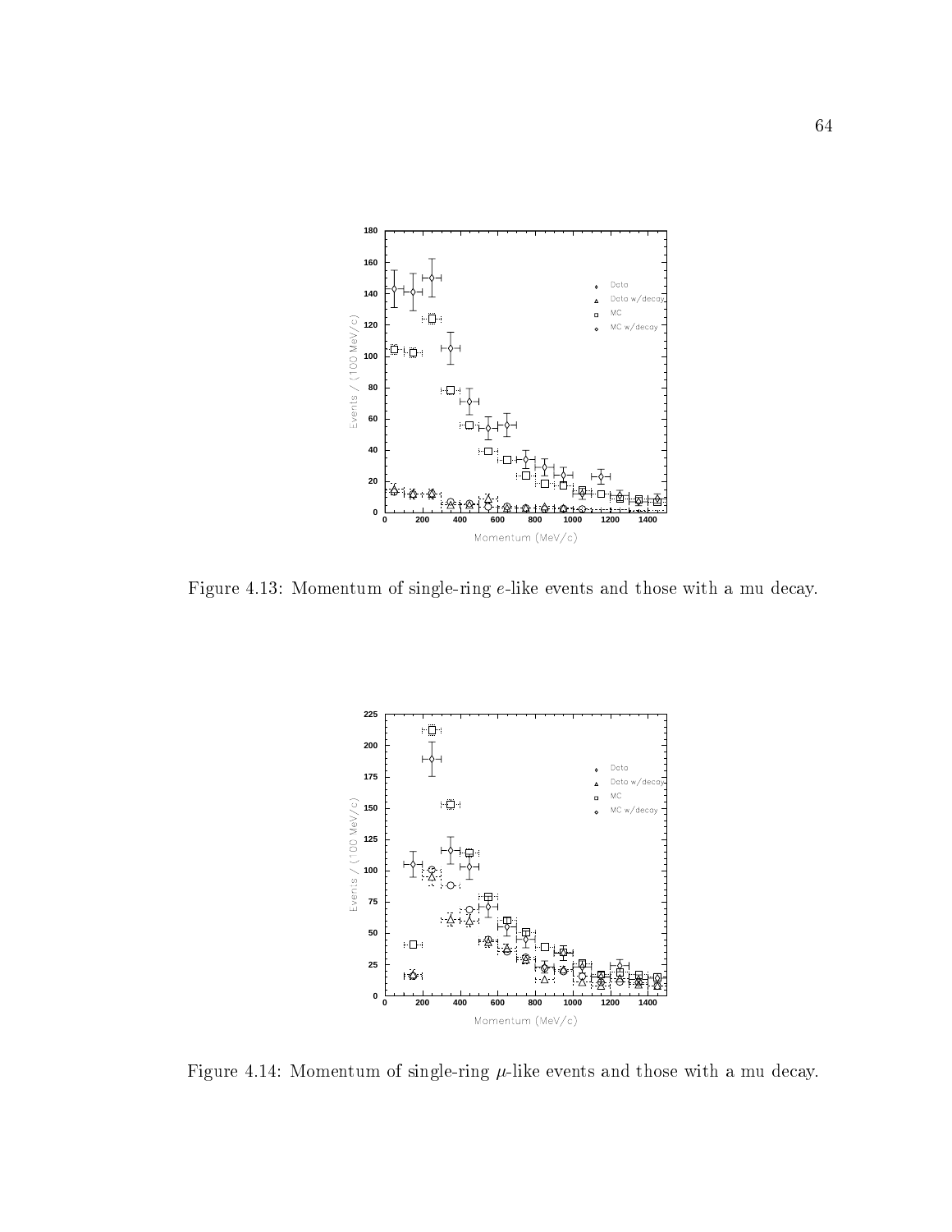Figure 4.13: Momentum of single-ring $e$-like events and those with a mu decay.

Figure 4.14: Momentum of single-ring $\mu$-like events and those with a mu decay.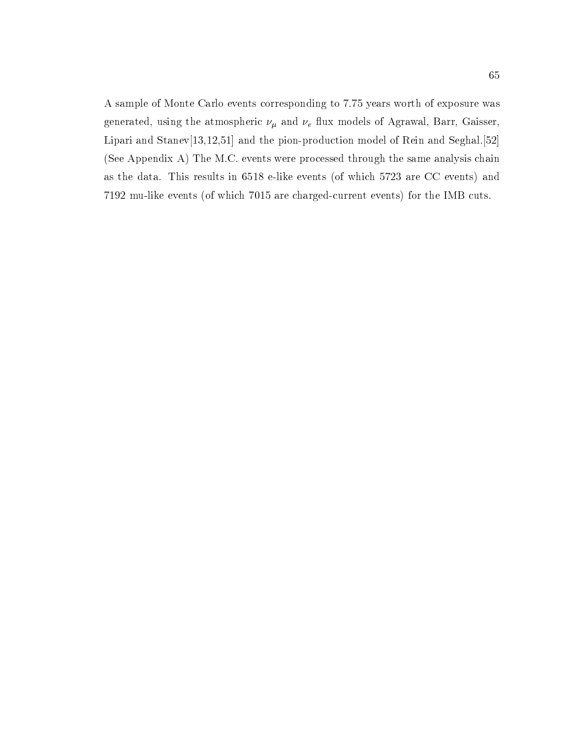A sample of Monte Carlo events corresponding to 7.75 years worth of exposure was generated, using the atmospheric $\nu_\mu$ and $\nu_e$ flux models of Agrawal, Barr, Gaisser, Lipari and Stanev[13,12,51] and the pion-production model of Rein and Seghal.[52] (See Appendix A) The M.C. events were processed through the same analysis chain as the data. This results in 6518 e-like events (of which 5723 are CC events) and 7192 mu-like events (of which 7015 are charged-current events) for the IMB cuts.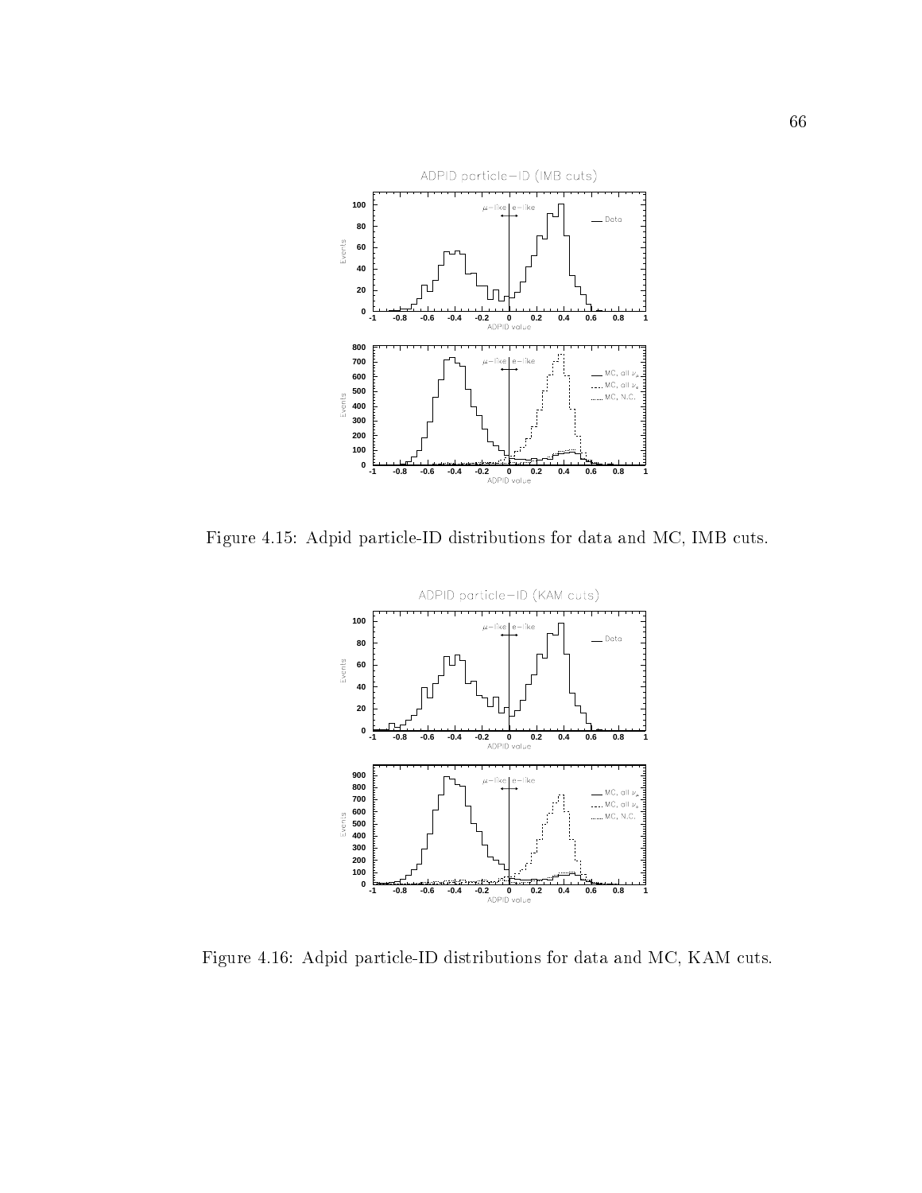Figure 4.15: Adpid particle-ID distributions for data and MC, IMB cuts.

Figure 4.16: Adpid particle-ID distributions for data and MC, KAM cuts.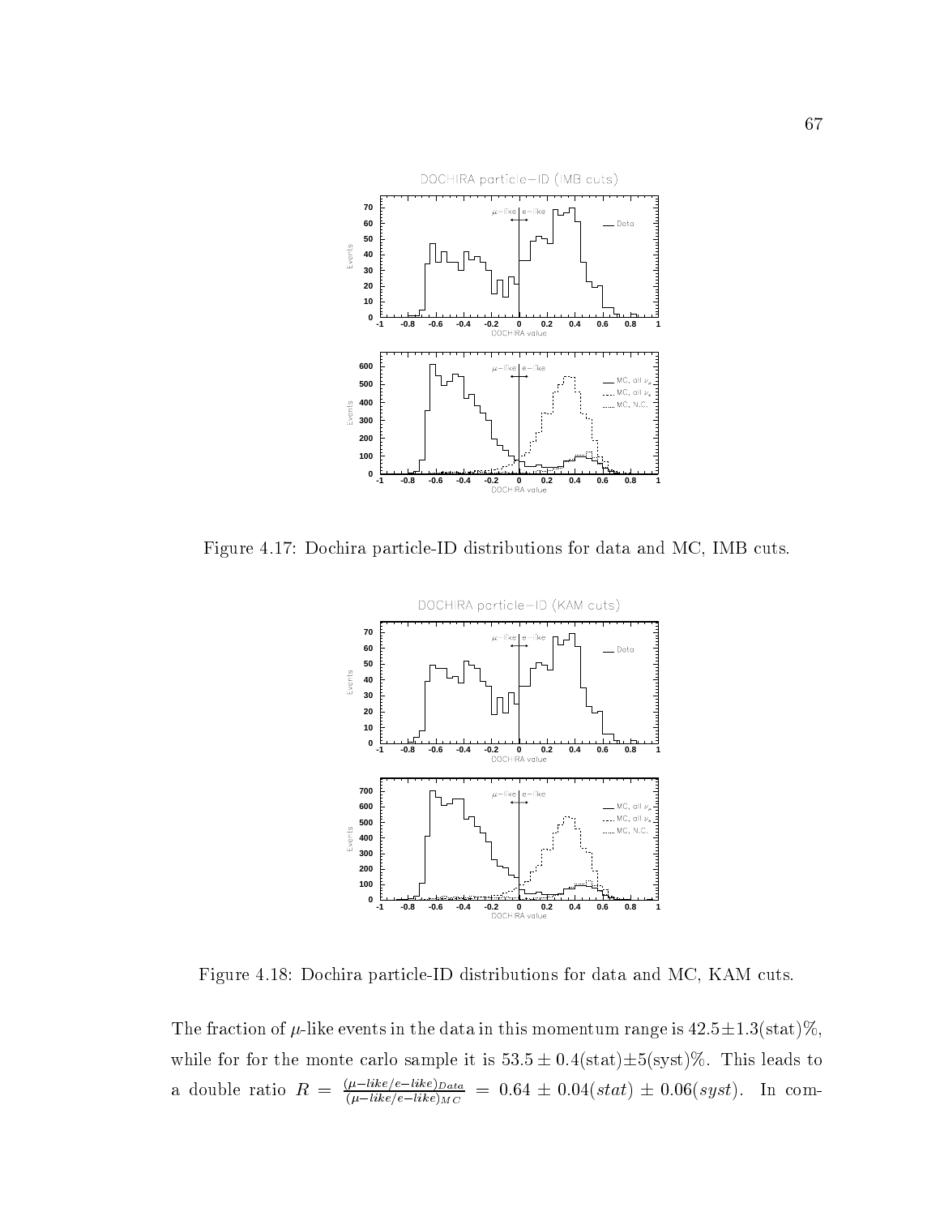Figure 4.17: Dochira particle-ID distributions for data and MC, IMB cuts.

Figure 4.18: Dochira particle-ID distributions for data and MC, KAM cuts.

The fraction of $\mu$-like events in the data in this momentum range is $42.5 \pm 1.3$(stat)%, while for for the monte carlo sample it is $53.5 \pm 0.4$(stat)$\pm 5$(syst)%. This leads to a double ratio $R = \frac{(\mu\text{-}like/e\text{-}like)_{Data}}{(\mu\text{-}like/e\text{-}like)_{MC}} = 0.64 \pm 0.04(stat) \pm 0.06(syst)$. In com-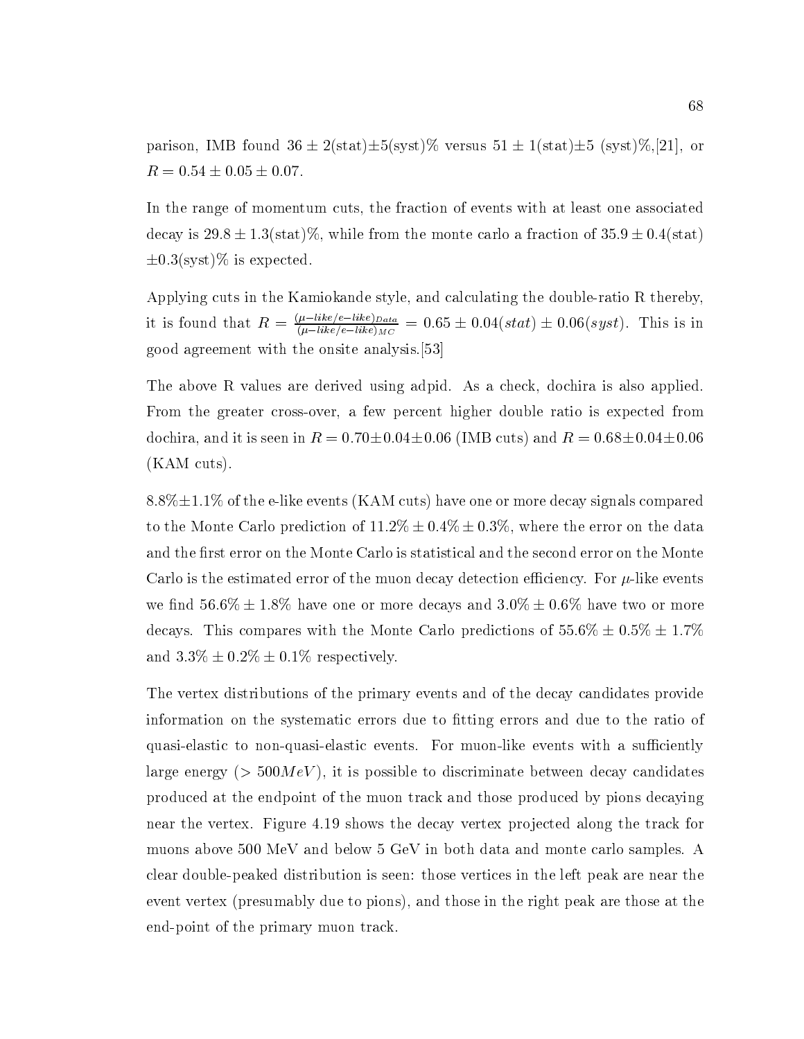parison, IMB found $36 \pm 2$(stat)$\pm 5$(syst)% versus $51 \pm 1$(stat)$\pm 5$ (syst)%,[21], or $R = 0.54 \pm 0.05 \pm 0.07$.

In the range of momentum cuts, the fraction of events with at least one associated decay is $29.8 \pm 1.3$(stat)%, while from the monte carlo a fraction of $35.9 \pm 0.4$(stat) $\pm 0.3$(syst)% is expected.

Applying cuts in the Kamiokande style, and calculating the double-ratio R thereby, it is found that $R = \frac{(\mu-like/e-like)_{Data}}{(\mu-like/e-like)_{MC}} = 0.65 \pm 0.04(stat) \pm 0.06(syst)$. This is in good agreement with the onsite analysis.[53]

The above R values are derived using adpid. As a check, dochira is also applied. From the greater cross-over, a few percent higher double ratio is expected from dochira, and it is seen in $R = 0.70 \pm 0.04 \pm 0.06$ (IMB cuts) and $R = 0.68 \pm 0.04 \pm 0.06$ (KAM cuts).

$8.8\% \pm 1.1\%$ of the e-like events (KAM cuts) have one or more decay signals compared to the Monte Carlo prediction of $11.2\% \pm 0.4\% \pm 0.3\%$, where the error on the data and the first error on the Monte Carlo is statistical and the second error on the Monte Carlo is the estimated error of the muon decay detection efficiency. For $\mu$-like events we find $56.6\% \pm 1.8\%$ have one or more decays and $3.0\% \pm 0.6\%$ have two or more decays. This compares with the Monte Carlo predictions of $55.6\% \pm 0.5\% \pm 1.7\%$ and $3.3\% \pm 0.2\% \pm 0.1\%$ respectively.

The vertex distributions of the primary events and of the decay candidates provide information on the systematic errors due to fitting errors and due to the ratio of quasi-elastic to non-quasi-elastic events. For muon-like events with a sufficiently large energy ($> 500 MeV$), it is possible to discriminate between decay candidates produced at the endpoint of the muon track and those produced by pions decaying near the vertex. Figure 4.19 shows the decay vertex projected along the track for muons above 500 MeV and below 5 GeV in both data and monte carlo samples. A clear double-peaked distribution is seen: those vertices in the left peak are near the event vertex (presumably due to pions), and those in the right peak are those at the end-point of the primary muon track.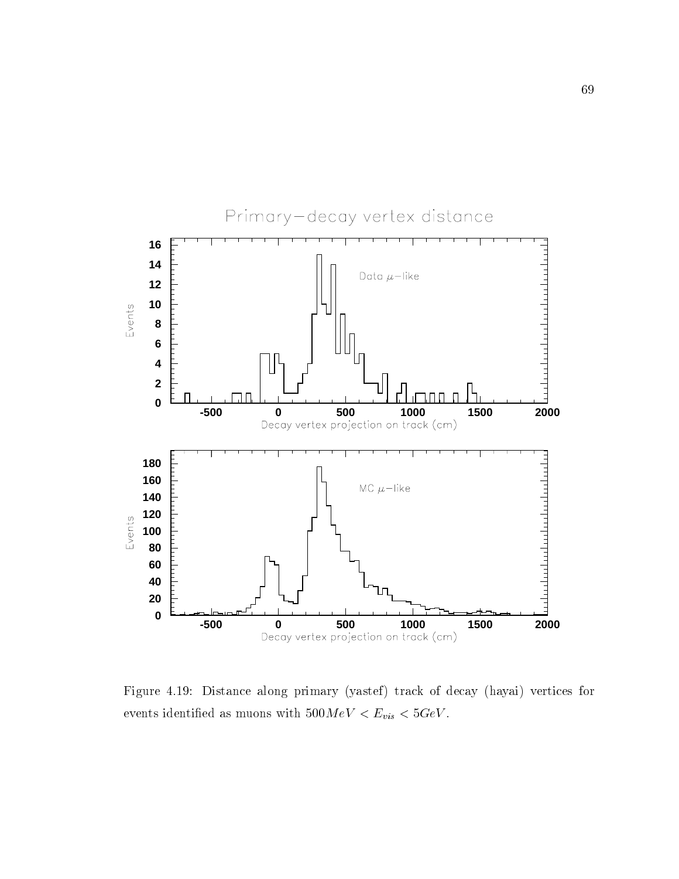Figure 4.19: Distance along primary (yastef) track of decay (hayai) vertices for events identified as muons with $500MeV < E_{vis} < 5GeV$.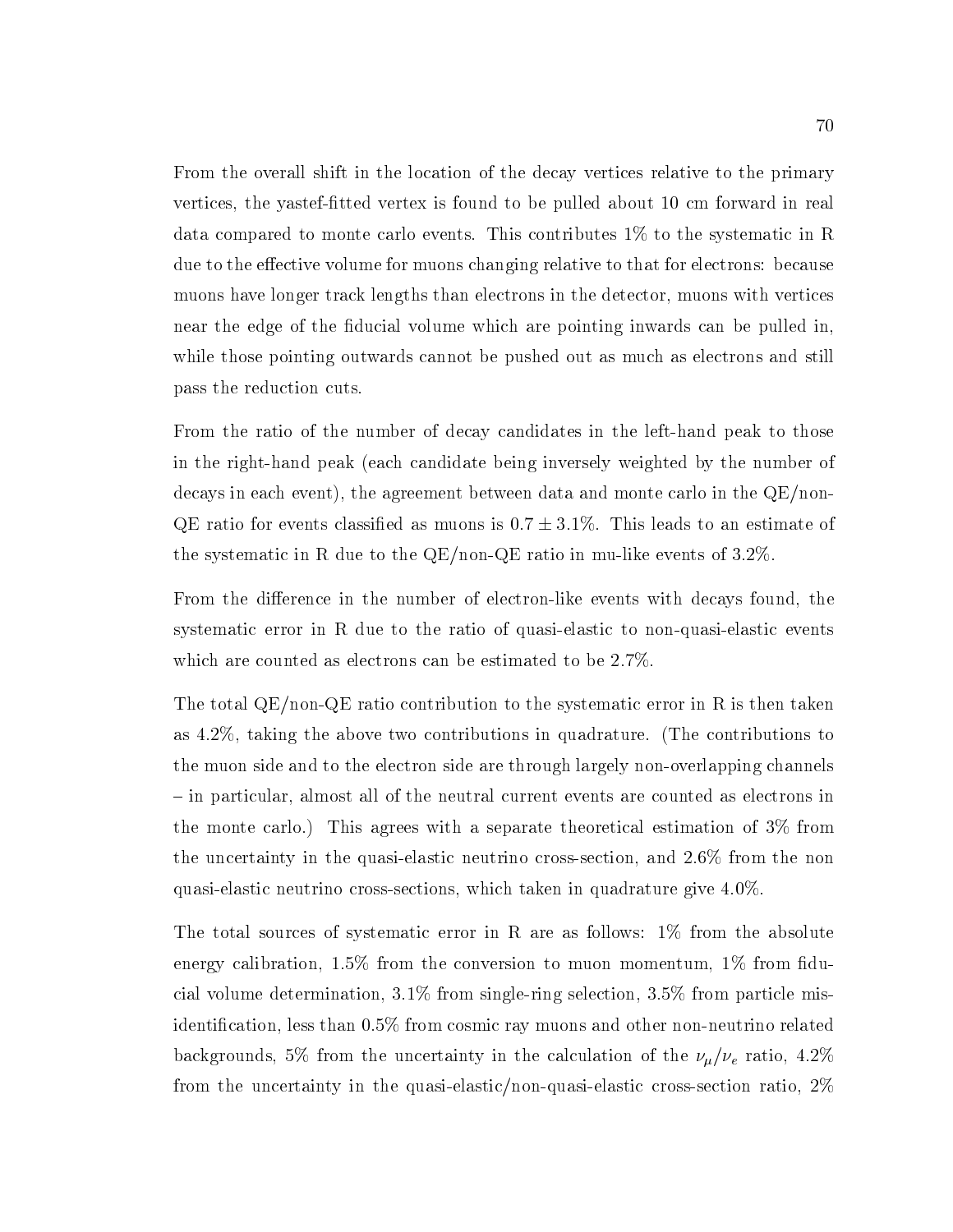From the overall shift in the location of the decay vertices relative to the primary vertices, the yastef-fitted vertex is found to be pulled about 10 cm forward in real data compared to monte carlo events. This contributes 1% to the systematic in R due to the effective volume for muons changing relative to that for electrons: because muons have longer track lengths than electrons in the detector, muons with vertices near the edge of the fiducial volume which are pointing inwards can be pulled in, while those pointing outwards cannot be pushed out as much as electrons and still pass the reduction cuts.

From the ratio of the number of decay candidates in the left-hand peak to those in the right-hand peak (each candidate being inversely weighted by the number of decays in each event), the agreement between data and monte carlo in the QE/non-QE ratio for events classified as muons is $0.7 \pm 3.1\%$. This leads to an estimate of the systematic in R due to the QE/non-QE ratio in mu-like events of 3.2%.

From the difference in the number of electron-like events with decays found, the systematic error in R due to the ratio of quasi-elastic to non-quasi-elastic events which are counted as electrons can be estimated to be 2.7%.

The total QE/non-QE ratio contribution to the systematic error in R is then taken as 4.2%, taking the above two contributions in quadrature. (The contributions to the muon side and to the electron side are through largely non-overlapping channels – in particular, almost all of the neutral current events are counted as electrons in the monte carlo.) This agrees with a separate theoretical estimation of 3% from the uncertainty in the quasi-elastic neutrino cross-section, and 2.6% from the non quasi-elastic neutrino cross-sections, which taken in quadrature give 4.0%.

The total sources of systematic error in R are as follows: 1% from the absolute energy calibration, 1.5% from the conversion to muon momentum, 1% from fiducial volume determination, 3.1% from single-ring selection, 3.5% from particle misidentification, less than 0.5% from cosmic ray muons and other non-neutrino related backgrounds, 5% from the uncertainty in the calculation of the $\nu_\mu/\nu_e$ ratio, 4.2% from the uncertainty in the quasi-elastic/non-quasi-elastic cross-section ratio, 2%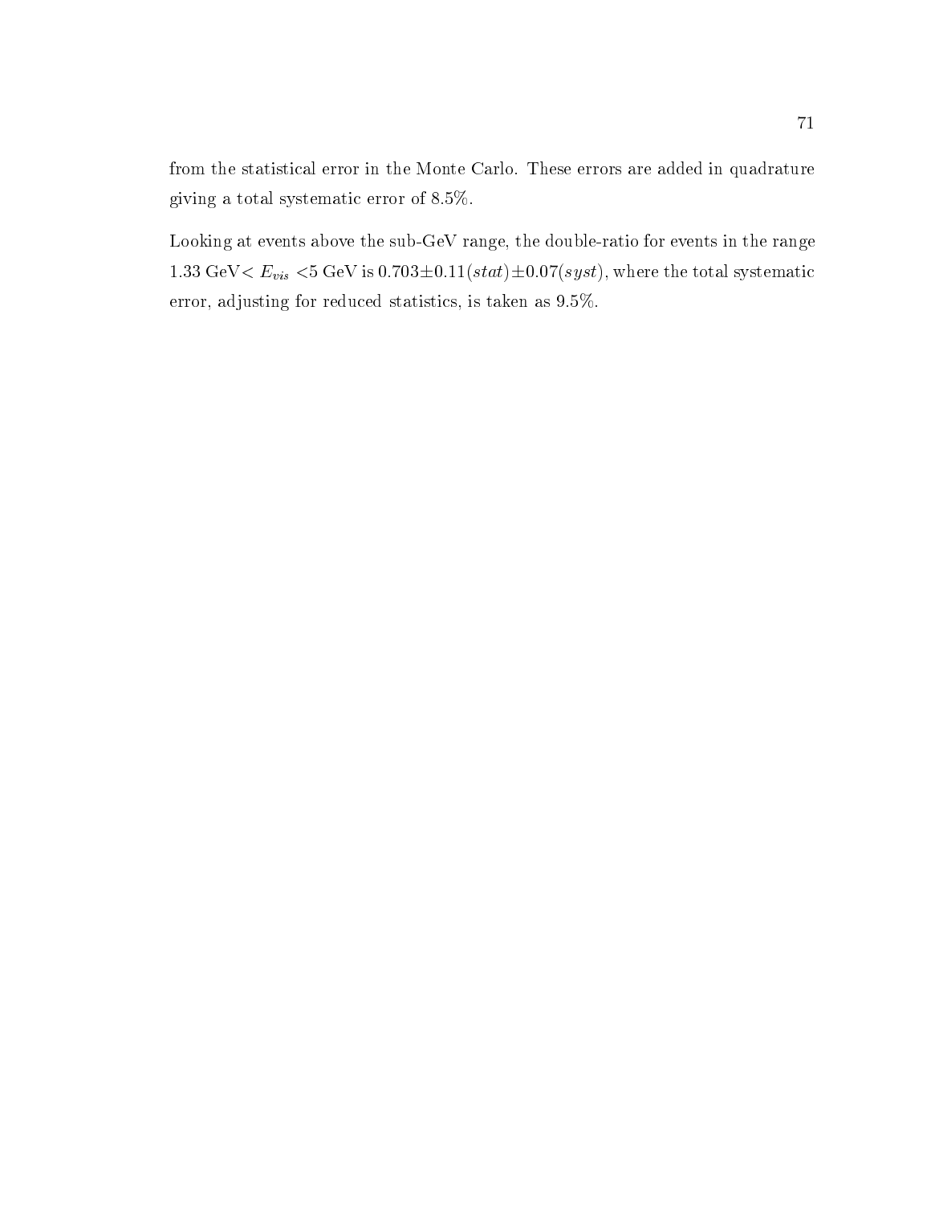from the statistical error in the Monte Carlo. These errors are added in quadrature giving a total systematic error of 8.5%.

Looking at events above the sub-GeV range, the double-ratio for events in the range 1.33 GeV$< E_{vis} <$5 GeV is $0.703 \pm 0.11(stat) \pm 0.07(syst)$, where the total systematic error, adjusting for reduced statistics, is taken as 9.5%.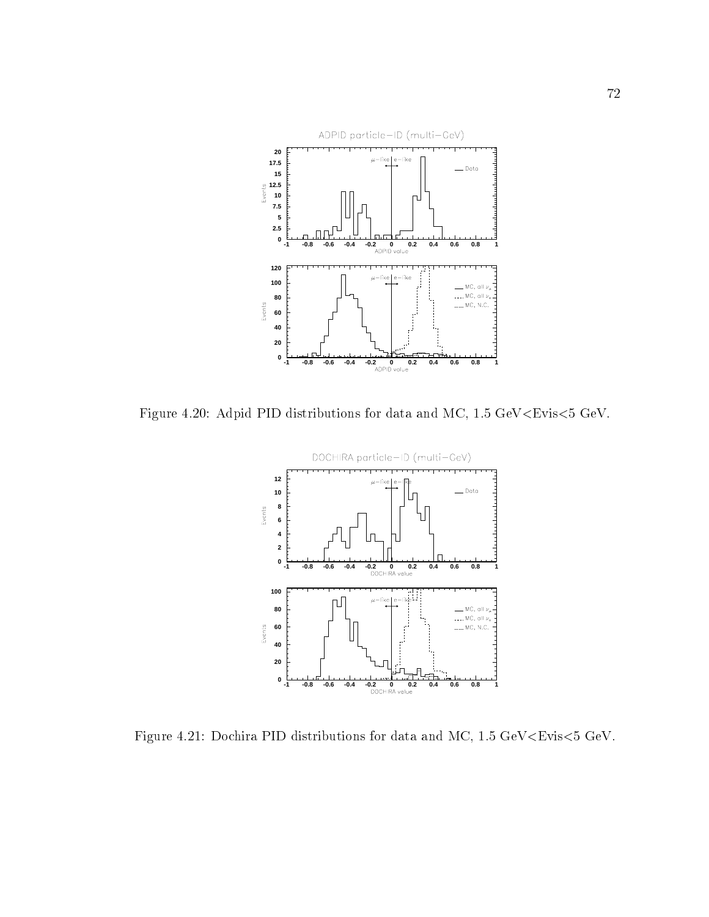Figure 4.20: Adpid PID distributions for data and MC, 1.5 GeV<Evis<5 GeV.

Figure 4.21: Dochira PID distributions for data and MC, 1.5 GeV<Evis<5 GeV.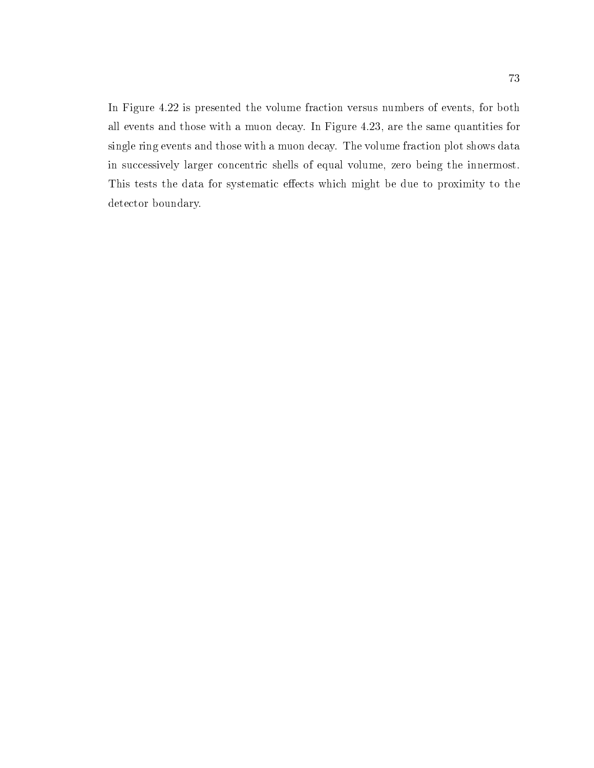In Figure 4.22 is presented the volume fraction versus numbers of events, for both all events and those with a muon decay. In Figure 4.23, are the same quantities for single ring events and those with a muon decay. The volume fraction plot shows data in successively larger concentric shells of equal volume, zero being the innermost. This tests the data for systematic effects which might be due to proximity to the detector boundary.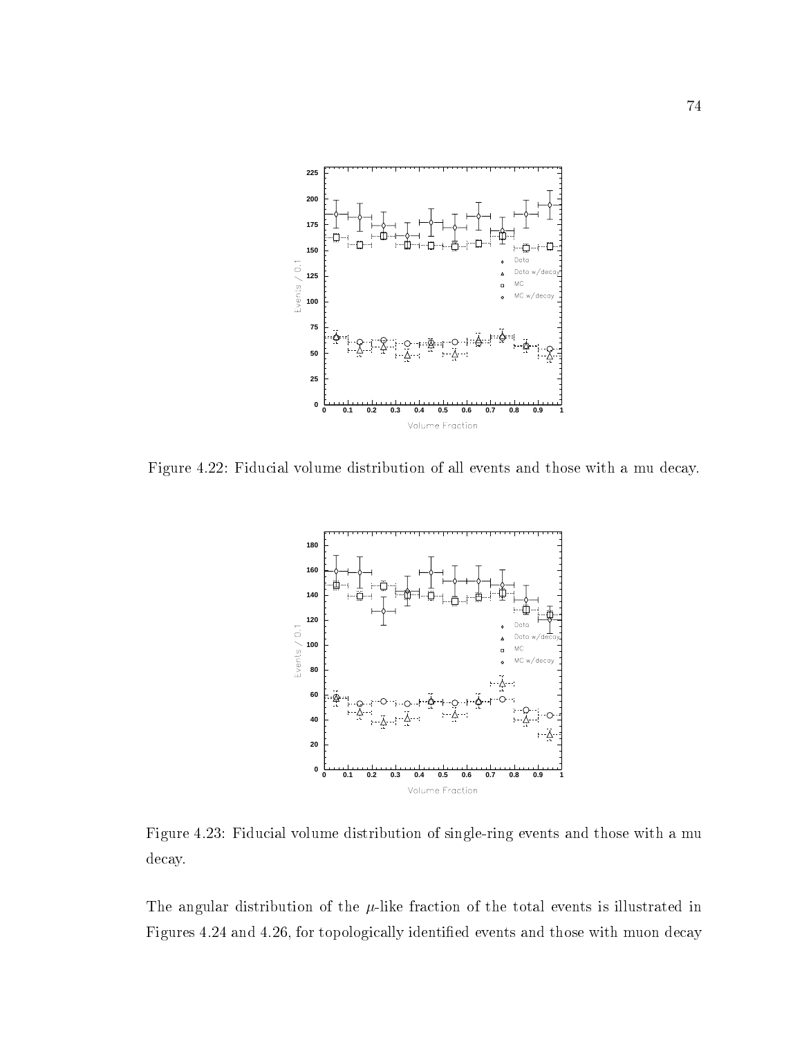Figure 4.22: Fiducial volume distribution of all events and those with a mu decay.

Figure 4.23: Fiducial volume distribution of single-ring events and those with a mu decay.

The angular distribution of the $\mu$-like fraction of the total events is illustrated in Figures 4.24 and 4.26, for topologically identified events and those with muon decay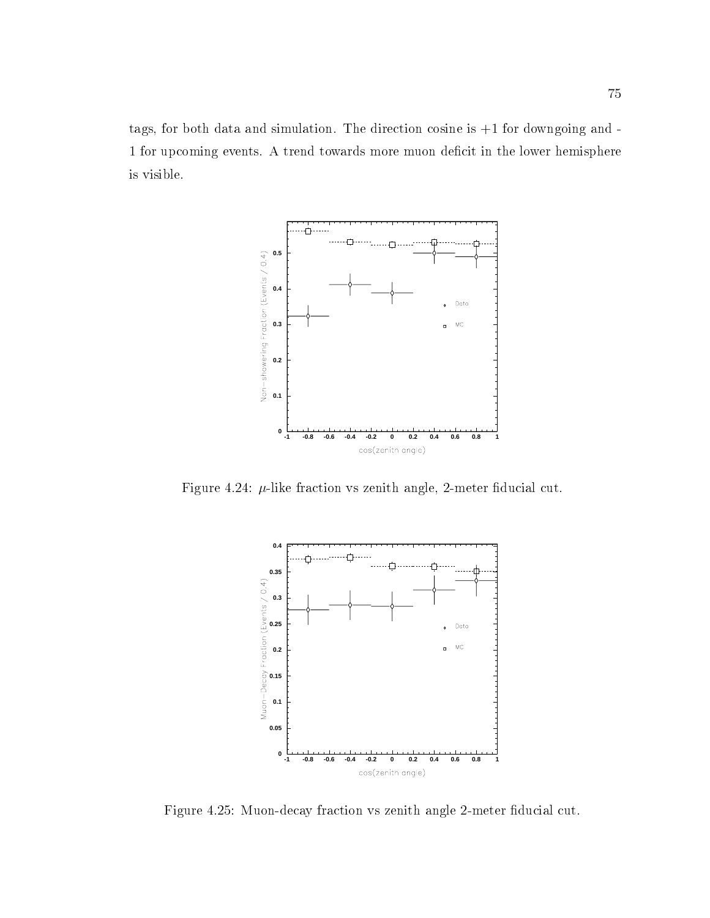tags, for both data and simulation. The direction cosine is +1 for downgoing and -1 for upcoming events. A trend towards more muon deficit in the lower hemisphere is visible.

Figure 4.24: $\mu$-like fraction vs zenith angle, 2-meter fiducial cut.

Figure 4.25: Muon-decay fraction vs zenith angle 2-meter fiducial cut.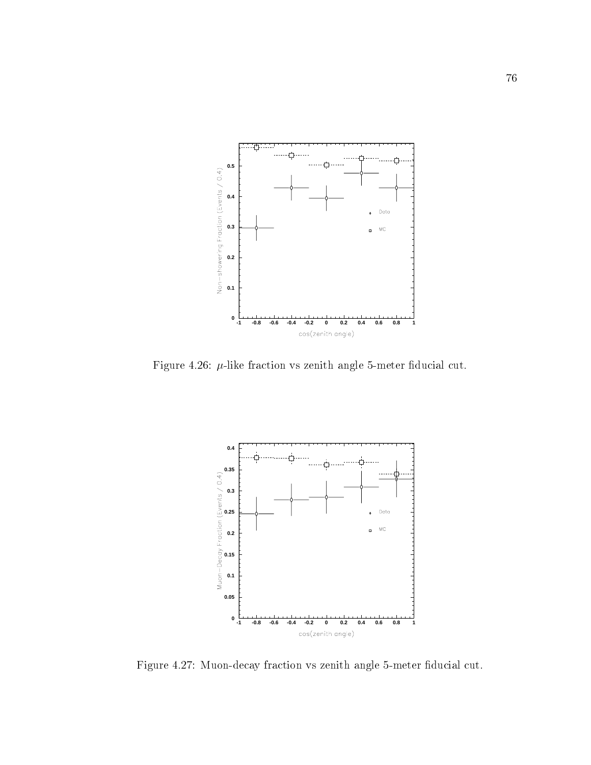Figure 4.26: $\mu$-like fraction vs zenith angle 5-meter fiducial cut.

Figure 4.27: Muon-decay fraction vs zenith angle 5-meter fiducial cut.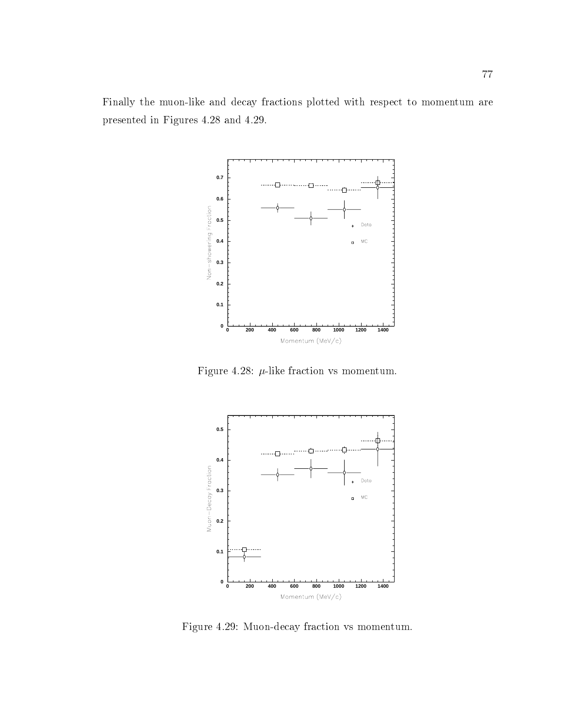Finally the muon-like and decay fractions plotted with respect to momentum are presented in Figures 4.28 and 4.29.

Figure 4.28: $\mu$-like fraction vs momentum.

Figure 4.29: Muon-decay fraction vs momentum.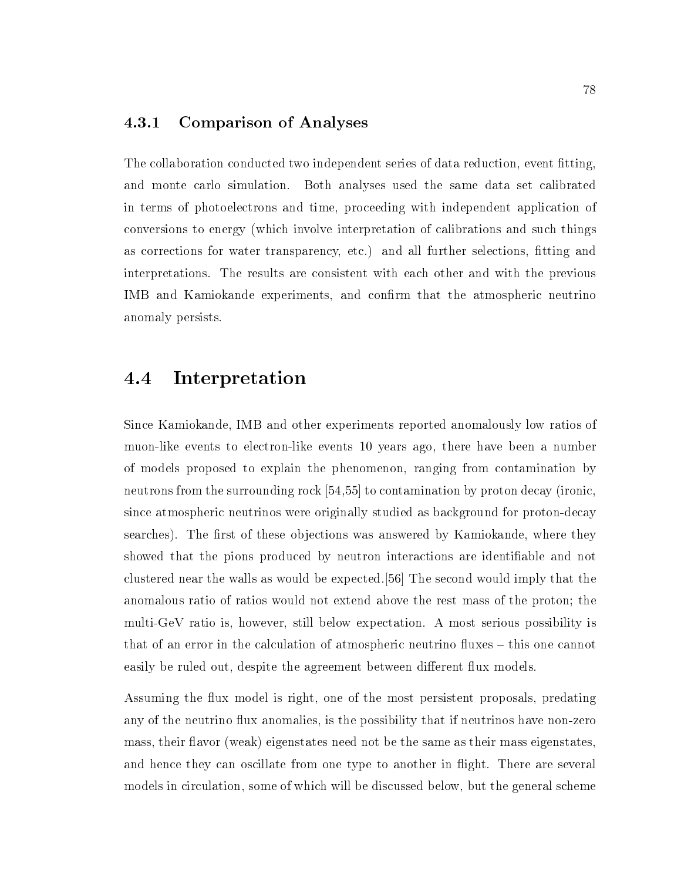### 4.3.1 Comparison of Analyses

The collaboration conducted two independent series of data reduction, event fitting, and monte carlo simulation. Both analyses used the same data set calibrated in terms of photoelectrons and time, proceeding with independent application of conversions to energy (which involve interpretation of calibrations and such things as corrections for water transparency, etc.) and all further selections, fitting and interpretations. The results are consistent with each other and with the previous IMB and Kamiokande experiments, and confirm that the atmospheric neutrino anomaly persists.

## 4.4 Interpretation

Since Kamiokande, IMB and other experiments reported anomalously low ratios of muon-like events to electron-like events 10 years ago, there have been a number of models proposed to explain the phenomenon, ranging from contamination by neutrons from the surrounding rock [54,55] to contamination by proton decay (ironic, since atmospheric neutrinos were originally studied as background for proton-decay searches). The first of these objections was answered by Kamiokande, where they showed that the pions produced by neutron interactions are identifiable and not clustered near the walls as would be expected.[56] The second would imply that the anomalous ratio of ratios would not extend above the rest mass of the proton; the multi-GeV ratio is, however, still below expectation. A most serious possibility is that of an error in the calculation of atmospheric neutrino fluxes – this one cannot easily be ruled out, despite the agreement between different flux models.

Assuming the flux model is right, one of the most persistent proposals, predating any of the neutrino flux anomalies, is the possibility that if neutrinos have non-zero mass, their flavor (weak) eigenstates need not be the same as their mass eigenstates, and hence they can oscillate from one type to another in flight. There are several models in circulation, some of which will be discussed below, but the general scheme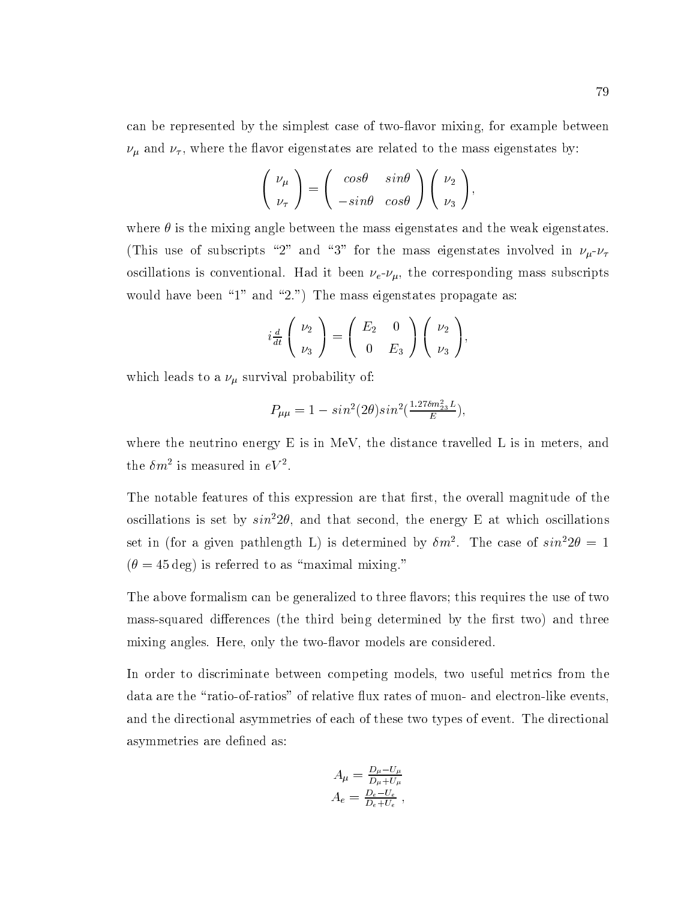can be represented by the simplest case of two-flavor mixing, for example between $\nu_\mu$ and $\nu_\tau$, where the flavor eigenstates are related to the mass eigenstates by:

$$\begin{pmatrix} \nu_\mu \\ \nu_\tau \end{pmatrix} = \begin{pmatrix} cos\theta & sin\theta \\ -sin\theta & cos\theta \end{pmatrix} \begin{pmatrix} \nu_2 \\ \nu_3 \end{pmatrix},$$

where $\theta$ is the mixing angle between the mass eigenstates and the weak eigenstates. (This use of subscripts "2" and "3" for the mass eigenstates involved in $\nu_\mu$-$\nu_\tau$ oscillations is conventional. Had it been $\nu_e$-$\nu_\mu$, the corresponding mass subscripts would have been "1" and "2.") The mass eigenstates propagate as:

$$i\frac{d}{dt}\begin{pmatrix} \nu_2 \\ \nu_3 \end{pmatrix} = \begin{pmatrix} E_2 & 0 \\ 0 & E_3 \end{pmatrix} \begin{pmatrix} \nu_2 \\ \nu_3 \end{pmatrix},$$

which leads to a $\nu_\mu$ survival probability of:

$$P_{\mu\mu} = 1 - sin^2(2\theta) sin^2(\tfrac{1.27\delta m^2_{23} L}{E}),$$

where the neutrino energy E is in MeV, the distance travelled L is in meters, and the $\delta m^2$ is measured in $eV^2$.

The notable features of this expression are that first, the overall magnitude of the oscillations is set by $sin^2 2\theta$, and that second, the energy E at which oscillations set in (for a given pathlength L) is determined by $\delta m^2$. The case of $sin^2 2\theta = 1$ ($\theta = 45\,\text{deg}$) is referred to as "maximal mixing."

The above formalism can be generalized to three flavors; this requires the use of two mass-squared differences (the third being determined by the first two) and three mixing angles. Here, only the two-flavor models are considered.

In order to discriminate between competing models, two useful metrics from the data are the "ratio-of-ratios" of relative flux rates of muon- and electron-like events, and the directional asymmetries of each of these two types of event. The directional asymmetries are defined as:

$$A_\mu = \frac{D_\mu - U_\mu}{D_\mu + U_\mu}$$
$$A_e = \frac{D_e - U_e}{D_e + U_e} \; ,$$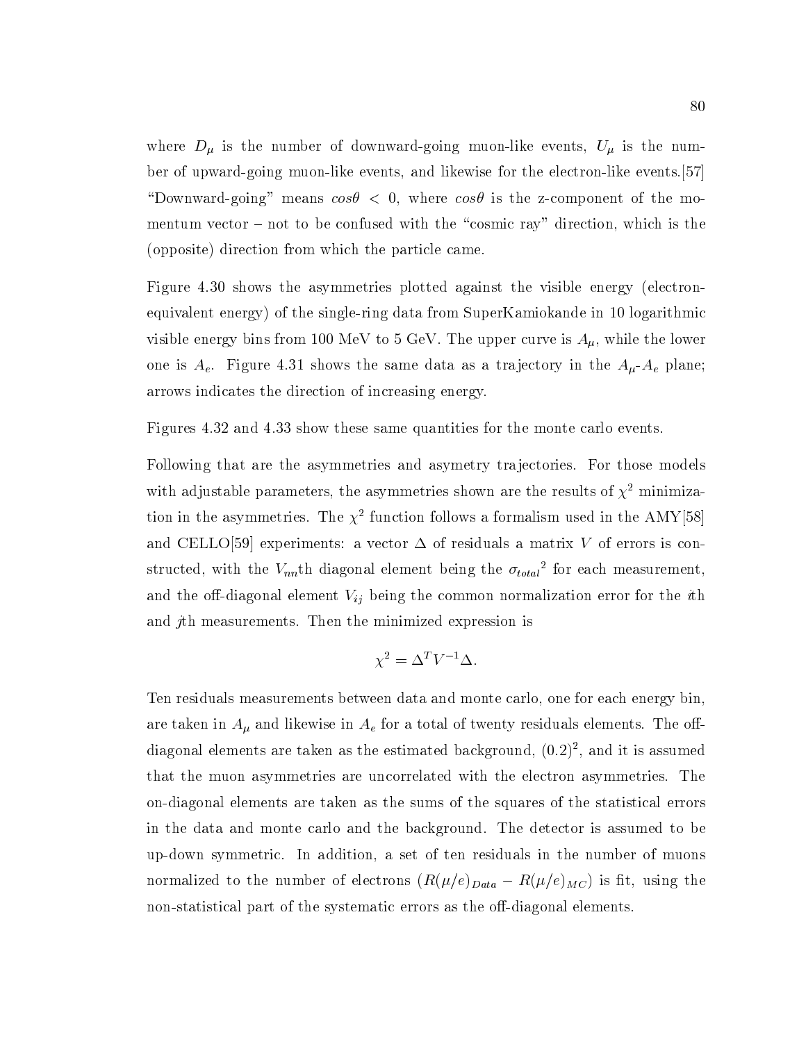where $D_\mu$ is the number of downward-going muon-like events, $U_\mu$ is the number of upward-going muon-like events, and likewise for the electron-like events.[57] "Downward-going" means $cos\theta < 0$, where $cos\theta$ is the z-component of the momentum vector – not to be confused with the "cosmic ray" direction, which is the (opposite) direction from which the particle came.

Figure 4.30 shows the asymmetries plotted against the visible energy (electron-equivalent energy) of the single-ring data from SuperKamiokande in 10 logarithmic visible energy bins from 100 MeV to 5 GeV. The upper curve is $A_\mu$, while the lower one is $A_e$. Figure 4.31 shows the same data as a trajectory in the $A_\mu$-$A_e$ plane; arrows indicates the direction of increasing energy.

Figures 4.32 and 4.33 show these same quantities for the monte carlo events.

Following that are the asymmetries and asymetry trajectories. For those models with adjustable parameters, the asymmetries shown are the results of $\chi^2$ minimization in the asymmetries. The $\chi^2$ function follows a formalism used in the AMY[58] and CELLO[59] experiments: a vector $\Delta$ of residuals a matrix $V$ of errors is constructed, with the $V_{nn}$th diagonal element being the ${\sigma_{total}}^2$ for each measurement, and the off-diagonal element $V_{ij}$ being the common normalization error for the $i$th and $j$th measurements. Then the minimized expression is

$$\chi^2 = \Delta^T V^{-1} \Delta.$$

Ten residuals measurements between data and monte carlo, one for each energy bin, are taken in $A_\mu$ and likewise in $A_e$ for a total of twenty residuals elements. The off-diagonal elements are taken as the estimated background, $(0.2)^2$, and it is assumed that the muon asymmetries are uncorrelated with the electron asymmetries. The on-diagonal elements are taken as the sums of the squares of the statistical errors in the data and monte carlo and the background. The detector is assumed to be up-down symmetric. In addition, a set of ten residuals in the number of muons normalized to the number of electrons ($R(\mu/e)_{Data} - R(\mu/e)_{MC}$) is fit, using the non-statistical part of the systematic errors as the off-diagonal elements.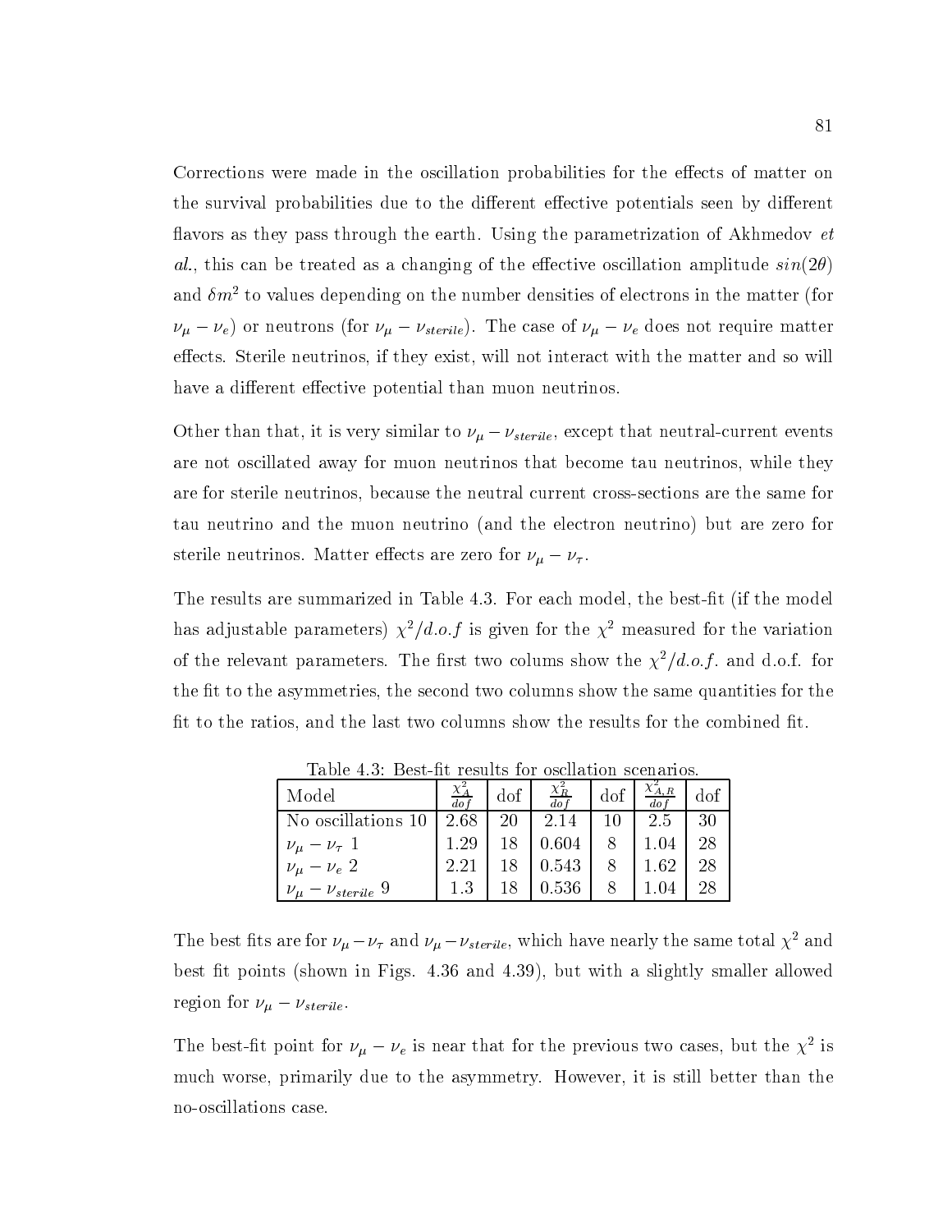Corrections were made in the oscillation probabilities for the effects of matter on the survival probabilities due to the different effective potentials seen by different flavors as they pass through the earth. Using the parametrization of Akhmedov *et al.*, this can be treated as a changing of the effective oscillation amplitude $sin(2\theta)$ and $\delta m^2$ to values depending on the number densities of electrons in the matter (for $\nu_\mu - \nu_e$) or neutrons (for $\nu_\mu - \nu_{sterile}$). The case of $\nu_\mu - \nu_e$ does not require matter effects. Sterile neutrinos, if they exist, will not interact with the matter and so will have a different effective potential than muon neutrinos.

Other than that, it is very similar to $\nu_\mu - \nu_{sterile}$, except that neutral-current events are not oscillated away for muon neutrinos that become tau neutrinos, while they are for sterile neutrinos, because the neutral current cross-sections are the same for tau neutrino and the muon neutrino (and the electron neutrino) but are zero for sterile neutrinos. Matter effects are zero for $\nu_\mu - \nu_\tau$.

The results are summarized in Table 4.3. For each model, the best-fit (if the model has adjustable parameters) $\chi^2/d.o.f$ is given for the $\chi^2$ measured for the variation of the relevant parameters. The first two colums show the $\chi^2/d.o.f.$ and d.o.f. for the fit to the asymmetries, the second two columns show the same quantities for the fit to the ratios, and the last two columns show the results for the combined fit.

Table 4.3: Best-fit results for oscllation scenarios.

| Model | $\frac{\chi^2_A}{dof}$ | dof | $\frac{\chi^2_R}{dof}$ | dof | $\frac{\chi^2_{A,R}}{dof}$ | dof |
|---|---|---|---|---|---|---|
| No oscillations 10 | 2.68 | 20 | 2.14 | 10 | 2.5 | 30 |
| $\nu_\mu - \nu_\tau$ 1 | 1.29 | 18 | 0.604 | 8 | 1.04 | 28 |
| $\nu_\mu - \nu_e$ 2 | 2.21 | 18 | 0.543 | 8 | 1.62 | 28 |
| $\nu_\mu - \nu_{sterile}$ 9 | 1.3 | 18 | 0.536 | 8 | 1.04 | 28 |

The best fits are for $\nu_\mu - \nu_\tau$ and $\nu_\mu - \nu_{sterile}$, which have nearly the same total $\chi^2$ and best fit points (shown in Figs. 4.36 and 4.39), but with a slightly smaller allowed region for $\nu_\mu - \nu_{sterile}$.

The best-fit point for $\nu_\mu - \nu_e$ is near that for the previous two cases, but the $\chi^2$ is much worse, primarily due to the asymmetry. However, it is still better than the no-oscillations case.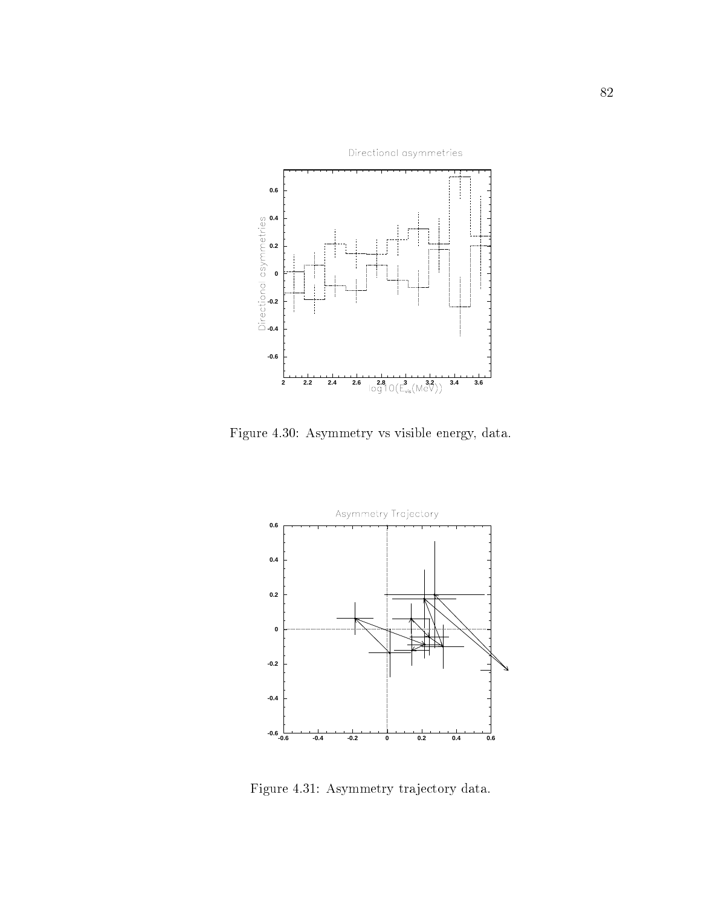Figure 4.30: Asymmetry vs visible energy, data.

Figure 4.31: Asymmetry trajectory data.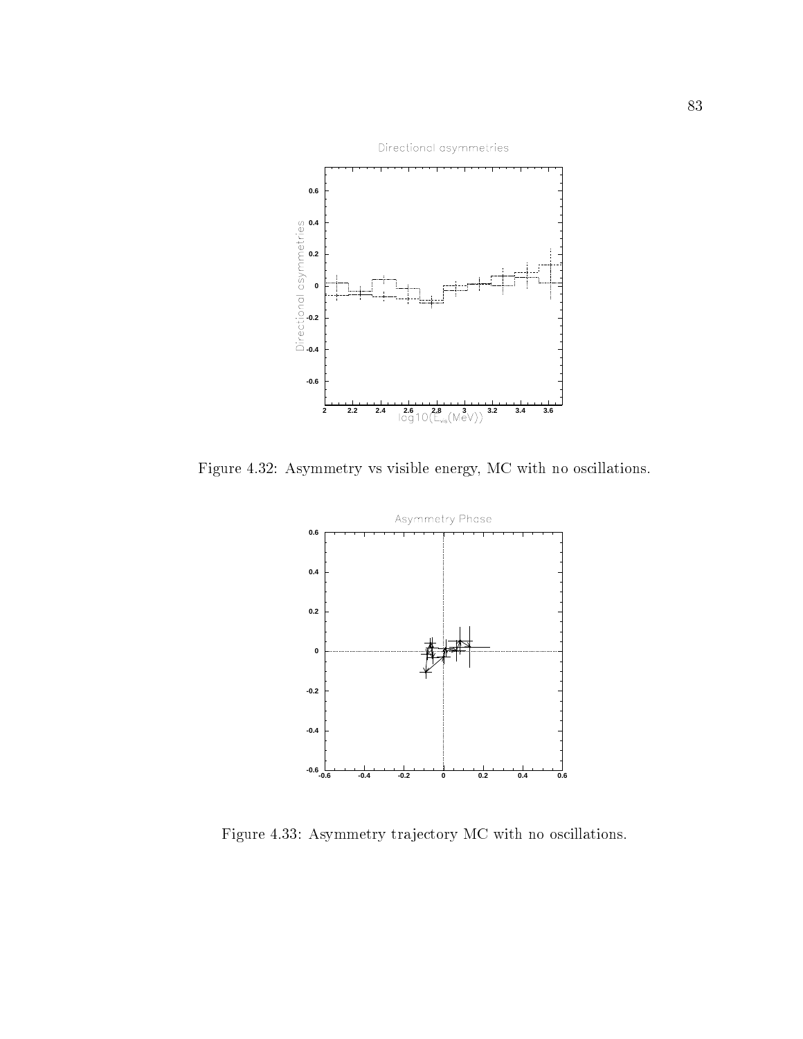Figure 4.32: Asymmetry vs visible energy, MC with no oscillations.

Figure 4.33: Asymmetry trajectory MC with no oscillations.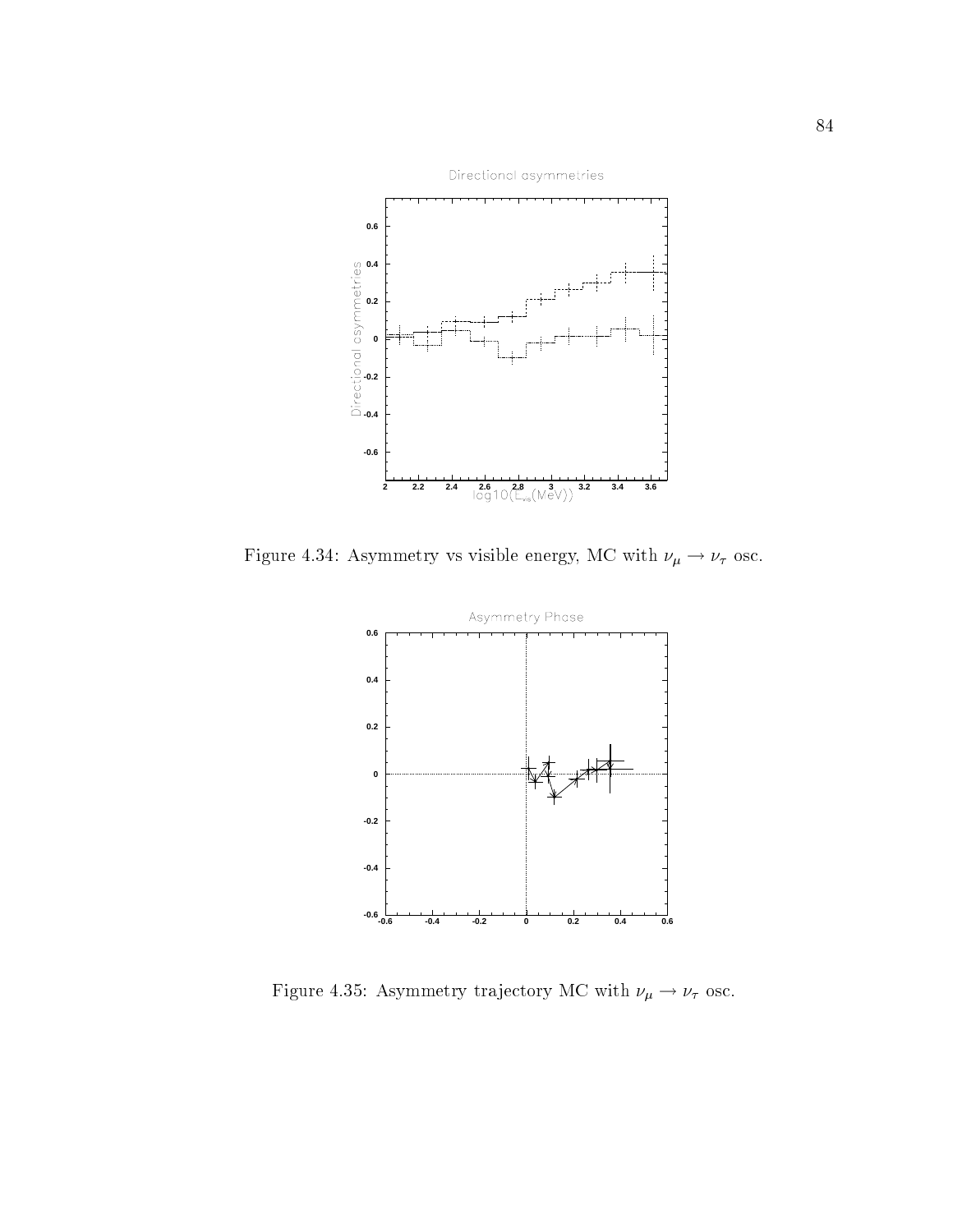Figure 4.34: Asymmetry vs visible energy, MC with $\nu_\mu \to \nu_\tau$ osc.

Figure 4.35: Asymmetry trajectory MC with $\nu_\mu \to \nu_\tau$ osc.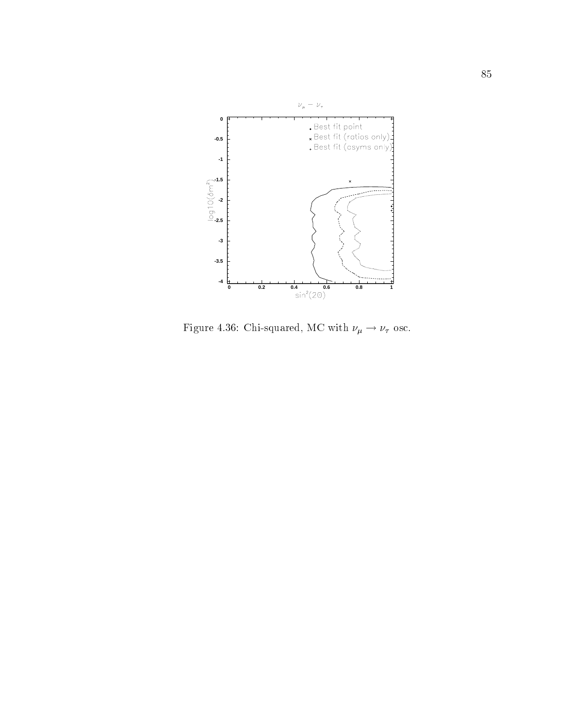Figure 4.36: Chi-squared, MC with $\nu_\mu \rightarrow \nu_\tau$ osc.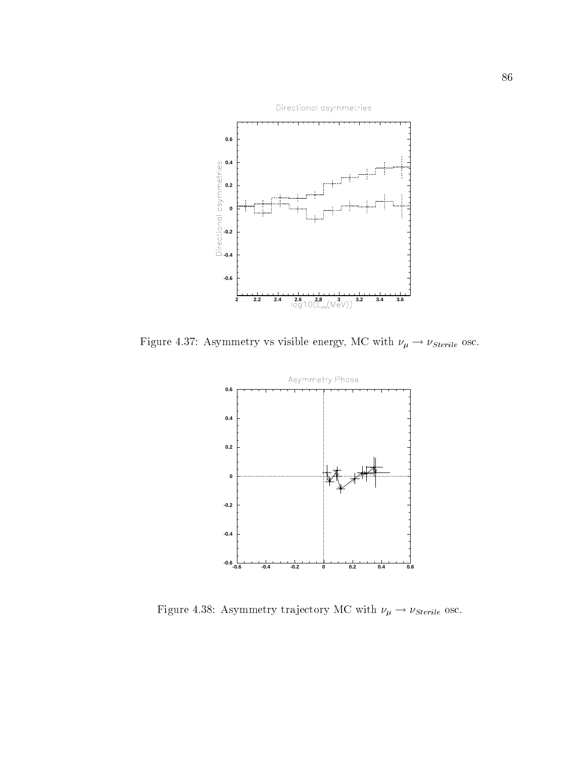Figure 4.37: Asymmetry vs visible energy, MC with $\nu_\mu \rightarrow \nu_{Sterile}$ osc.

Figure 4.38: Asymmetry trajectory MC with $\nu_\mu \rightarrow \nu_{Sterile}$ osc.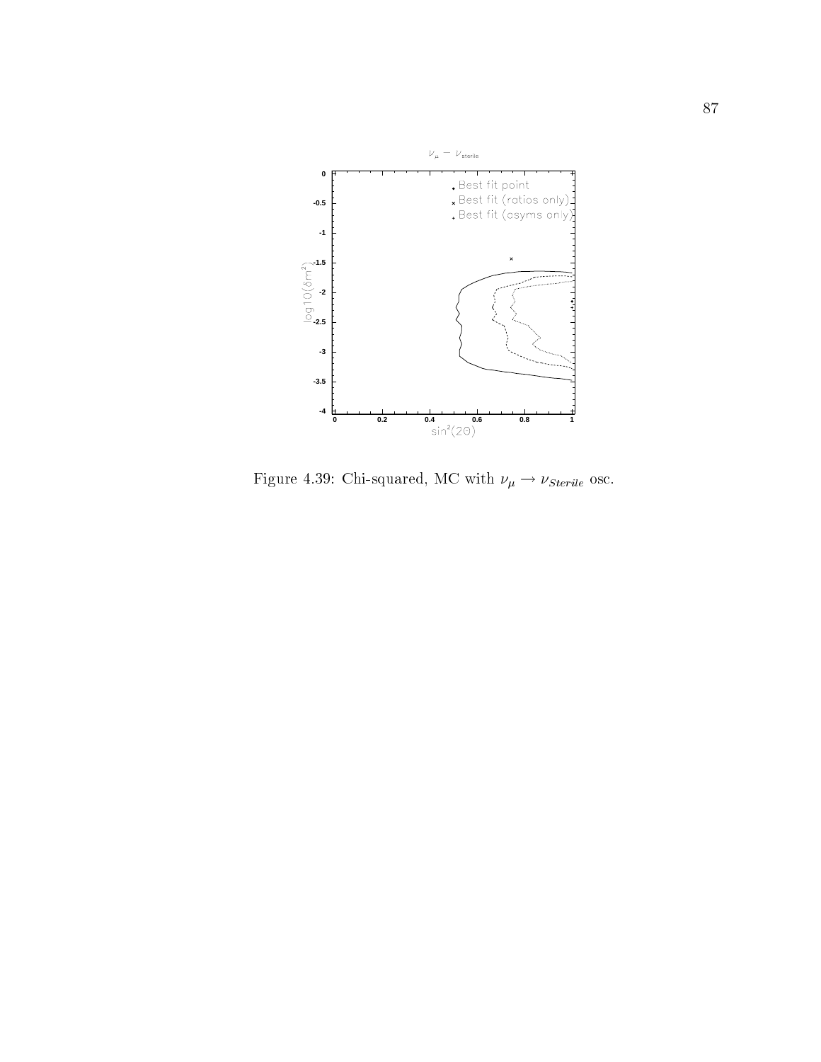Figure 4.39: Chi-squared, MC with $\nu_\mu \rightarrow \nu_{Sterile}$ osc.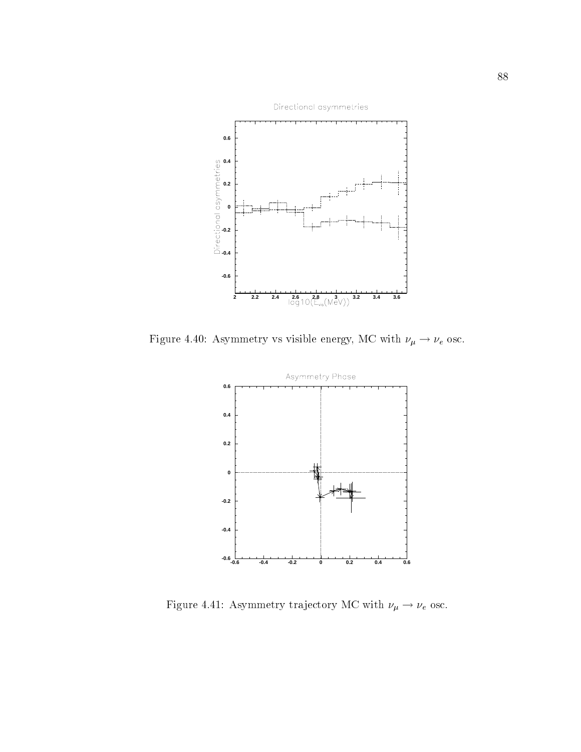Figure 4.40: Asymmetry vs visible energy, MC with $\nu_\mu \rightarrow \nu_e$ osc.

Figure 4.41: Asymmetry trajectory MC with $\nu_\mu \rightarrow \nu_e$ osc.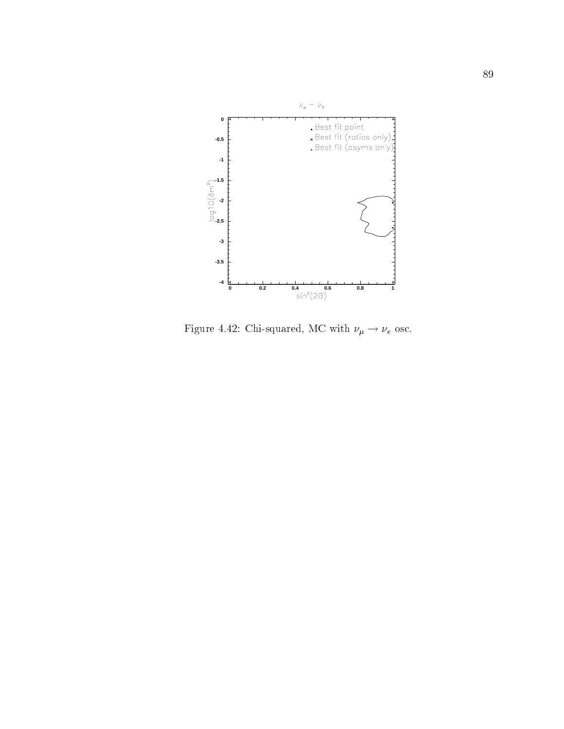Figure 4.42: Chi-squared, MC with $\nu_\mu \to \nu_e$ osc.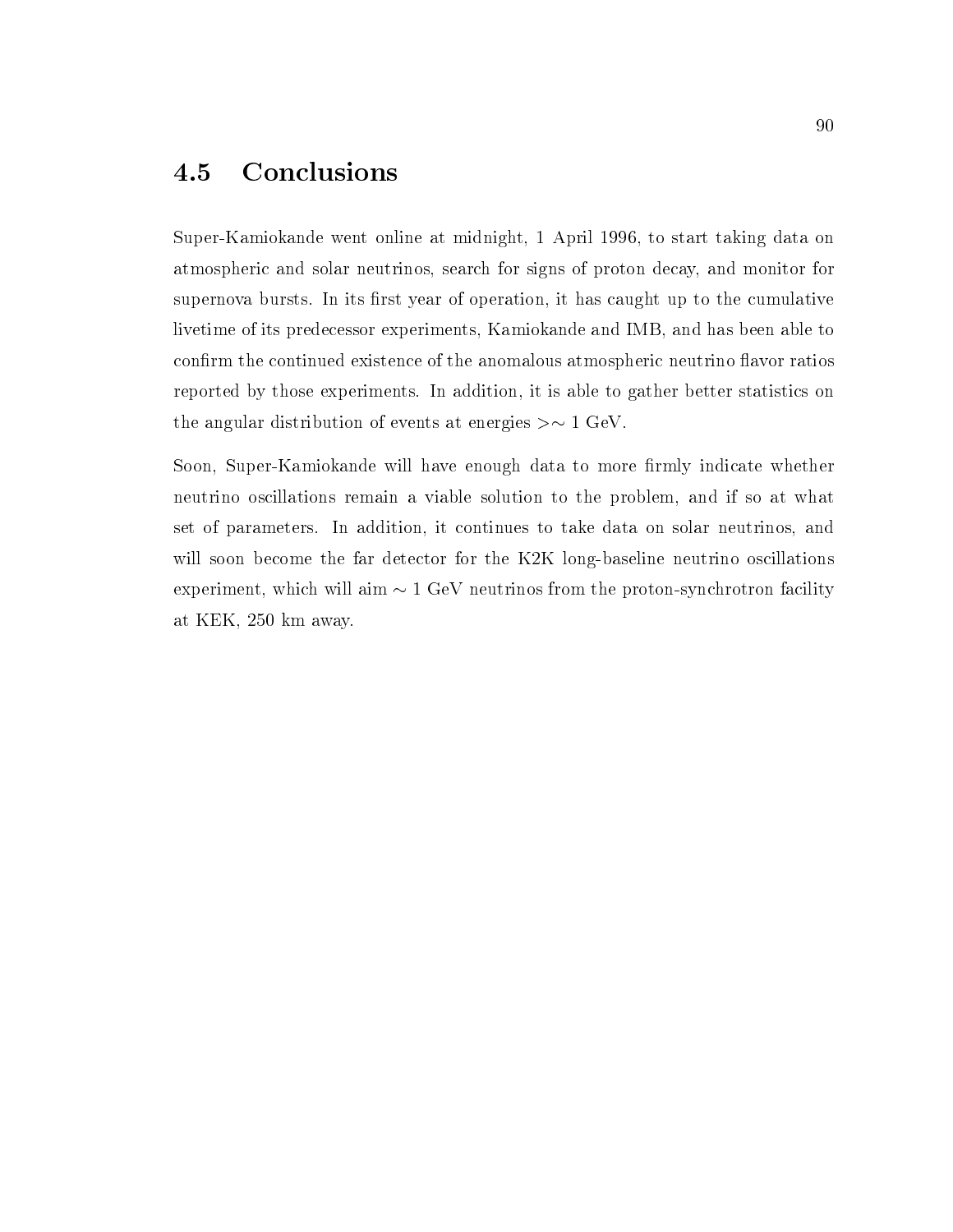## 4.5 Conclusions

Super-Kamiokande went online at midnight, 1 April 1996, to start taking data on atmospheric and solar neutrinos, search for signs of proton decay, and monitor for supernova bursts. In its first year of operation, it has caught up to the cumulative livetime of its predecessor experiments, Kamiokande and IMB, and has been able to confirm the continued existence of the anomalous atmospheric neutrino flavor ratios reported by those experiments. In addition, it is able to gather better statistics on the angular distribution of events at energies $>\sim 1$ GeV.

Soon, Super-Kamiokande will have enough data to more firmly indicate whether neutrino oscillations remain a viable solution to the problem, and if so at what set of parameters. In addition, it continues to take data on solar neutrinos, and will soon become the far detector for the K2K long-baseline neutrino oscillations experiment, which will aim $\sim 1$ GeV neutrinos from the proton-synchrotron facility at KEK, 250 km away.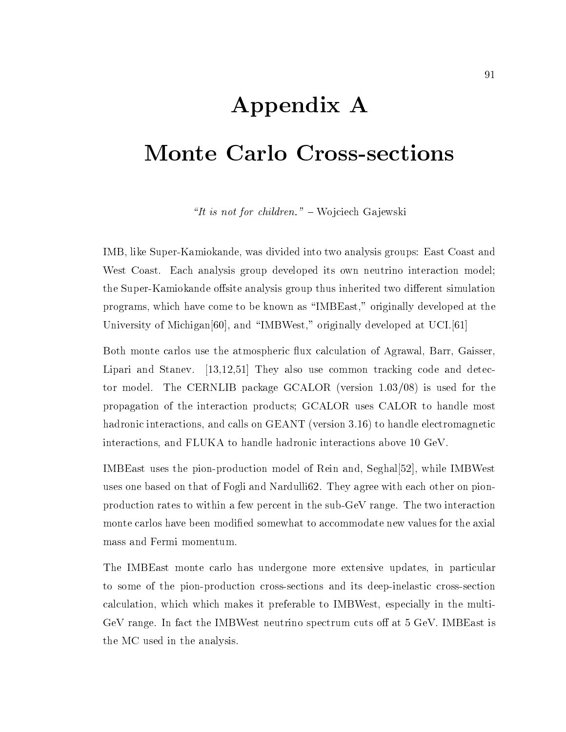# Appendix A

# Monte Carlo Cross-sections

*"It is not for children."* – Wojciech Gajewski

IMB, like Super-Kamiokande, was divided into two analysis groups: East Coast and West Coast. Each analysis group developed its own neutrino interaction model; the Super-Kamiokande offsite analysis group thus inherited two different simulation programs, which have come to be known as "IMBEast," originally developed at the University of Michigan[60], and "IMBWest," originally developed at UCI.[61]

Both monte carlos use the atmospheric flux calculation of Agrawal, Barr, Gaisser, Lipari and Stanev. [13,12,51] They also use common tracking code and detector model. The CERNLIB package GCALOR (version 1.03/08) is used for the propagation of the interaction products; GCALOR uses CALOR to handle most hadronic interactions, and calls on GEANT (version 3.16) to handle electromagnetic interactions, and FLUKA to handle hadronic interactions above 10 GeV.

IMBEast uses the pion-production model of Rein and, Seghal[52], while IMBWest uses one based on that of Fogli and Nardulli62. They agree with each other on pion-production rates to within a few percent in the sub-GeV range. The two interaction monte carlos have been modified somewhat to accommodate new values for the axial mass and Fermi momentum.

The IMBEast monte carlo has undergone more extensive updates, in particular to some of the pion-production cross-sections and its deep-inelastic cross-section calculation, which which makes it preferable to IMBWest, especially in the multi-GeV range. In fact the IMBWest neutrino spectrum cuts off at 5 GeV. IMBEast is the MC used in the analysis.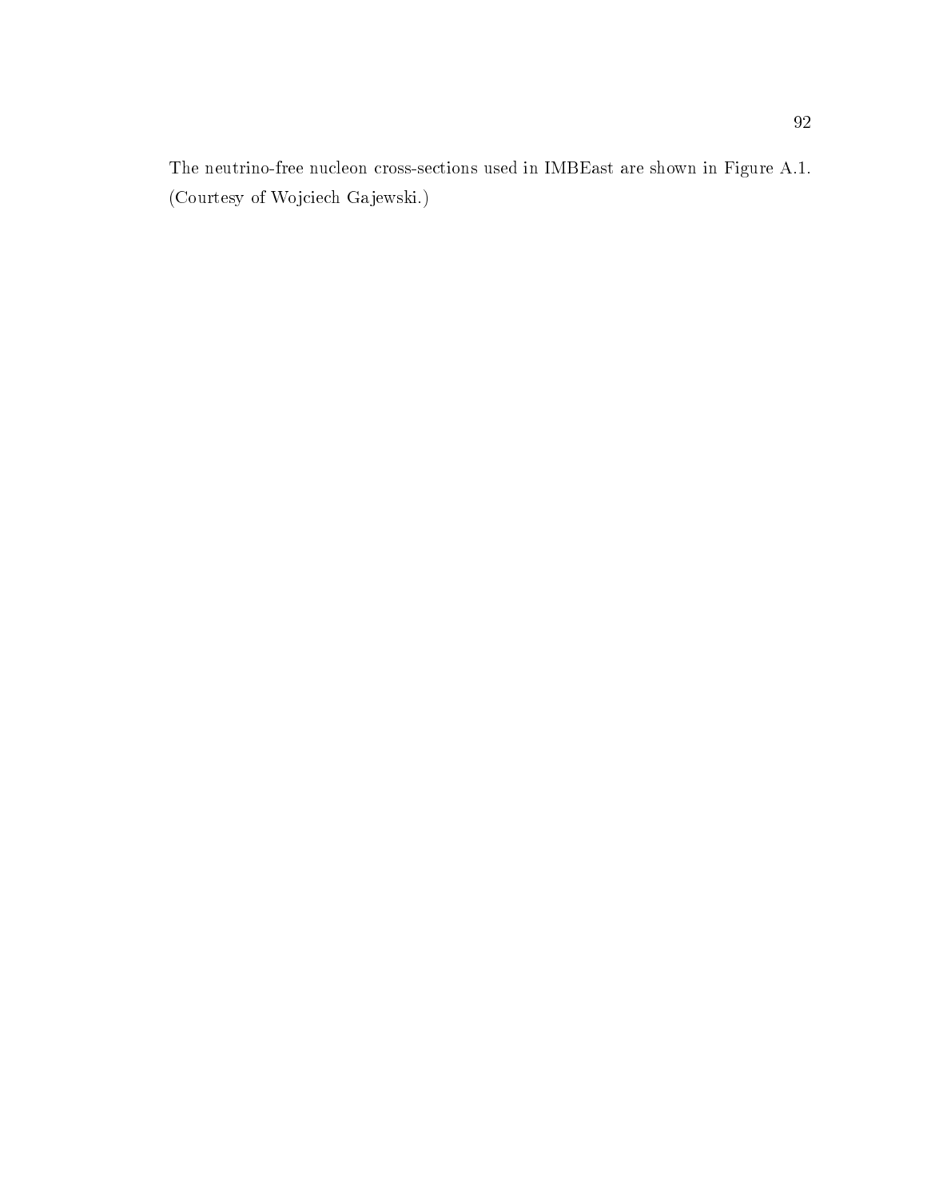The neutrino-free nucleon cross-sections used in IMBEast are shown in Figure A.1. (Courtesy of Wojciech Gajewski.)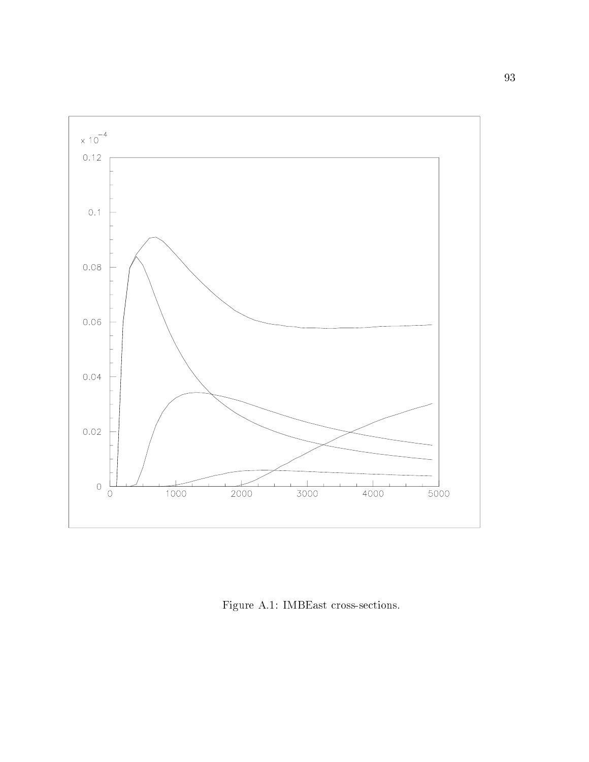Figure A.1: IMBEast cross-sections.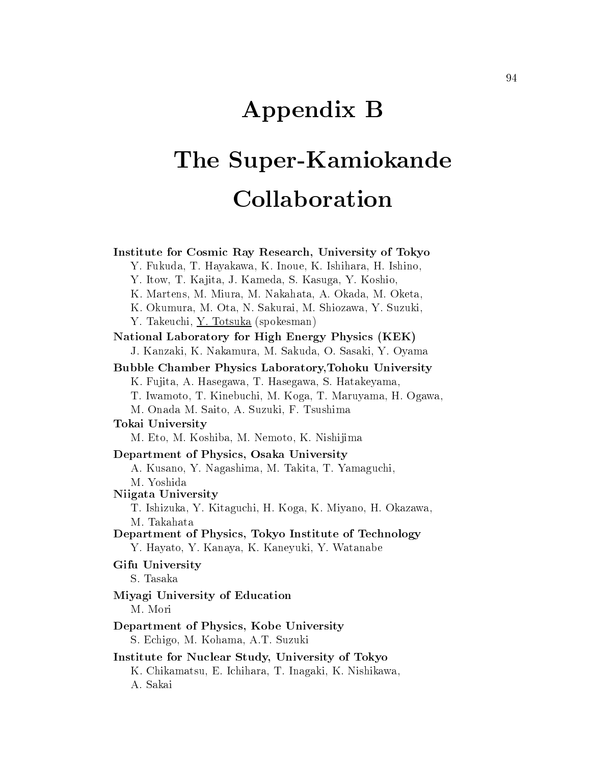# Appendix B

# The Super-Kamiokande Collaboration

**Institute for Cosmic Ray Research, University of Tokyo**
Y. Fukuda, T. Hayakawa, K. Inoue, K. Ishihara, H. Ishino, Y. Itow, T. Kajita, J. Kameda, S. Kasuga, Y. Koshio, K. Martens, M. Miura, M. Nakahata, A. Okada, M. Oketa, K. Okumura, M. Ota, N. Sakurai, M. Shiozawa, Y. Suzuki, Y. Takeuchi, <u>Y. Totsuka</u> (spokesman)

**National Laboratory for High Energy Physics (KEK)**
J. Kanzaki, K. Nakamura, M. Sakuda, O. Sasaki, Y. Oyama

**Bubble Chamber Physics Laboratory,Tohoku University**
K. Fujita, A. Hasegawa, T. Hasegawa, S. Hatakeyama, T. Iwamoto, T. Kinebuchi, M. Koga, T. Maruyama, H. Ogawa, M. Onada M. Saito, A. Suzuki, F. Tsushima

**Tokai University**
M. Eto, M. Koshiba, M. Nemoto, K. Nishijima

**Department of Physics, Osaka University**
A. Kusano, Y. Nagashima, M. Takita, T. Yamaguchi, M. Yoshida

**Niigata University**
T. Ishizuka, Y. Kitaguchi, H. Koga, K. Miyano, H. Okazawa, M. Takahata

**Department of Physics, Tokyo Institute of Technology**
Y. Hayato, Y. Kanaya, K. Kaneyuki, Y. Watanabe

**Gifu University**
S. Tasaka

**Miyagi University of Education**
M. Mori

**Department of Physics, Kobe University**
S. Echigo, M. Kohama, A.T. Suzuki

**Institute for Nuclear Study, University of Tokyo**
K. Chikamatsu, E. Ichihara, T. Inagaki, K. Nishikawa, A. Sakai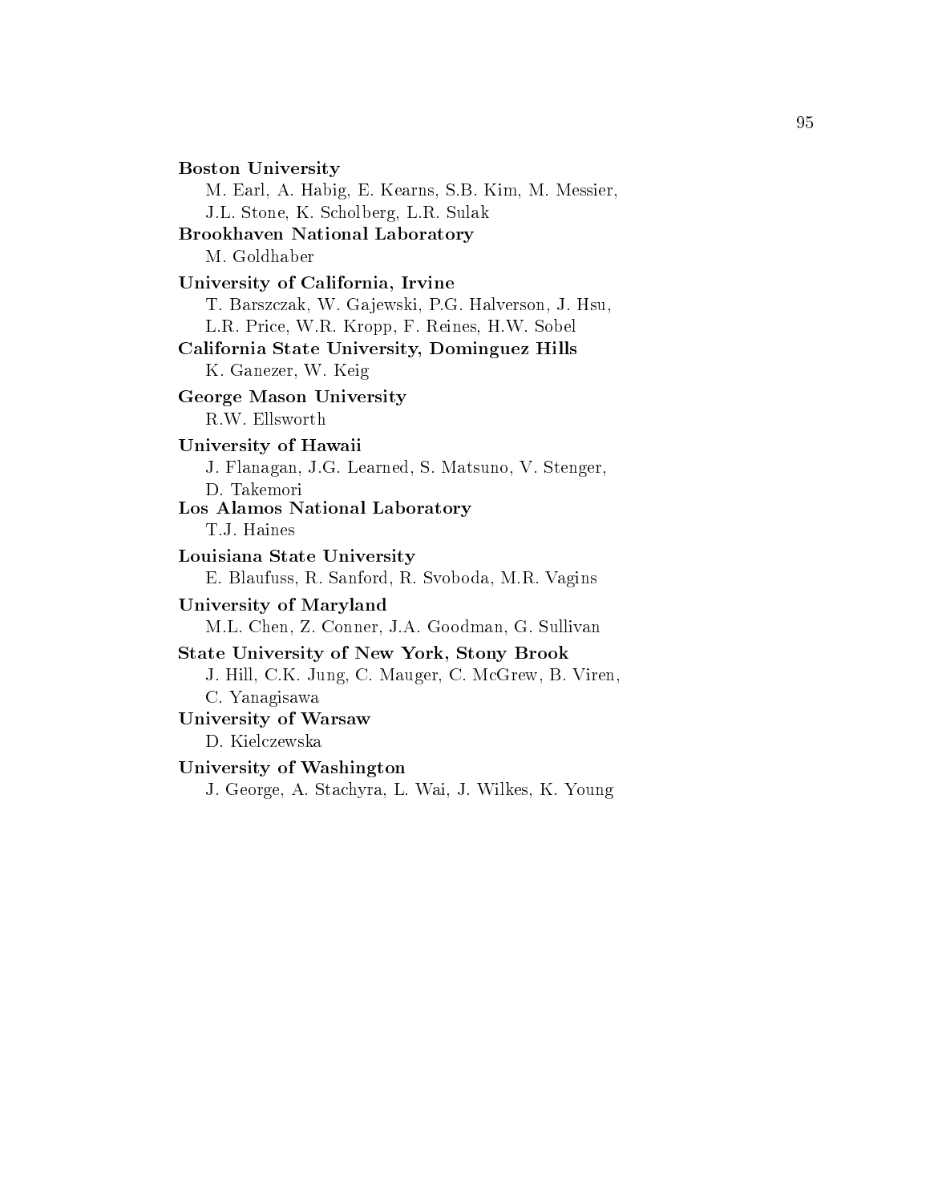**Boston University**
M. Earl, A. Habig, E. Kearns, S.B. Kim, M. Messier, J.L. Stone, K. Scholberg, L.R. Sulak

**Brookhaven National Laboratory**
M. Goldhaber

**University of California, Irvine**
T. Barszczak, W. Gajewski, P.G. Halverson, J. Hsu, L.R. Price, W.R. Kropp, F. Reines, H.W. Sobel

**California State University, Dominguez Hills**
K. Ganezer, W. Keig

**George Mason University**
R.W. Ellsworth

**University of Hawaii**
J. Flanagan, J.G. Learned, S. Matsuno, V. Stenger, D. Takemori

**Los Alamos National Laboratory**
T.J. Haines

**Louisiana State University**
E. Blaufuss, R. Sanford, R. Svoboda, M.R. Vagins

**University of Maryland**
M.L. Chen, Z. Conner, J.A. Goodman, G. Sullivan

**State University of New York, Stony Brook**
J. Hill, C.K. Jung, C. Mauger, C. McGrew, B. Viren, C. Yanagisawa

**University of Warsaw**
D. Kielczewska

**University of Washington**
J. George, A. Stachyra, L. Wai, J. Wilkes, K. Young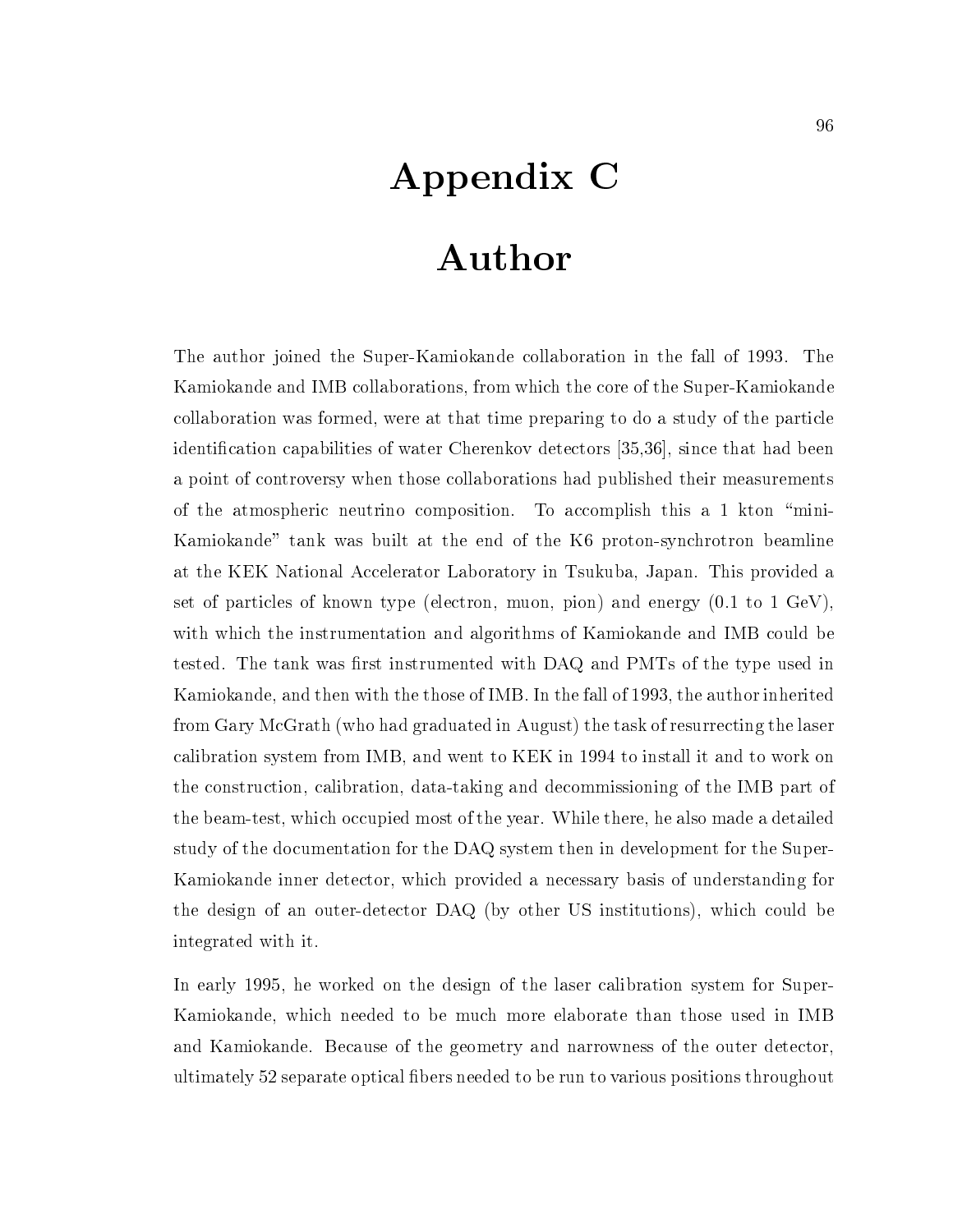# Appendix C

# Author

The author joined the Super-Kamiokande collaboration in the fall of 1993. The Kamiokande and IMB collaborations, from which the core of the Super-Kamiokande collaboration was formed, were at that time preparing to do a study of the particle identification capabilities of water Cherenkov detectors [35,36], since that had been a point of controversy when those collaborations had published their measurements of the atmospheric neutrino composition. To accomplish this a 1 kton "mini-Kamiokande" tank was built at the end of the K6 proton-synchrotron beamline at the KEK National Accelerator Laboratory in Tsukuba, Japan. This provided a set of particles of known type (electron, muon, pion) and energy (0.1 to 1 GeV), with which the instrumentation and algorithms of Kamiokande and IMB could be tested. The tank was first instrumented with DAQ and PMTs of the type used in Kamiokande, and then with the those of IMB. In the fall of 1993, the author inherited from Gary McGrath (who had graduated in August) the task of resurrecting the laser calibration system from IMB, and went to KEK in 1994 to install it and to work on the construction, calibration, data-taking and decommissioning of the IMB part of the beam-test, which occupied most of the year. While there, he also made a detailed study of the documentation for the DAQ system then in development for the Super-Kamiokande inner detector, which provided a necessary basis of understanding for the design of an outer-detector DAQ (by other US institutions), which could be integrated with it.

In early 1995, he worked on the design of the laser calibration system for Super-Kamiokande, which needed to be much more elaborate than those used in IMB and Kamiokande. Because of the geometry and narrowness of the outer detector, ultimately 52 separate optical fibers needed to be run to various positions throughout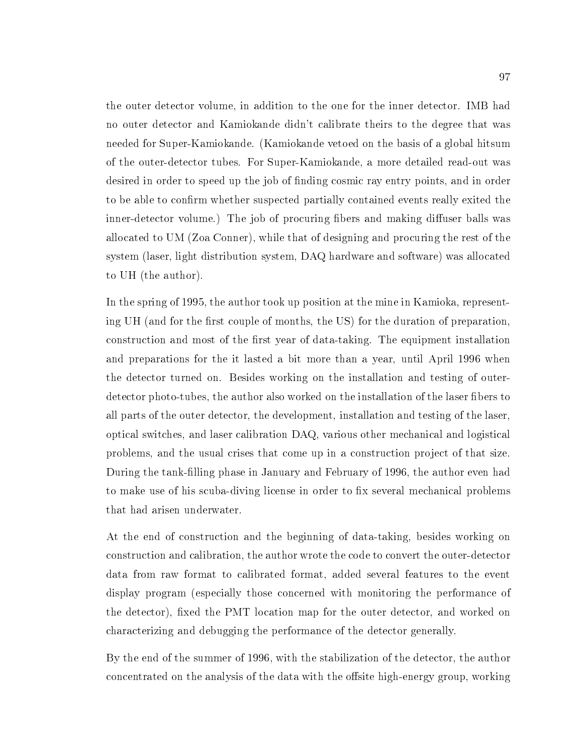the outer detector volume, in addition to the one for the inner detector. IMB had no outer detector and Kamiokande didn't calibrate theirs to the degree that was needed for Super-Kamiokande. (Kamiokande vetoed on the basis of a global hitsum of the outer-detector tubes. For Super-Kamiokande, a more detailed read-out was desired in order to speed up the job of finding cosmic ray entry points, and in order to be able to confirm whether suspected partially contained events really exited the inner-detector volume.) The job of procuring fibers and making diffuser balls was allocated to UM (Zoa Conner), while that of designing and procuring the rest of the system (laser, light distribution system, DAQ hardware and software) was allocated to UH (the author).

In the spring of 1995, the author took up position at the mine in Kamioka, representing UH (and for the first couple of months, the US) for the duration of preparation, construction and most of the first year of data-taking. The equipment installation and preparations for the it lasted a bit more than a year, until April 1996 when the detector turned on. Besides working on the installation and testing of outer-detector photo-tubes, the author also worked on the installation of the laser fibers to all parts of the outer detector, the development, installation and testing of the laser, optical switches, and laser calibration DAQ, various other mechanical and logistical problems, and the usual crises that come up in a construction project of that size. During the tank-filling phase in January and February of 1996, the author even had to make use of his scuba-diving license in order to fix several mechanical problems that had arisen underwater.

At the end of construction and the beginning of data-taking, besides working on construction and calibration, the author wrote the code to convert the outer-detector data from raw format to calibrated format, added several features to the event display program (especially those concerned with monitoring the performance of the detector), fixed the PMT location map for the outer detector, and worked on characterizing and debugging the performance of the detector generally.

By the end of the summer of 1996, with the stabilization of the detector, the author concentrated on the analysis of the data with the offsite high-energy group, working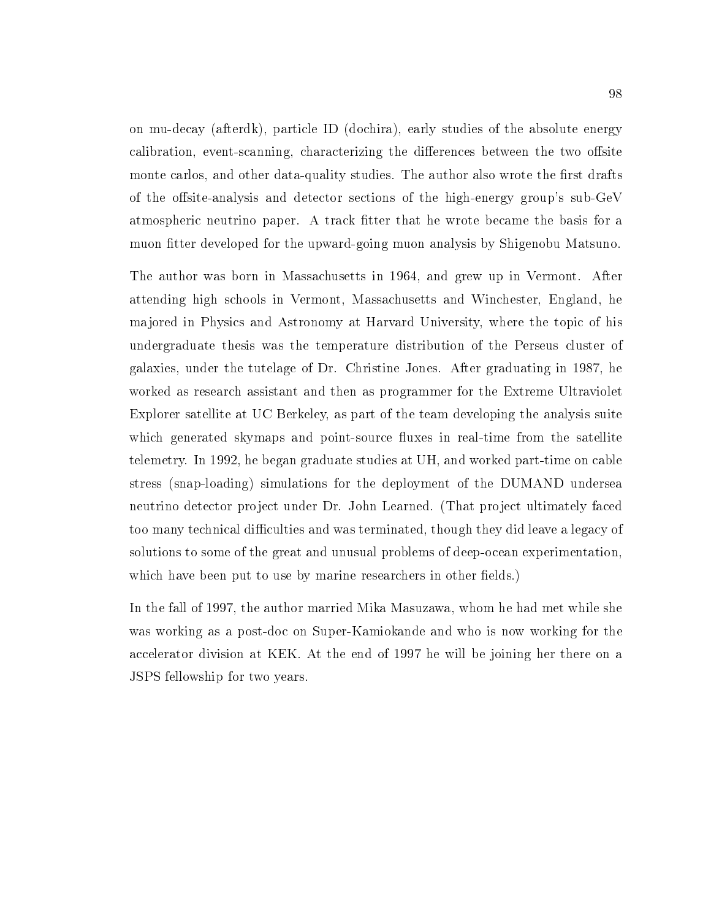on mu-decay (afterdk), particle ID (dochira), early studies of the absolute energy calibration, event-scanning, characterizing the differences between the two offsite monte carlos, and other data-quality studies. The author also wrote the first drafts of the offsite-analysis and detector sections of the high-energy group's sub-GeV atmospheric neutrino paper. A track fitter that he wrote became the basis for a muon fitter developed for the upward-going muon analysis by Shigenobu Matsuno.

The author was born in Massachusetts in 1964, and grew up in Vermont. After attending high schools in Vermont, Massachusetts and Winchester, England, he majored in Physics and Astronomy at Harvard University, where the topic of his undergraduate thesis was the temperature distribution of the Perseus cluster of galaxies, under the tutelage of Dr. Christine Jones. After graduating in 1987, he worked as research assistant and then as programmer for the Extreme Ultraviolet Explorer satellite at UC Berkeley, as part of the team developing the analysis suite which generated skymaps and point-source fluxes in real-time from the satellite telemetry. In 1992, he began graduate studies at UH, and worked part-time on cable stress (snap-loading) simulations for the deployment of the DUMAND undersea neutrino detector project under Dr. John Learned. (That project ultimately faced too many technical difficulties and was terminated, though they did leave a legacy of solutions to some of the great and unusual problems of deep-ocean experimentation, which have been put to use by marine researchers in other fields.)

In the fall of 1997, the author married Mika Masuzawa, whom he had met while she was working as a post-doc on Super-Kamiokande and who is now working for the accelerator division at KEK. At the end of 1997 he will be joining her there on a JSPS fellowship for two years.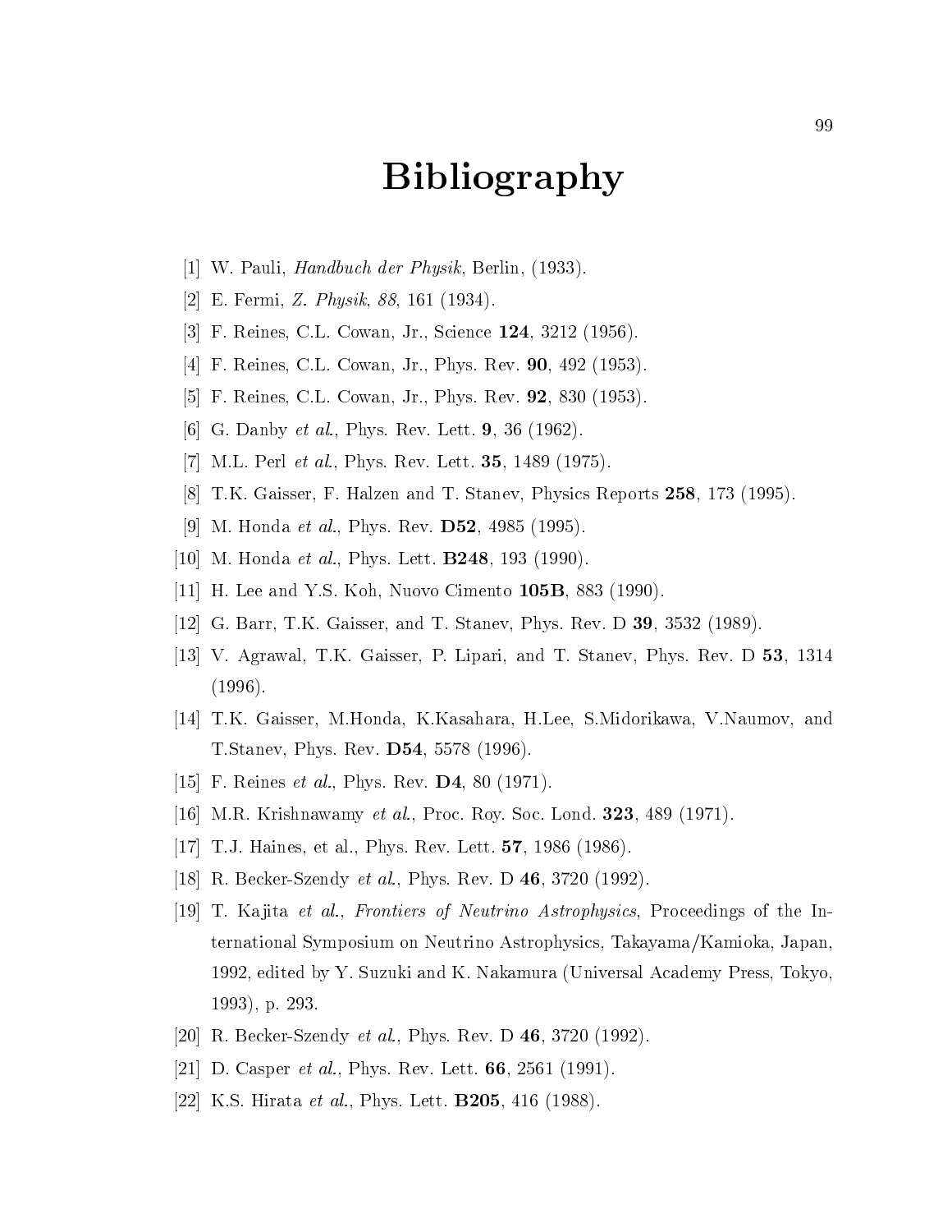# Bibliography

[1] W. Pauli, *Handbuch der Physik*, Berlin, (1933).

[2] E. Fermi, *Z. Physik*, *88*, 161 (1934).

[3] F. Reines, C.L. Cowan, Jr., Science **124**, 3212 (1956).

[4] F. Reines, C.L. Cowan, Jr., Phys. Rev. **90**, 492 (1953).

[5] F. Reines, C.L. Cowan, Jr., Phys. Rev. **92**, 830 (1953).

[6] G. Danby *et al.*, Phys. Rev. Lett. **9**, 36 (1962).

[7] M.L. Perl *et al.*, Phys. Rev. Lett. **35**, 1489 (1975).

[8] T.K. Gaisser, F. Halzen and T. Stanev, Physics Reports **258**, 173 (1995).

[9] M. Honda *et al.*, Phys. Rev. **D52**, 4985 (1995).

[10] M. Honda *et al.*, Phys. Lett. **B248**, 193 (1990).

[11] H. Lee and Y.S. Koh, Nuovo Cimento **105B**, 883 (1990).

[12] G. Barr, T.K. Gaisser, and T. Stanev, Phys. Rev. D **39**, 3532 (1989).

[13] V. Agrawal, T.K. Gaisser, P. Lipari, and T. Stanev, Phys. Rev. D **53**, 1314 (1996).

[14] T.K. Gaisser, M.Honda, K.Kasahara, H.Lee, S.Midorikawa, V.Naumov, and T.Stanev, Phys. Rev. **D54**, 5578 (1996).

[15] F. Reines *et al.*, Phys. Rev. **D4**, 80 (1971).

[16] M.R. Krishnawamy *et al.*, Proc. Roy. Soc. Lond. **323**, 489 (1971).

[17] T.J. Haines, et al., Phys. Rev. Lett. **57**, 1986 (1986).

[18] R. Becker-Szendy *et al.*, Phys. Rev. D **46**, 3720 (1992).

[19] T. Kajita *et al.*, *Frontiers of Neutrino Astrophysics*, Proceedings of the International Symposium on Neutrino Astrophysics, Takayama/Kamioka, Japan, 1992, edited by Y. Suzuki and K. Nakamura (Universal Academy Press, Tokyo, 1993), p. 293.

[20] R. Becker-Szendy *et al.*, Phys. Rev. D **46**, 3720 (1992).

[21] D. Casper *et al.*, Phys. Rev. Lett. **66**, 2561 (1991).

[22] K.S. Hirata *et al.*, Phys. Lett. **B205**, 416 (1988).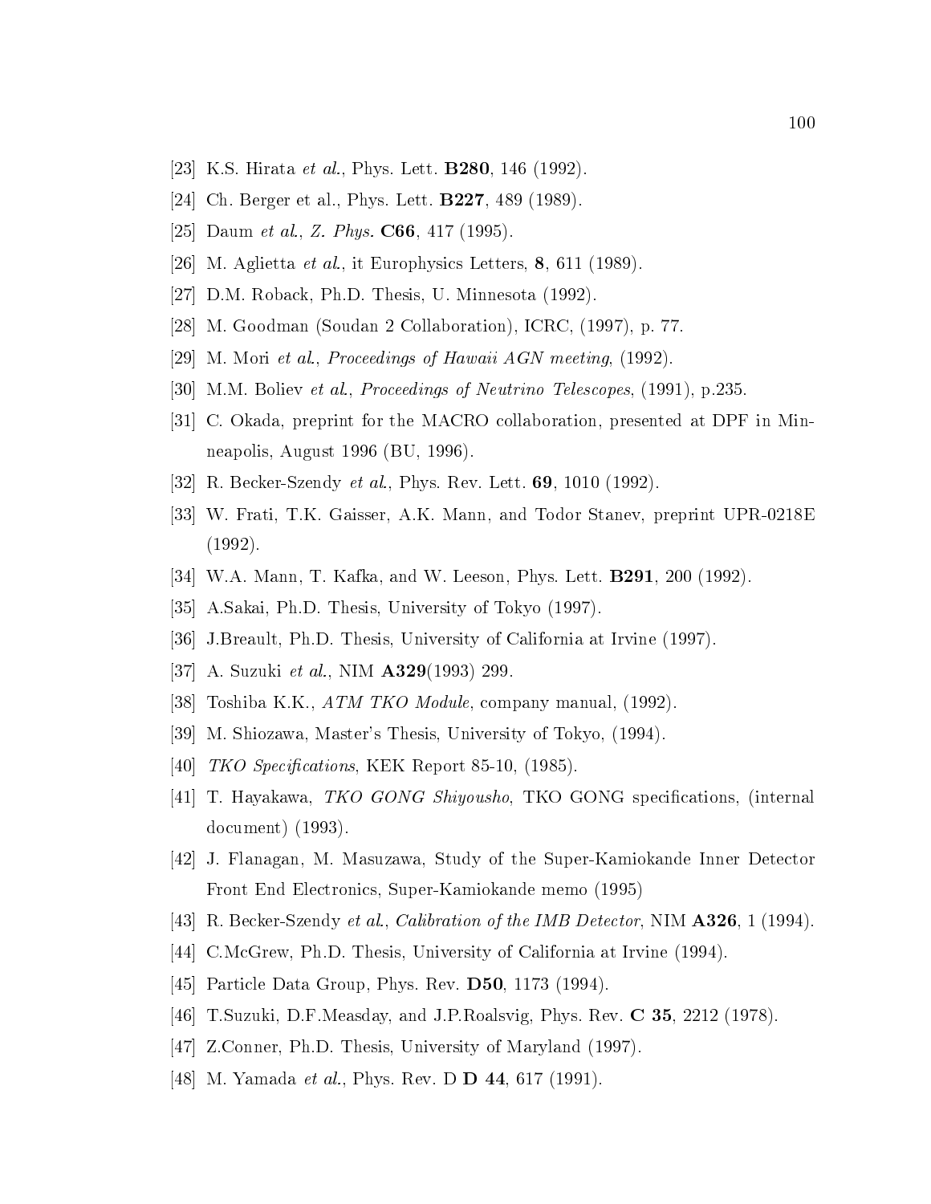[23] K.S. Hirata *et al.*, Phys. Lett. **B280**, 146 (1992).

[24] Ch. Berger et al., Phys. Lett. **B227**, 489 (1989).

[25] Daum *et al.*, *Z. Phys.* **C66**, 417 (1995).

[26] M. Aglietta *et al.*, it Europhysics Letters, **8**, 611 (1989).

[27] D.M. Roback, Ph.D. Thesis, U. Minnesota (1992).

[28] M. Goodman (Soudan 2 Collaboration), ICRC, (1997), p. 77.

[29] M. Mori *et al.*, *Proceedings of Hawaii AGN meeting*, (1992).

[30] M.M. Boliev *et al.*, *Proceedings of Neutrino Telescopes*, (1991), p.235.

[31] C. Okada, preprint for the MACRO collaboration, presented at DPF in Minneapolis, August 1996 (BU, 1996).

[32] R. Becker-Szendy *et al.*, Phys. Rev. Lett. **69**, 1010 (1992).

[33] W. Frati, T.K. Gaisser, A.K. Mann, and Todor Stanev, preprint UPR-0218E (1992).

[34] W.A. Mann, T. Kafka, and W. Leeson, Phys. Lett. **B291**, 200 (1992).

[35] A.Sakai, Ph.D. Thesis, University of Tokyo (1997).

[36] J.Breault, Ph.D. Thesis, University of California at Irvine (1997).

[37] A. Suzuki *et al.*, NIM **A329**(1993) 299.

[38] Toshiba K.K., *ATM TKO Module*, company manual, (1992).

[39] M. Shiozawa, Master's Thesis, University of Tokyo, (1994).

[40] *TKO Specifications*, KEK Report 85-10, (1985).

[41] T. Hayakawa, *TKO GONG Shiyousho*, TKO GONG specifications, (internal document) (1993).

[42] J. Flanagan, M. Masuzawa, Study of the Super-Kamiokande Inner Detector Front End Electronics, Super-Kamiokande memo (1995)

[43] R. Becker-Szendy *et al.*, *Calibration of the IMB Detector*, NIM **A326**, 1 (1994).

[44] C.McGrew, Ph.D. Thesis, University of California at Irvine (1994).

[45] Particle Data Group, Phys. Rev. **D50**, 1173 (1994).

[46] T.Suzuki, D.F.Measday, and J.P.Roalsvig, Phys. Rev. **C 35**, 2212 (1978).

[47] Z.Conner, Ph.D. Thesis, University of Maryland (1997).

[48] M. Yamada *et al.*, Phys. Rev. D **D 44**, 617 (1991).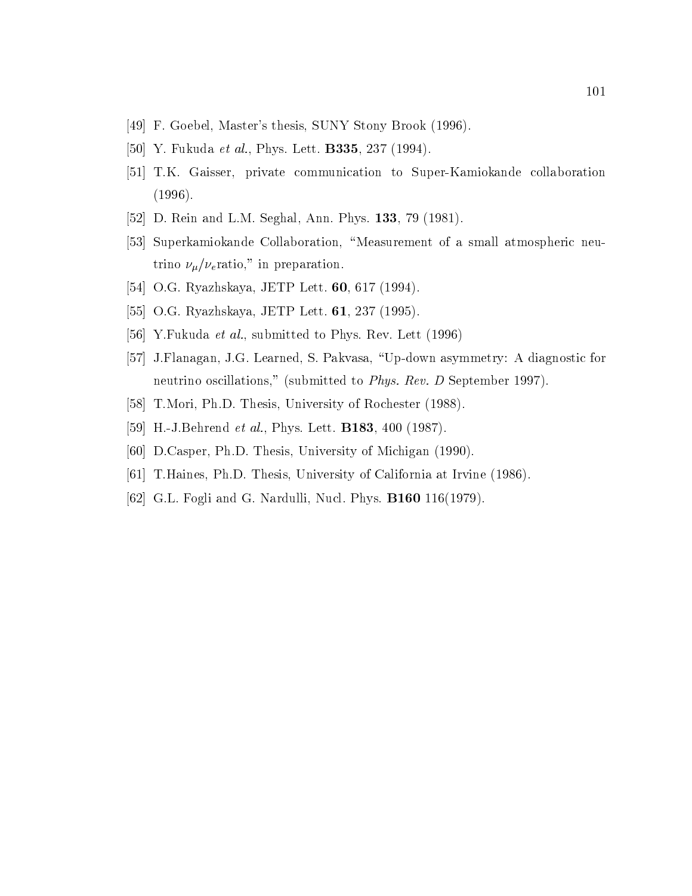[49] F. Goebel, Master's thesis, SUNY Stony Brook (1996).

[50] Y. Fukuda *et al.*, Phys. Lett. **B335**, 237 (1994).

[51] T.K. Gaisser, private communication to Super-Kamiokande collaboration (1996).

[52] D. Rein and L.M. Seghal, Ann. Phys. **133**, 79 (1981).

[53] Superkamiokande Collaboration, "Measurement of a small atmospheric neutrino $\nu_\mu/\nu_e$ratio," in preparation.

[54] O.G. Ryazhskaya, JETP Lett. **60**, 617 (1994).

[55] O.G. Ryazhskaya, JETP Lett. **61**, 237 (1995).

[56] Y.Fukuda *et al.*, submitted to Phys. Rev. Lett (1996)

[57] J.Flanagan, J.G. Learned, S. Pakvasa, "Up-down asymmetry: A diagnostic for neutrino oscillations," (submitted to *Phys. Rev. D* September 1997).

[58] T.Mori, Ph.D. Thesis, University of Rochester (1988).

[59] H.-J.Behrend *et al.*, Phys. Lett. **B183**, 400 (1987).

[60] D.Casper, Ph.D. Thesis, University of Michigan (1990).

[61] T.Haines, Ph.D. Thesis, University of California at Irvine (1986).

[62] G.L. Fogli and G. Nardulli, Nucl. Phys. **B160** 116(1979).